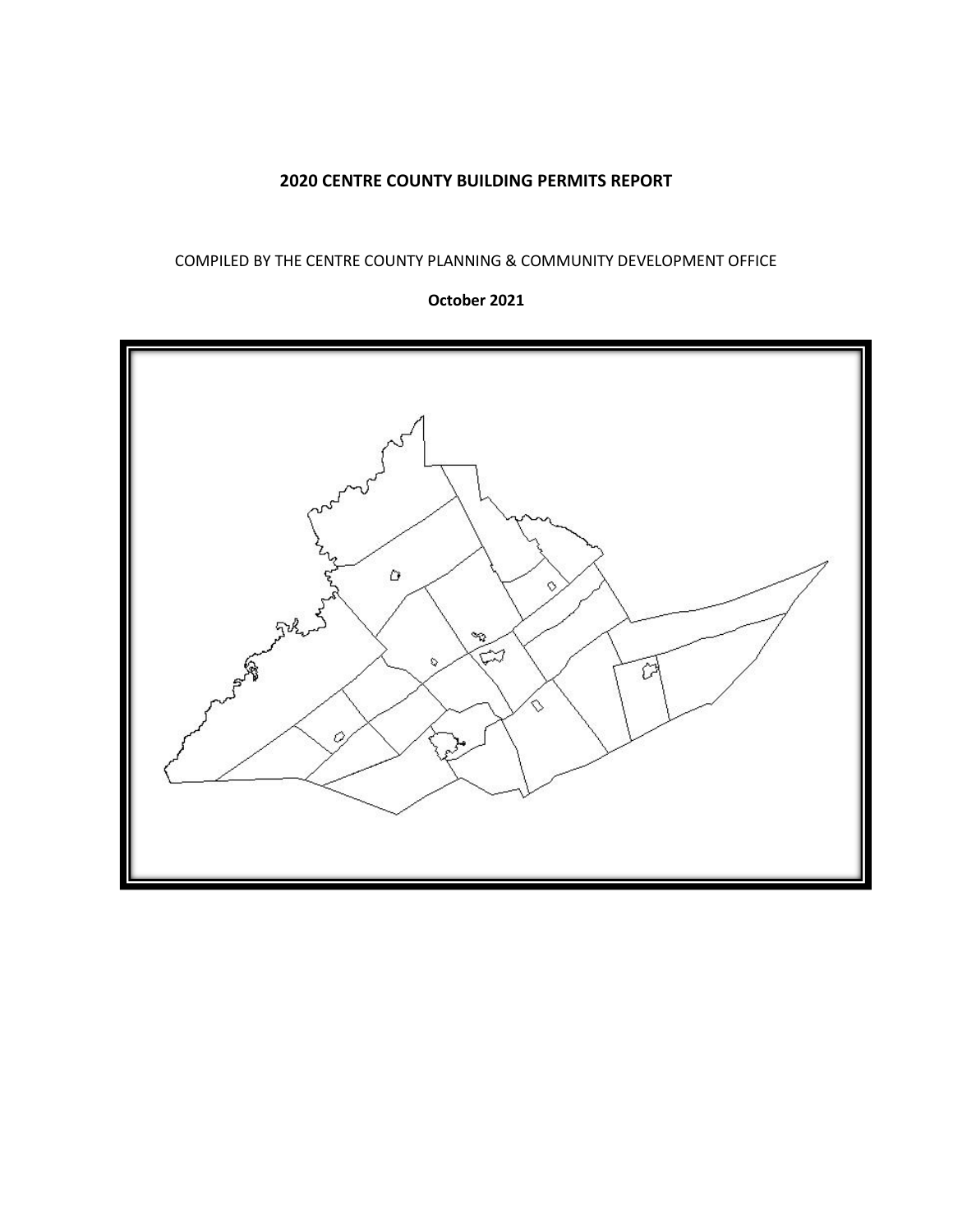# 2020 CENTRE COUNTY BUILDING PERMITS REPORT

COMPILED BY THE CENTRE COUNTY PLANNING & COMMUNITY DEVELOPMENT OFFICE

**October 2021**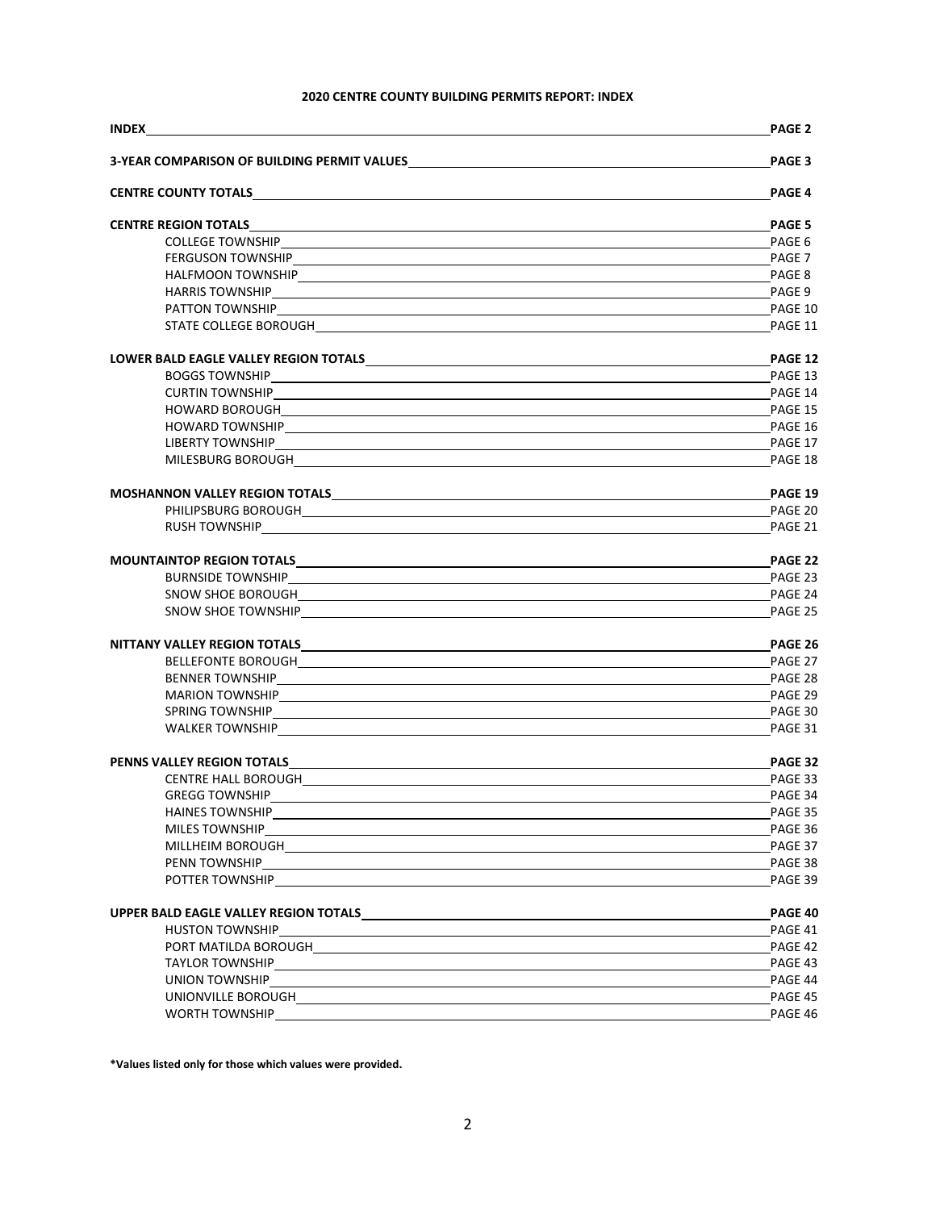## 2020 CENTRE COUNTY BUILDING PERMITS REPORT: INDEX

| | |
|---|---|
| **INDEX** | **PAGE 2** |
| **3-YEAR COMPARISON OF BUILDING PERMIT VALUES** | **PAGE 3** |
| **CENTRE COUNTY TOTALS** | **PAGE 4** |
| **CENTRE REGION TOTALS** | **PAGE 5** |
| COLLEGE TOWNSHIP | PAGE 6 |
| FERGUSON TOWNSHIP | PAGE 7 |
| HALFMOON TOWNSHIP | PAGE 8 |
| HARRIS TOWNSHIP | PAGE 9 |
| PATTON TOWNSHIP | PAGE 10 |
| STATE COLLEGE BOROUGH | PAGE 11 |
| **LOWER BALD EAGLE VALLEY REGION TOTALS** | **PAGE 12** |
| BOGGS TOWNSHIP | PAGE 13 |
| CURTIN TOWNSHIP | PAGE 14 |
| HOWARD BOROUGH | PAGE 15 |
| HOWARD TOWNSHIP | PAGE 16 |
| LIBERTY TOWNSHIP | PAGE 17 |
| MILESBURG BOROUGH | PAGE 18 |
| **MOSHANNON VALLEY REGION TOTALS** | **PAGE 19** |
| PHILIPSBURG BOROUGH | PAGE 20 |
| RUSH TOWNSHIP | PAGE 21 |
| **MOUNTAINTOP REGION TOTALS** | **PAGE 22** |
| BURNSIDE TOWNSHIP | PAGE 23 |
| SNOW SHOE BOROUGH | PAGE 24 |
| SNOW SHOE TOWNSHIP | PAGE 25 |
| **NITTANY VALLEY REGION TOTALS** | **PAGE 26** |
| BELLEFONTE BOROUGH | PAGE 27 |
| BENNER TOWNSHIP | PAGE 28 |
| MARION TOWNSHIP | PAGE 29 |
| SPRING TOWNSHIP | PAGE 30 |
| WALKER TOWNSHIP | PAGE 31 |
| **PENNS VALLEY REGION TOTALS** | **PAGE 32** |
| CENTRE HALL BOROUGH | PAGE 33 |
| GREGG TOWNSHIP | PAGE 34 |
| HAINES TOWNSHIP | PAGE 35 |
| MILES TOWNSHIP | PAGE 36 |
| MILLHEIM BOROUGH | PAGE 37 |
| PENN TOWNSHIP | PAGE 38 |
| POTTER TOWNSHIP | PAGE 39 |
| **UPPER BALD EAGLE VALLEY REGION TOTALS** | **PAGE 40** |
| HUSTON TOWNSHIP | PAGE 41 |
| PORT MATILDA BOROUGH | PAGE 42 |
| TAYLOR TOWNSHIP | PAGE 43 |
| UNION TOWNSHIP | PAGE 44 |
| UNIONVILLE BOROUGH | PAGE 45 |
| WORTH TOWNSHIP | PAGE 46 |

**\*Values listed only for those which values were provided.**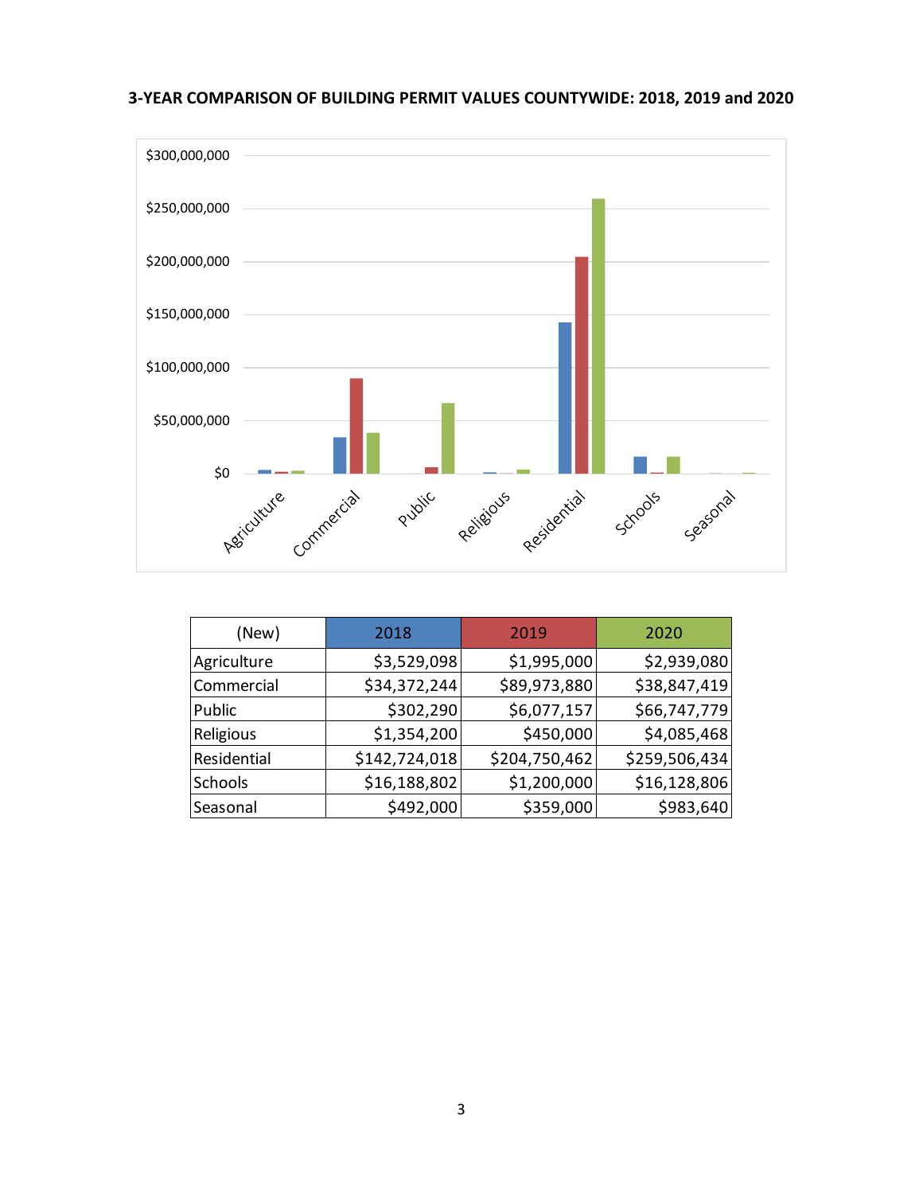**3-YEAR COMPARISON OF BUILDING PERMIT VALUES COUNTYWIDE: 2018, 2019 and 2020**

| (New) | 2018 | 2019 | 2020 |
|---|---|---|---|
| Agriculture | $3,529,098 | $1,995,000 | $2,939,080 |
| Commercial | $34,372,244 | $89,973,880 | $38,847,419 |
| Public | $302,290 | $6,077,157 | $66,747,779 |
| Religious | $1,354,200 | $450,000 | $4,085,468 |
| Residential | $142,724,018 | $204,750,462 | $259,506,434 |
| Schools | $16,188,802 | $1,200,000 | $16,128,806 |
| Seasonal | $492,000 | $359,000 | $983,640 |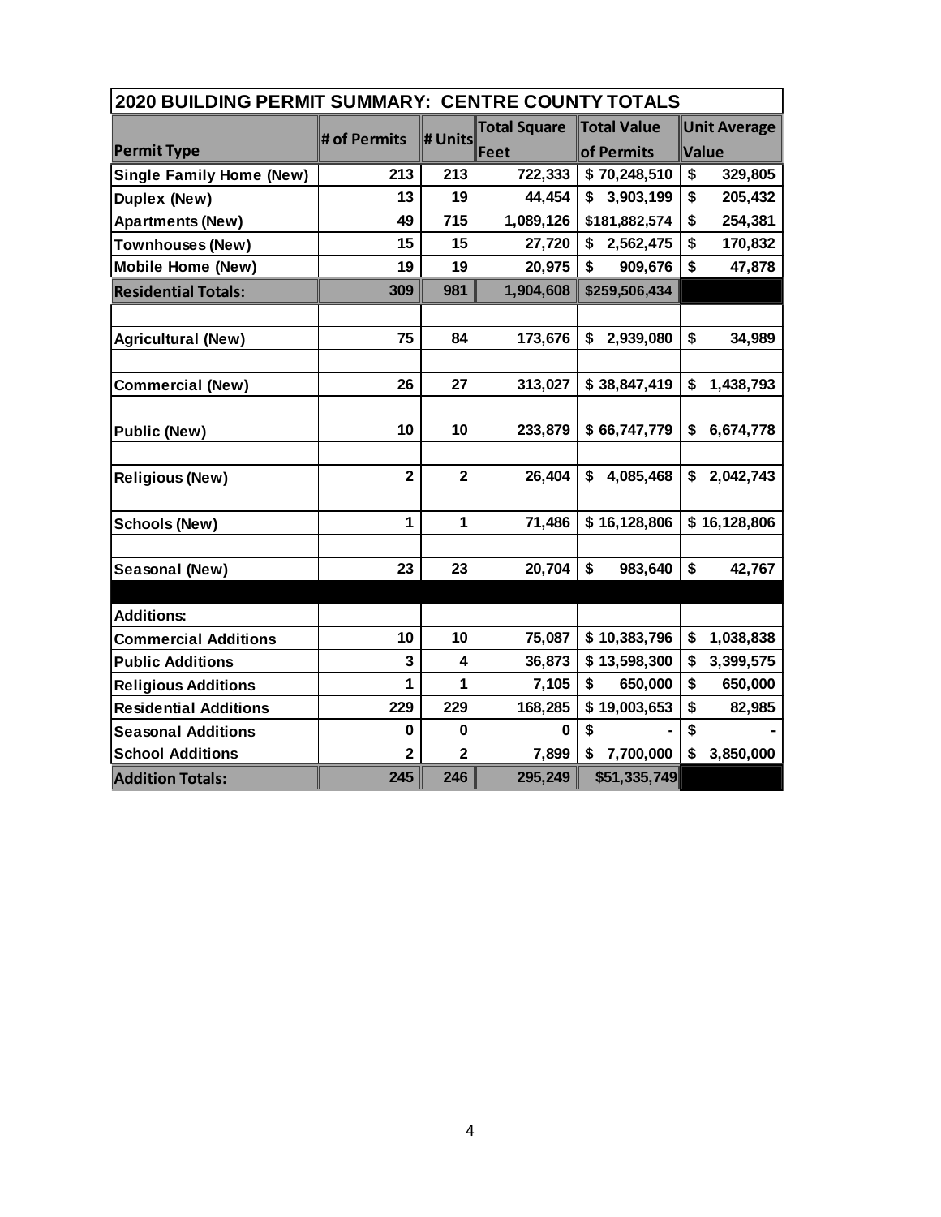| 2020 BUILDING PERMIT SUMMARY: CENTRE COUNTY TOTALS | | | | | |
|---|---|---|---|---|---|
| **Permit Type** | **# of Permits** | **# Units** | **Total Square Feet** | **Total Value of Permits** | **Unit Average Value** |
| **Single Family Home (New)** | 213 | 213 | 722,333 | $ 70,248,510 | $ 329,805 |
| **Duplex (New)** | 13 | 19 | 44,454 | $ 3,903,199 | $ 205,432 |
| **Apartments (New)** | 49 | 715 | 1,089,126 | $181,882,574 | $ 254,381 |
| **Townhouses (New)** | 15 | 15 | 27,720 | $ 2,562,475 | $ 170,832 |
| **Mobile Home (New)** | 19 | 19 | 20,975 | $ 909,676 | $ 47,878 |
| **Residential Totals:** | 309 | 981 | 1,904,608 | $259,506,434 | |
| | | | | | |
| **Agricultural (New)** | 75 | 84 | 173,676 | $ 2,939,080 | $ 34,989 |
| | | | | | |
| **Commercial (New)** | 26 | 27 | 313,027 | $ 38,847,419 | $ 1,438,793 |
| | | | | | |
| **Public (New)** | 10 | 10 | 233,879 | $ 66,747,779 | $ 6,674,778 |
| | | | | | |
| **Religious (New)** | 2 | 2 | 26,404 | $ 4,085,468 | $ 2,042,743 |
| | | | | | |
| **Schools (New)** | 1 | 1 | 71,486 | $ 16,128,806 | $ 16,128,806 |
| | | | | | |
| **Seasonal (New)** | 23 | 23 | 20,704 | $ 983,640 | $ 42,767 |
| | | | | | |
| **Additions:** | | | | | |
| **Commercial Additions** | 10 | 10 | 75,087 | $ 10,383,796 | $ 1,038,838 |
| **Public Additions** | 3 | 4 | 36,873 | $ 13,598,300 | $ 3,399,575 |
| **Religious Additions** | 1 | 1 | 7,105 | $ 650,000 | $ 650,000 |
| **Residential Additions** | 229 | 229 | 168,285 | $ 19,003,653 | $ 82,985 |
| **Seasonal Additions** | 0 | 0 | 0 | $ - | $ - |
| **School Additions** | 2 | 2 | 7,899 | $ 7,700,000 | $ 3,850,000 |
| **Addition Totals:** | 245 | 246 | 295,249 | $51,335,749 | |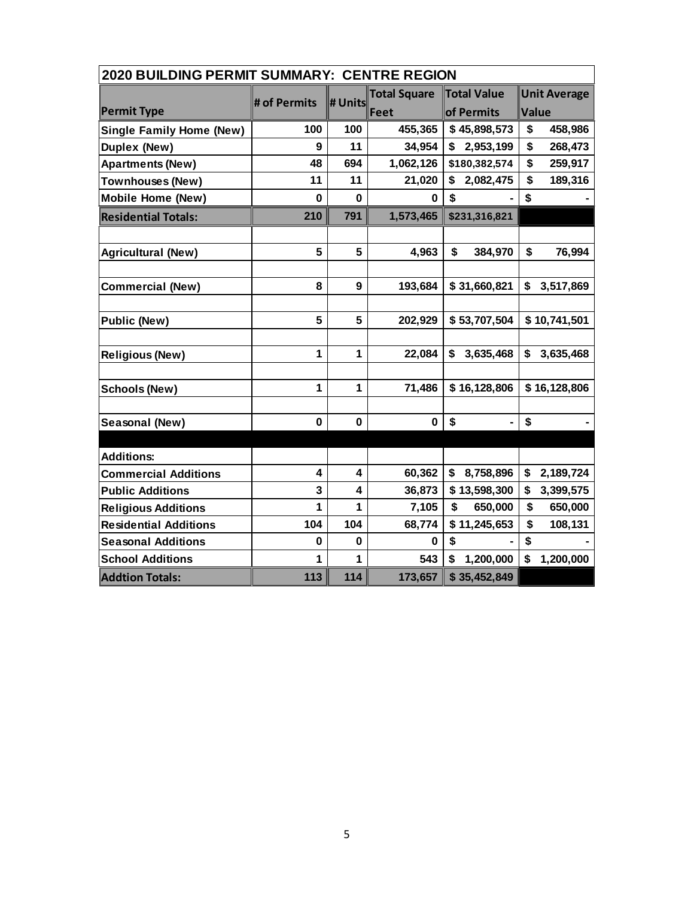| 2020 BUILDING PERMIT SUMMARY: CENTRE REGION | | | | | |
|---|---|---|---|---|---|
| **Permit Type** | **# of Permits** | **# Units** | **Total Square Feet** | **Total Value of Permits** | **Unit Average Value** |
| **Single Family Home (New)** | 100 | 100 | 455,365 | $ 45,898,573 | $ 458,986 |
| **Duplex (New)** | 9 | 11 | 34,954 | $ 2,953,199 | $ 268,473 |
| **Apartments (New)** | 48 | 694 | 1,062,126 | $180,382,574 | $ 259,917 |
| **Townhouses (New)** | 11 | 11 | 21,020 | $ 2,082,475 | $ 189,316 |
| **Mobile Home (New)** | 0 | 0 | 0 | $ - | $ - |
| **Residential Totals:** | 210 | 791 | 1,573,465 | $231,316,821 | |
| | | | | | |
| **Agricultural (New)** | 5 | 5 | 4,963 | $ 384,970 | $ 76,994 |
| | | | | | |
| **Commercial (New)** | 8 | 9 | 193,684 | $ 31,660,821 | $ 3,517,869 |
| | | | | | |
| **Public (New)** | 5 | 5 | 202,929 | $ 53,707,504 | $ 10,741,501 |
| | | | | | |
| **Religious (New)** | 1 | 1 | 22,084 | $ 3,635,468 | $ 3,635,468 |
| | | | | | |
| **Schools (New)** | 1 | 1 | 71,486 | $ 16,128,806 | $ 16,128,806 |
| | | | | | |
| **Seasonal (New)** | 0 | 0 | 0 | $ - | $ - |
| | | | | | |
| **Additions:** | | | | | |
| **Commercial Additions** | 4 | 4 | 60,362 | $ 8,758,896 | $ 2,189,724 |
| **Public Additions** | 3 | 4 | 36,873 | $ 13,598,300 | $ 3,399,575 |
| **Religious Additions** | 1 | 1 | 7,105 | $ 650,000 | $ 650,000 |
| **Residential Additions** | 104 | 104 | 68,774 | $ 11,245,653 | $ 108,131 |
| **Seasonal Additions** | 0 | 0 | 0 | $ - | $ - |
| **School Additions** | 1 | 1 | 543 | $ 1,200,000 | $ 1,200,000 |
| **Addtion Totals:** | 113 | 114 | 173,657 | $ 35,452,849 | |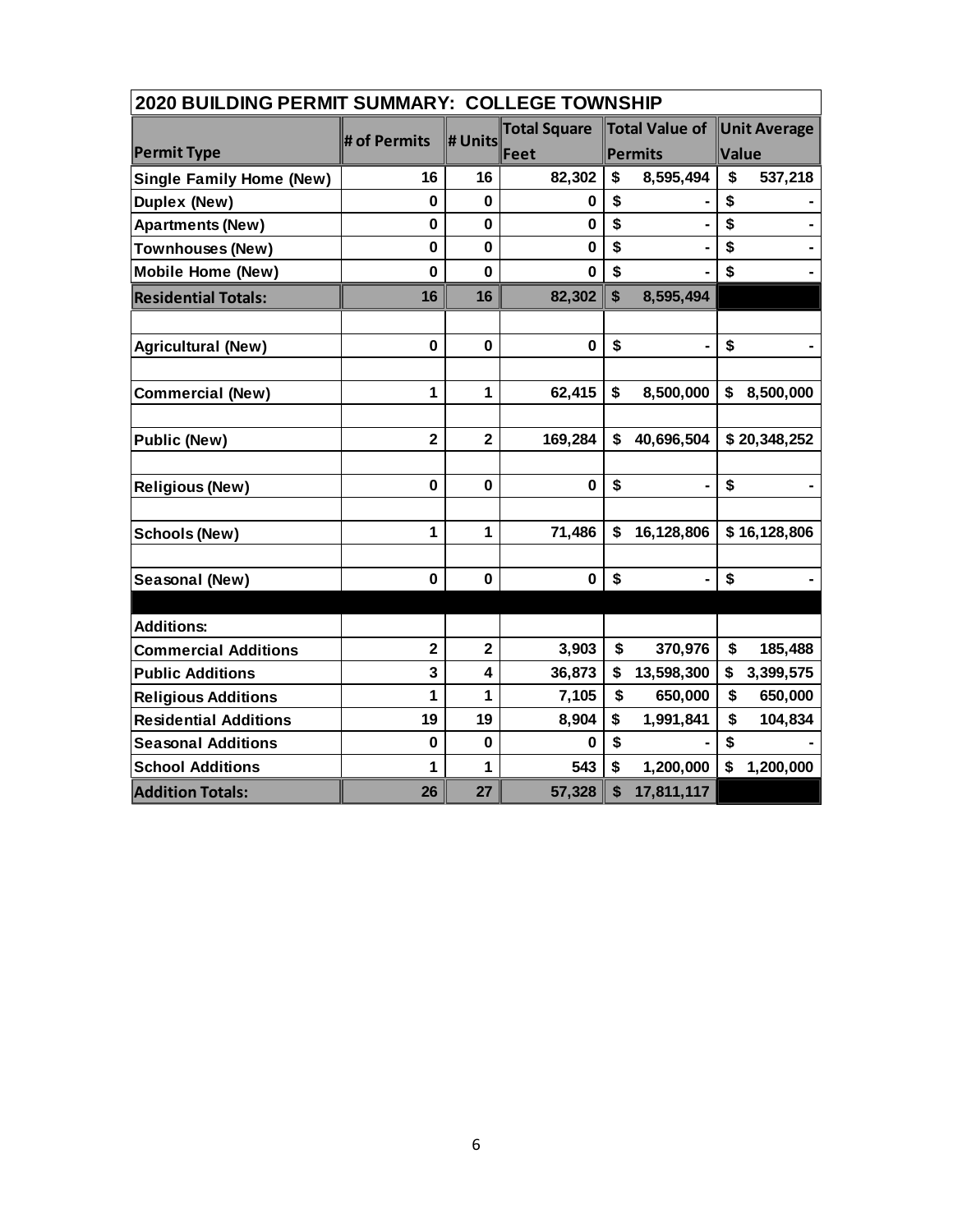| 2020 BUILDING PERMIT SUMMARY: COLLEGE TOWNSHIP | | | | | |
|---|---|---|---|---|---|
| **Permit Type** | **# of Permits** | **# Units** | **Total Square Feet** | **Total Value of Permits** | **Unit Average Value** |
| **Single Family Home (New)** | **16** | **16** | **82,302** | **$ 8,595,494** | **$ 537,218** |
| **Duplex (New)** | **0** | **0** | **0** | **$ -** | **$ -** |
| **Apartments (New)** | **0** | **0** | **0** | **$ -** | **$ -** |
| **Townhouses (New)** | **0** | **0** | **0** | **$ -** | **$ -** |
| **Mobile Home (New)** | **0** | **0** | **0** | **$ -** | **$ -** |
| **Residential Totals:** | **16** | **16** | **82,302** | **$ 8,595,494** | |
| | | | | | |
| **Agricultural (New)** | **0** | **0** | **0** | **$ -** | **$ -** |
| | | | | | |
| **Commercial (New)** | **1** | **1** | **62,415** | **$ 8,500,000** | **$ 8,500,000** |
| | | | | | |
| **Public (New)** | **2** | **2** | **169,284** | **$ 40,696,504** | **$ 20,348,252** |
| | | | | | |
| **Religious (New)** | **0** | **0** | **0** | **$ -** | **$ -** |
| | | | | | |
| **Schools (New)** | **1** | **1** | **71,486** | **$ 16,128,806** | **$ 16,128,806** |
| | | | | | |
| **Seasonal (New)** | **0** | **0** | **0** | **$ -** | **$ -** |
| | | | | | |
| **Additions:** | | | | | |
| **Commercial Additions** | **2** | **2** | **3,903** | **$ 370,976** | **$ 185,488** |
| **Public Additions** | **3** | **4** | **36,873** | **$ 13,598,300** | **$ 3,399,575** |
| **Religious Additions** | **1** | **1** | **7,105** | **$ 650,000** | **$ 650,000** |
| **Residential Additions** | **19** | **19** | **8,904** | **$ 1,991,841** | **$ 104,834** |
| **Seasonal Additions** | **0** | **0** | **0** | **$ -** | **$ -** |
| **School Additions** | **1** | **1** | **543** | **$ 1,200,000** | **$ 1,200,000** |
| **Addition Totals:** | **26** | **27** | **57,328** | **$ 17,811,117** | |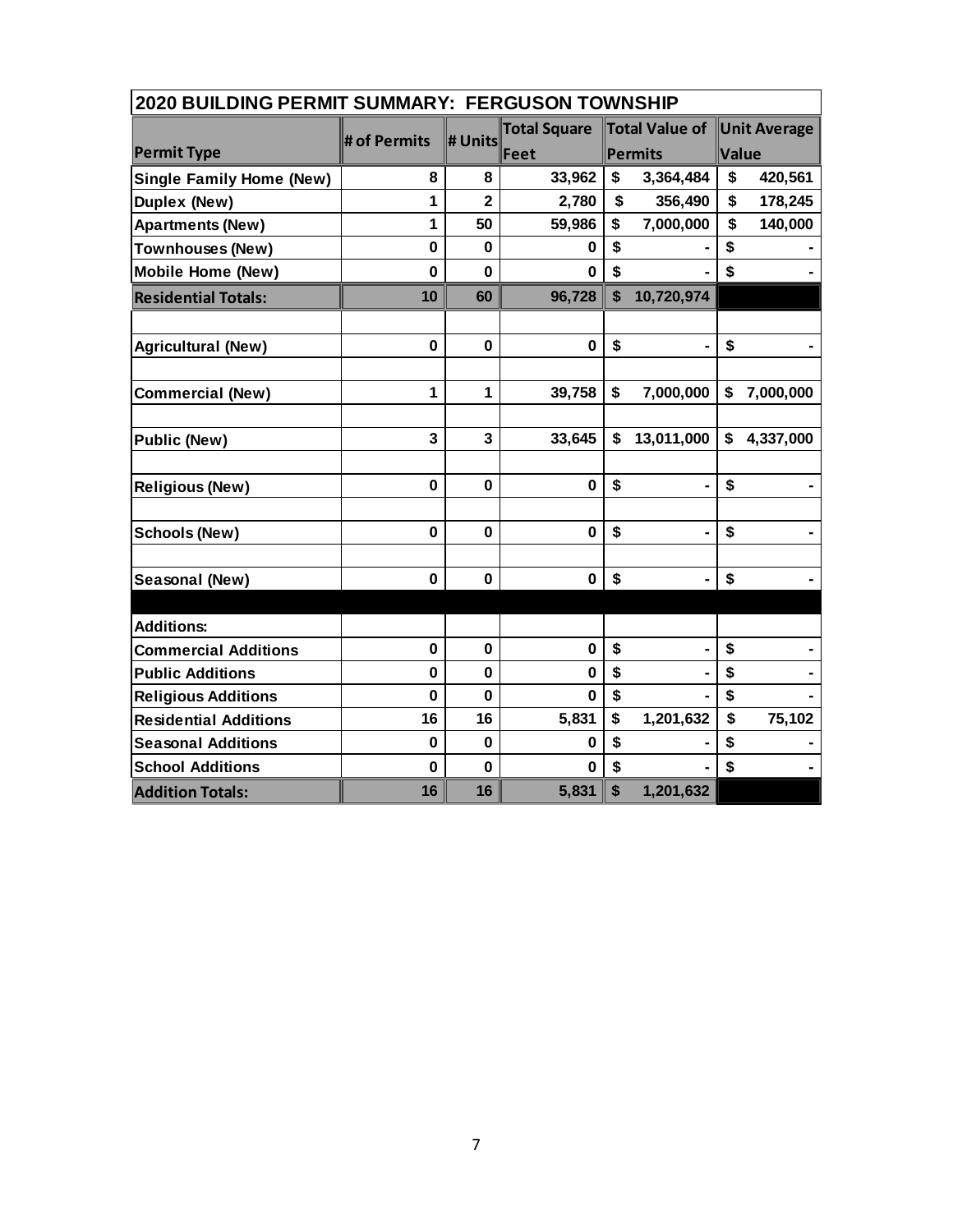| 2020 BUILDING PERMIT SUMMARY: FERGUSON TOWNSHIP | | | | | |
|---|---|---|---|---|---|
| **Permit Type** | **# of Permits** | **# Units** | **Total Square Feet** | **Total Value of Permits** | **Unit Average Value** |
| **Single Family Home (New)** | **8** | **8** | **33,962** | **$ 3,364,484** | **$ 420,561** |
| **Duplex (New)** | **1** | **2** | **2,780** | **$ 356,490** | **$ 178,245** |
| **Apartments (New)** | **1** | **50** | **59,986** | **$ 7,000,000** | **$ 140,000** |
| **Townhouses (New)** | **0** | **0** | **0** | **$ -** | **$ -** |
| **Mobile Home (New)** | **0** | **0** | **0** | **$ -** | **$ -** |
| **Residential Totals:** | **10** | **60** | **96,728** | **$ 10,720,974** | |
| | | | | | |
| **Agricultural (New)** | **0** | **0** | **0** | **$ -** | **$ -** |
| | | | | | |
| **Commercial (New)** | **1** | **1** | **39,758** | **$ 7,000,000** | **$ 7,000,000** |
| | | | | | |
| **Public (New)** | **3** | **3** | **33,645** | **$ 13,011,000** | **$ 4,337,000** |
| | | | | | |
| **Religious (New)** | **0** | **0** | **0** | **$ -** | **$ -** |
| | | | | | |
| **Schools (New)** | **0** | **0** | **0** | **$ -** | **$ -** |
| | | | | | |
| **Seasonal (New)** | **0** | **0** | **0** | **$ -** | **$ -** |
| | | | | | |
| **Additions:** | | | | | |
| **Commercial Additions** | **0** | **0** | **0** | **$ -** | **$ -** |
| **Public Additions** | **0** | **0** | **0** | **$ -** | **$ -** |
| **Religious Additions** | **0** | **0** | **0** | **$ -** | **$ -** |
| **Residential Additions** | **16** | **16** | **5,831** | **$ 1,201,632** | **$ 75,102** |
| **Seasonal Additions** | **0** | **0** | **0** | **$ -** | **$ -** |
| **School Additions** | **0** | **0** | **0** | **$ -** | **$ -** |
| **Addition Totals:** | **16** | **16** | **5,831** | **$ 1,201,632** | |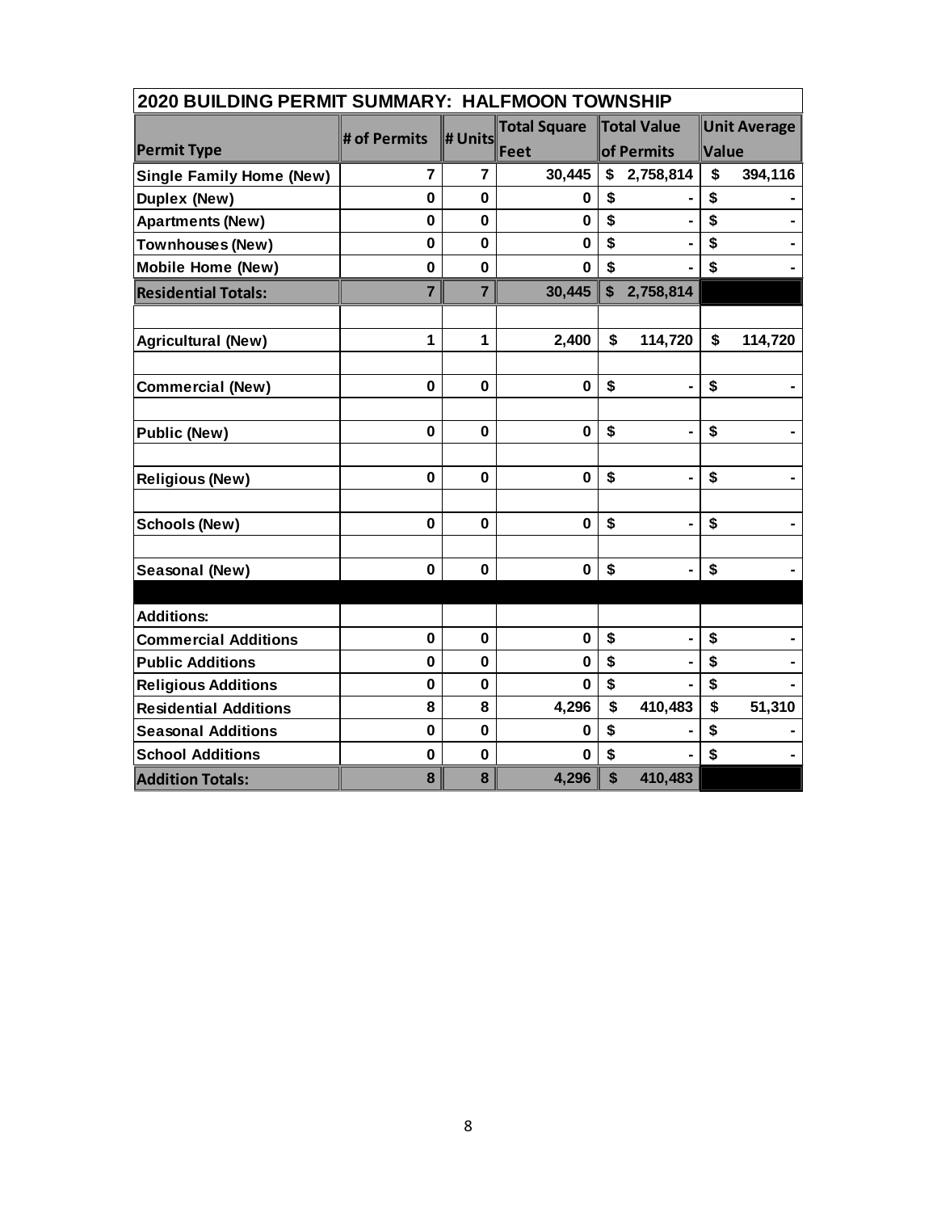| 2020 BUILDING PERMIT SUMMARY: HALFMOON TOWNSHIP | | | | | |
|---|---|---|---|---|---|
| **Permit Type** | **# of Permits** | **# Units** | **Total Square Feet** | **Total Value of Permits** | **Unit Average Value** |
| **Single Family Home (New)** | 7 | 7 | 30,445 | $ 2,758,814 | $ 394,116 |
| **Duplex (New)** | 0 | 0 | 0 | $ - | $ - |
| **Apartments (New)** | 0 | 0 | 0 | $ - | $ - |
| **Townhouses (New)** | 0 | 0 | 0 | $ - | $ - |
| **Mobile Home (New)** | 0 | 0 | 0 | $ - | $ - |
| **Residential Totals:** | 7 | 7 | 30,445 | $ 2,758,814 | |
| | | | | | |
| **Agricultural (New)** | 1 | 1 | 2,400 | $ 114,720 | $ 114,720 |
| | | | | | |
| **Commercial (New)** | 0 | 0 | 0 | $ - | $ - |
| | | | | | |
| **Public (New)** | 0 | 0 | 0 | $ - | $ - |
| | | | | | |
| **Religious (New)** | 0 | 0 | 0 | $ - | $ - |
| | | | | | |
| **Schools (New)** | 0 | 0 | 0 | $ - | $ - |
| | | | | | |
| **Seasonal (New)** | 0 | 0 | 0 | $ - | $ - |
| | | | | | |
| **Additions:** | | | | | |
| **Commercial Additions** | 0 | 0 | 0 | $ - | $ - |
| **Public Additions** | 0 | 0 | 0 | $ - | $ - |
| **Religious Additions** | 0 | 0 | 0 | $ - | $ - |
| **Residential Additions** | 8 | 8 | 4,296 | $ 410,483 | $ 51,310 |
| **Seasonal Additions** | 0 | 0 | 0 | $ - | $ - |
| **School Additions** | 0 | 0 | 0 | $ - | $ - |
| **Addition Totals:** | 8 | 8 | 4,296 | $ 410,483 | |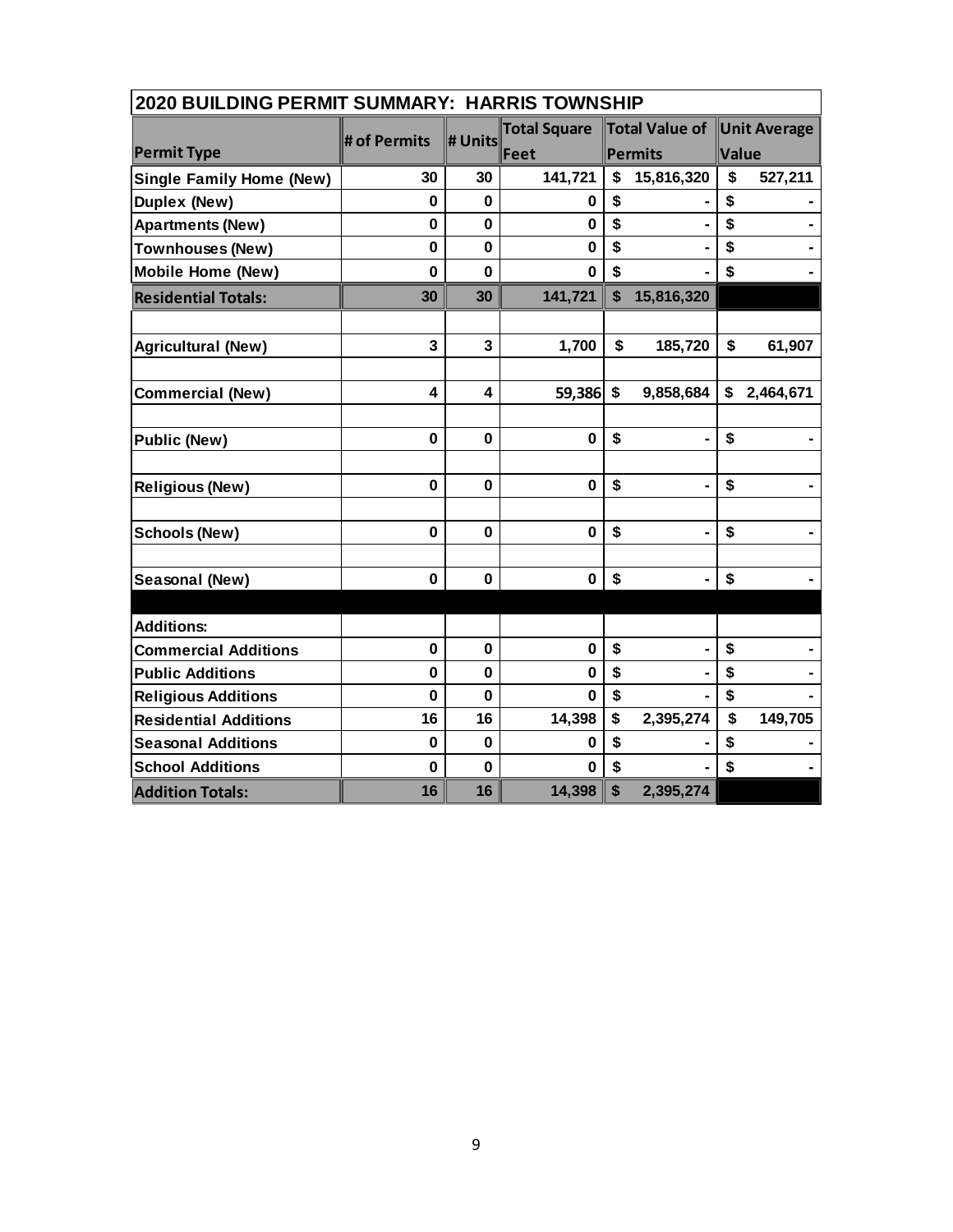## 2020 BUILDING PERMIT SUMMARY: HARRIS TOWNSHIP

| Permit Type | # of Permits | # Units | Total Square Feet | Total Value of Permits | Unit Average Value |
|---|---|---|---|---|---|
| **Single Family Home (New)** | 30 | 30 | 141,721 | $ 15,816,320 | $ 527,211 |
| **Duplex (New)** | 0 | 0 | 0 | $ - | $ - |
| **Apartments (New)** | 0 | 0 | 0 | $ - | $ - |
| **Townhouses (New)** | 0 | 0 | 0 | $ - | $ - |
| **Mobile Home (New)** | 0 | 0 | 0 | $ - | $ - |
| **Residential Totals:** | 30 | 30 | 141,721 | $ 15,816,320 | |
| | | | | | |
| **Agricultural (New)** | 3 | 3 | 1,700 | $ 185,720 | $ 61,907 |
| | | | | | |
| **Commercial (New)** | 4 | 4 | 59,386 | $ 9,858,684 | $ 2,464,671 |
| | | | | | |
| **Public (New)** | 0 | 0 | 0 | $ - | $ - |
| | | | | | |
| **Religious (New)** | 0 | 0 | 0 | $ - | $ - |
| | | | | | |
| **Schools (New)** | 0 | 0 | 0 | $ - | $ - |
| | | | | | |
| **Seasonal (New)** | 0 | 0 | 0 | $ - | $ - |
| | | | | | |
| **Additions:** | | | | | |
| **Commercial Additions** | 0 | 0 | 0 | $ - | $ - |
| **Public Additions** | 0 | 0 | 0 | $ - | $ - |
| **Religious Additions** | 0 | 0 | 0 | $ - | $ - |
| **Residential Additions** | 16 | 16 | 14,398 | $ 2,395,274 | $ 149,705 |
| **Seasonal Additions** | 0 | 0 | 0 | $ - | $ - |
| **School Additions** | 0 | 0 | 0 | $ - | $ - |
| **Addition Totals:** | 16 | 16 | 14,398 | $ 2,395,274 | |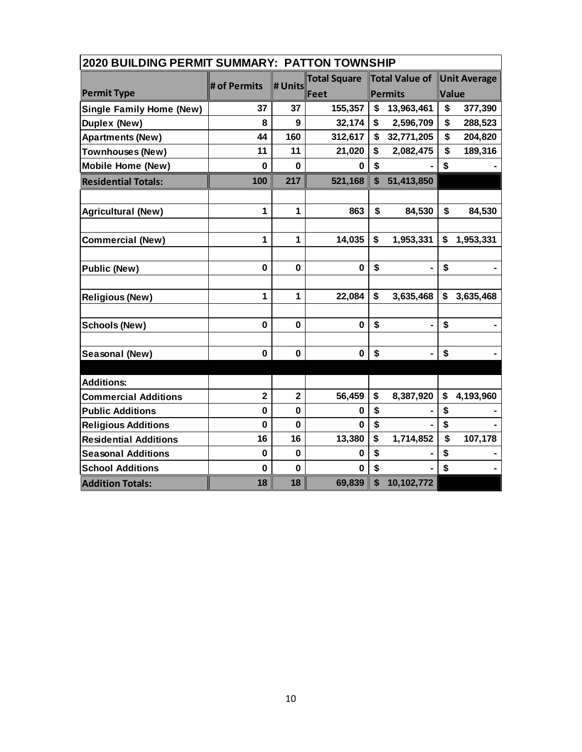| 2020 BUILDING PERMIT SUMMARY: PATTON TOWNSHIP | | | | | |
|---|---|---|---|---|---|
| **Permit Type** | **# of Permits** | **# Units** | **Total Square Feet** | **Total Value of Permits** | **Unit Average Value** |
| **Single Family Home (New)** | **37** | **37** | **155,357** | **$ 13,963,461** | **$ 377,390** |
| **Duplex (New)** | **8** | **9** | **32,174** | **$ 2,596,709** | **$ 288,523** |
| **Apartments (New)** | **44** | **160** | **312,617** | **$ 32,771,205** | **$ 204,820** |
| **Townhouses (New)** | **11** | **11** | **21,020** | **$ 2,082,475** | **$ 189,316** |
| **Mobile Home (New)** | **0** | **0** | **0** | **$ -** | **$ -** |
| **Residential Totals:** | **100** | **217** | **521,168** | **$ 51,413,850** | |
| | | | | | |
| **Agricultural (New)** | **1** | **1** | **863** | **$ 84,530** | **$ 84,530** |
| | | | | | |
| **Commercial (New)** | **1** | **1** | **14,035** | **$ 1,953,331** | **$ 1,953,331** |
| | | | | | |
| **Public (New)** | **0** | **0** | **0** | **$ -** | **$ -** |
| | | | | | |
| **Religious (New)** | **1** | **1** | **22,084** | **$ 3,635,468** | **$ 3,635,468** |
| | | | | | |
| **Schools (New)** | **0** | **0** | **0** | **$ -** | **$ -** |
| | | | | | |
| **Seasonal (New)** | **0** | **0** | **0** | **$ -** | **$ -** |
| | | | | | |
| **Additions:** | | | | | |
| **Commercial Additions** | **2** | **2** | **56,459** | **$ 8,387,920** | **$ 4,193,960** |
| **Public Additions** | **0** | **0** | **0** | **$ -** | **$ -** |
| **Religious Additions** | **0** | **0** | **0** | **$ -** | **$ -** |
| **Residential Additions** | **16** | **16** | **13,380** | **$ 1,714,852** | **$ 107,178** |
| **Seasonal Additions** | **0** | **0** | **0** | **$ -** | **$ -** |
| **School Additions** | **0** | **0** | **0** | **$ -** | **$ -** |
| **Addition Totals:** | **18** | **18** | **69,839** | **$ 10,102,772** | |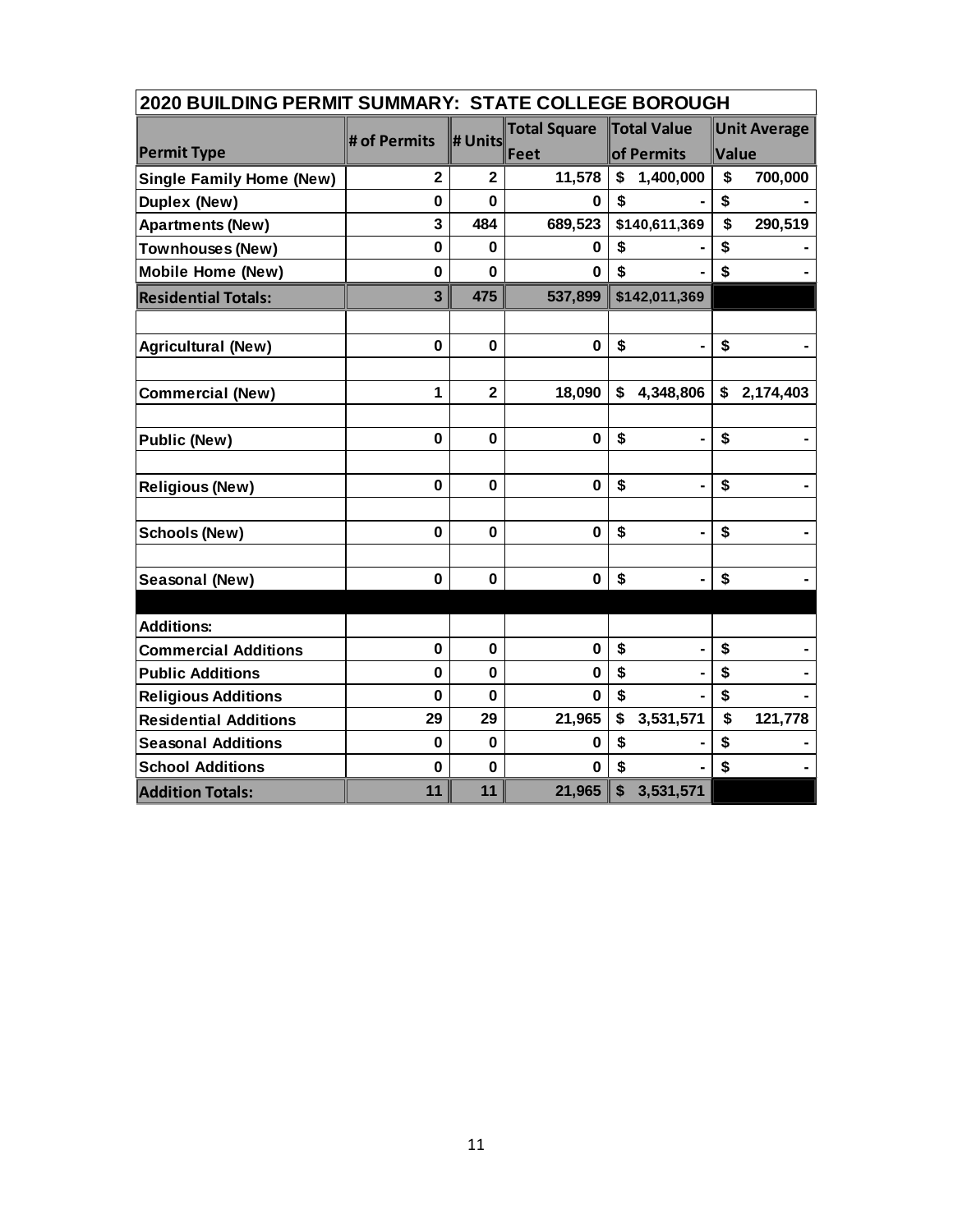| 2020 BUILDING PERMIT SUMMARY: STATE COLLEGE BOROUGH | | | | | |
|---|---|---|---|---|---|
| **Permit Type** | **# of Permits** | **# Units** | **Total Square Feet** | **Total Value of Permits** | **Unit Average Value** |
| **Single Family Home (New)** | 2 | 2 | 11,578 | $ 1,400,000 | $ 700,000 |
| **Duplex (New)** | 0 | 0 | 0 | $ - | $ - |
| **Apartments (New)** | 3 | 484 | 689,523 | $140,611,369 | $ 290,519 |
| **Townhouses (New)** | 0 | 0 | 0 | $ - | $ - |
| **Mobile Home (New)** | 0 | 0 | 0 | $ - | $ - |
| **Residential Totals:** | 3 | 475 | 537,899 | $142,011,369 | |
| | | | | | |
| **Agricultural (New)** | 0 | 0 | 0 | $ - | $ - |
| | | | | | |
| **Commercial (New)** | 1 | 2 | 18,090 | $ 4,348,806 | $ 2,174,403 |
| | | | | | |
| **Public (New)** | 0 | 0 | 0 | $ - | $ - |
| | | | | | |
| **Religious (New)** | 0 | 0 | 0 | $ - | $ - |
| | | | | | |
| **Schools (New)** | 0 | 0 | 0 | $ - | $ - |
| | | | | | |
| **Seasonal (New)** | 0 | 0 | 0 | $ - | $ - |
| | | | | | |
| **Additions:** | | | | | |
| **Commercial Additions** | 0 | 0 | 0 | $ - | $ - |
| **Public Additions** | 0 | 0 | 0 | $ - | $ - |
| **Religious Additions** | 0 | 0 | 0 | $ - | $ - |
| **Residential Additions** | 29 | 29 | 21,965 | $ 3,531,571 | $ 121,778 |
| **Seasonal Additions** | 0 | 0 | 0 | $ - | $ - |
| **School Additions** | 0 | 0 | 0 | $ - | $ - |
| **Addition Totals:** | 11 | 11 | 21,965 | $ 3,531,571 | |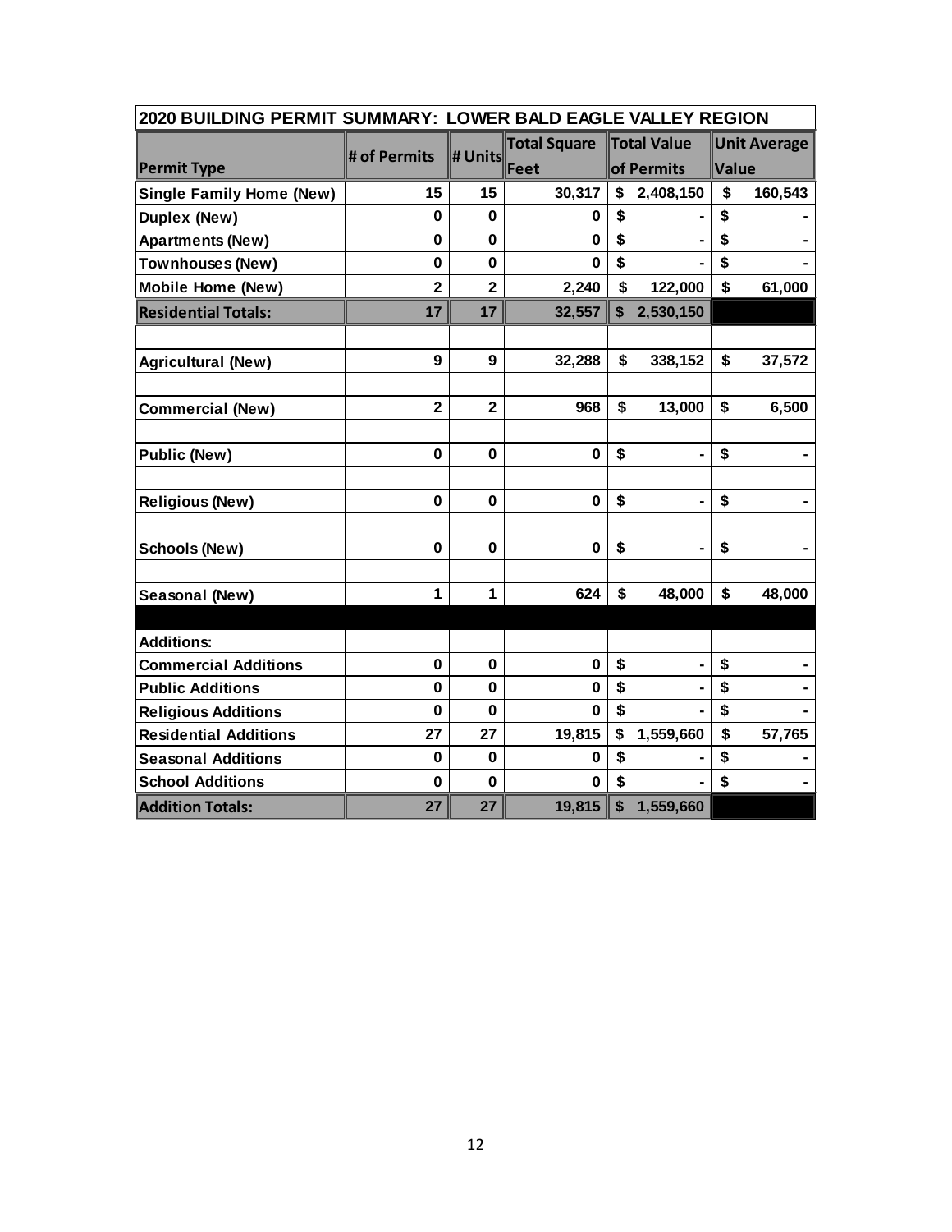| 2020 BUILDING PERMIT SUMMARY: LOWER BALD EAGLE VALLEY REGION | | | | | |
|---|---|---|---|---|---|
| **Permit Type** | **# of Permits** | **# Units** | **Total Square Feet** | **Total Value of Permits** | **Unit Average Value** |
| **Single Family Home (New)** | 15 | 15 | 30,317 | $ 2,408,150 | $ 160,543 |
| **Duplex (New)** | 0 | 0 | 0 | $ - | $ - |
| **Apartments (New)** | 0 | 0 | 0 | $ - | $ - |
| **Townhouses (New)** | 0 | 0 | 0 | $ - | $ - |
| **Mobile Home (New)** | 2 | 2 | 2,240 | $ 122,000 | $ 61,000 |
| **Residential Totals:** | 17 | 17 | 32,557 | $ 2,530,150 | |
| | | | | | |
| **Agricultural (New)** | 9 | 9 | 32,288 | $ 338,152 | $ 37,572 |
| | | | | | |
| **Commercial (New)** | 2 | 2 | 968 | $ 13,000 | $ 6,500 |
| | | | | | |
| **Public (New)** | 0 | 0 | 0 | $ - | $ - |
| | | | | | |
| **Religious (New)** | 0 | 0 | 0 | $ - | $ - |
| | | | | | |
| **Schools (New)** | 0 | 0 | 0 | $ - | $ - |
| | | | | | |
| **Seasonal (New)** | 1 | 1 | 624 | $ 48,000 | $ 48,000 |
| | | | | | |
| **Additions:** | | | | | |
| **Commercial Additions** | 0 | 0 | 0 | $ - | $ - |
| **Public Additions** | 0 | 0 | 0 | $ - | $ - |
| **Religious Additions** | 0 | 0 | 0 | $ - | $ - |
| **Residential Additions** | 27 | 27 | 19,815 | $ 1,559,660 | $ 57,765 |
| **Seasonal Additions** | 0 | 0 | 0 | $ - | $ - |
| **School Additions** | 0 | 0 | 0 | $ - | $ - |
| **Addition Totals:** | 27 | 27 | 19,815 | $ 1,559,660 | |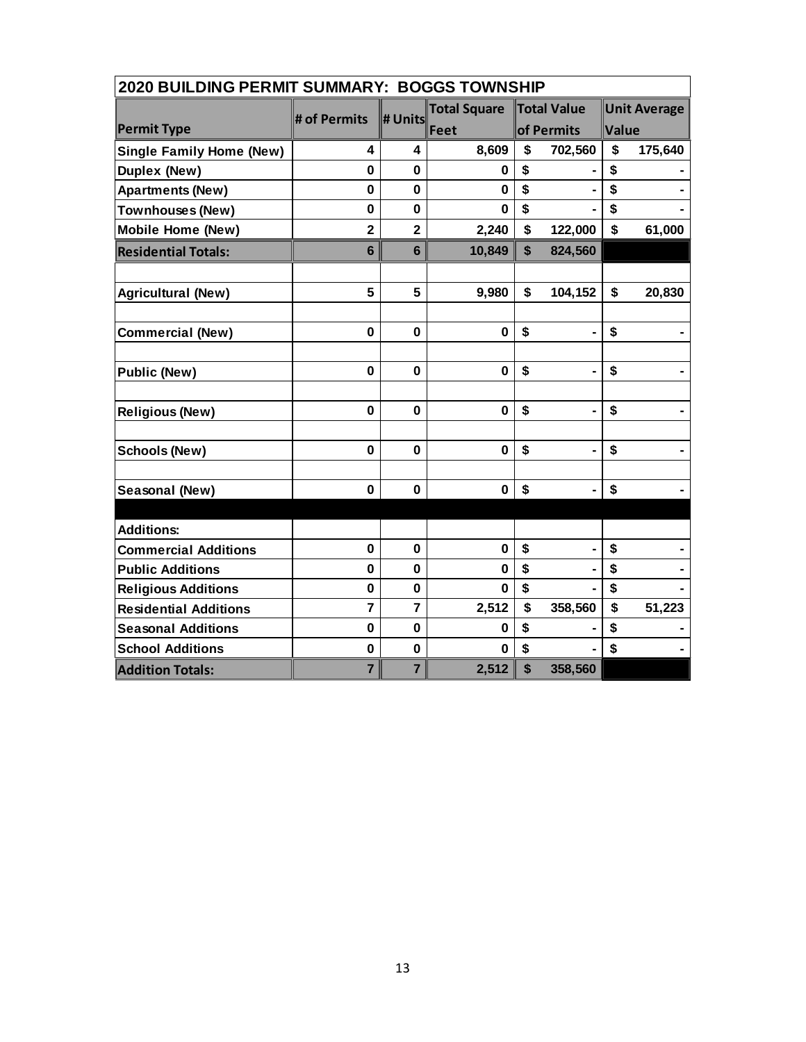| 2020 BUILDING PERMIT SUMMARY: BOGGS TOWNSHIP | | | | | |
|---|---|---|---|---|---|
| **Permit Type** | **# of Permits** | **# Units** | **Total Square Feet** | **Total Value of Permits** | **Unit Average Value** |
| **Single Family Home (New)** | **4** | **4** | **8,609** | **$ 702,560** | **$ 175,640** |
| **Duplex (New)** | **0** | **0** | **0** | **$ -** | **$ -** |
| **Apartments (New)** | **0** | **0** | **0** | **$ -** | **$ -** |
| **Townhouses (New)** | **0** | **0** | **0** | **$ -** | **$ -** |
| **Mobile Home (New)** | **2** | **2** | **2,240** | **$ 122,000** | **$ 61,000** |
| **Residential Totals:** | **6** | **6** | **10,849** | **$ 824,560** | |
| | | | | | |
| **Agricultural (New)** | **5** | **5** | **9,980** | **$ 104,152** | **$ 20,830** |
| | | | | | |
| **Commercial (New)** | **0** | **0** | **0** | **$ -** | **$ -** |
| | | | | | |
| **Public (New)** | **0** | **0** | **0** | **$ -** | **$ -** |
| | | | | | |
| **Religious (New)** | **0** | **0** | **0** | **$ -** | **$ -** |
| | | | | | |
| **Schools (New)** | **0** | **0** | **0** | **$ -** | **$ -** |
| | | | | | |
| **Seasonal (New)** | **0** | **0** | **0** | **$ -** | **$ -** |
| | | | | | |
| **Additions:** | | | | | |
| **Commercial Additions** | **0** | **0** | **0** | **$ -** | **$ -** |
| **Public Additions** | **0** | **0** | **0** | **$ -** | **$ -** |
| **Religious Additions** | **0** | **0** | **0** | **$ -** | **$ -** |
| **Residential Additions** | **7** | **7** | **2,512** | **$ 358,560** | **$ 51,223** |
| **Seasonal Additions** | **0** | **0** | **0** | **$ -** | **$ -** |
| **School Additions** | **0** | **0** | **0** | **$ -** | **$ -** |
| **Addition Totals:** | **7** | **7** | **2,512** | **$ 358,560** | |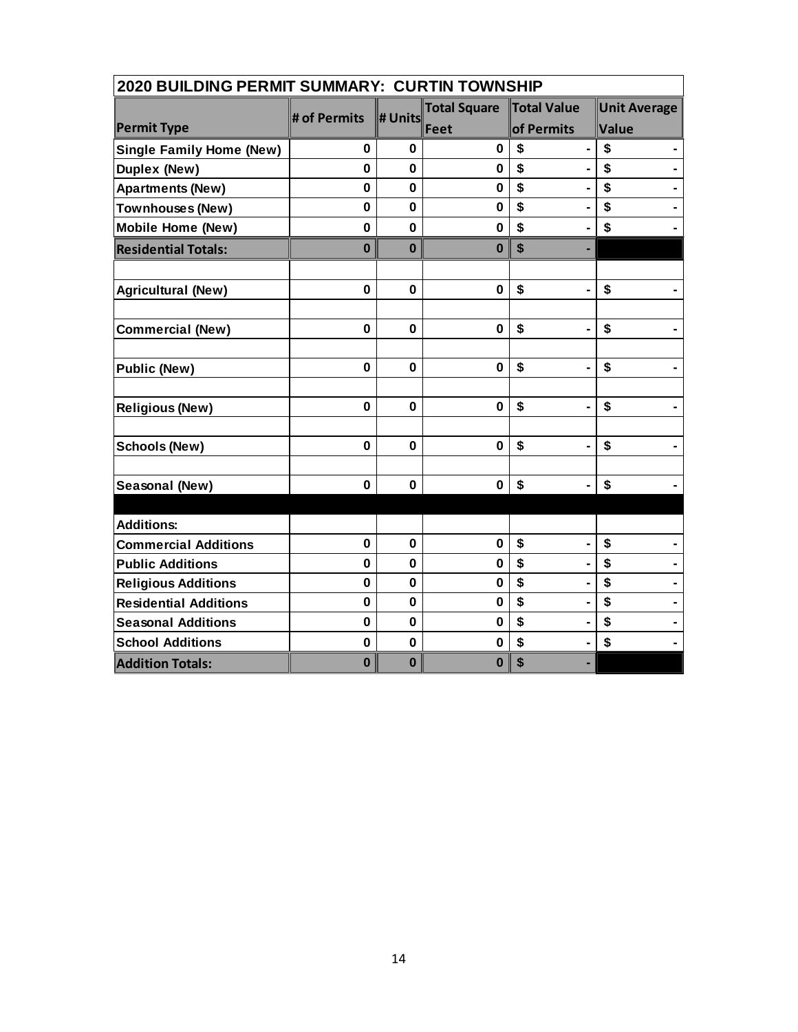| 2020 BUILDING PERMIT SUMMARY: CURTIN TOWNSHIP | | | | | |
|---|---|---|---|---|---|
| Permit Type | # of Permits | # Units | Total Square Feet | Total Value of Permits | Unit Average Value |
| Single Family Home (New) | 0 | 0 | 0 | $ - | $ - |
| Duplex (New) | 0 | 0 | 0 | $ - | $ - |
| Apartments (New) | 0 | 0 | 0 | $ - | $ - |
| Townhouses (New) | 0 | 0 | 0 | $ - | $ - |
| Mobile Home (New) | 0 | 0 | 0 | $ - | $ - |
| Residential Totals: | 0 | 0 | 0 | $ - | |
| | | | | | |
| Agricultural (New) | 0 | 0 | 0 | $ - | $ - |
| | | | | | |
| Commercial (New) | 0 | 0 | 0 | $ - | $ - |
| | | | | | |
| Public (New) | 0 | 0 | 0 | $ - | $ - |
| | | | | | |
| Religious (New) | 0 | 0 | 0 | $ - | $ - |
| | | | | | |
| Schools (New) | 0 | 0 | 0 | $ - | $ - |
| | | | | | |
| Seasonal (New) | 0 | 0 | 0 | $ - | $ - |
| | | | | | |
| Additions: | | | | | |
| Commercial Additions | 0 | 0 | 0 | $ - | $ - |
| Public Additions | 0 | 0 | 0 | $ - | $ - |
| Religious Additions | 0 | 0 | 0 | $ - | $ - |
| Residential Additions | 0 | 0 | 0 | $ - | $ - |
| Seasonal Additions | 0 | 0 | 0 | $ - | $ - |
| School Additions | 0 | 0 | 0 | $ - | $ - |
| Addition Totals: | 0 | 0 | 0 | $ - | |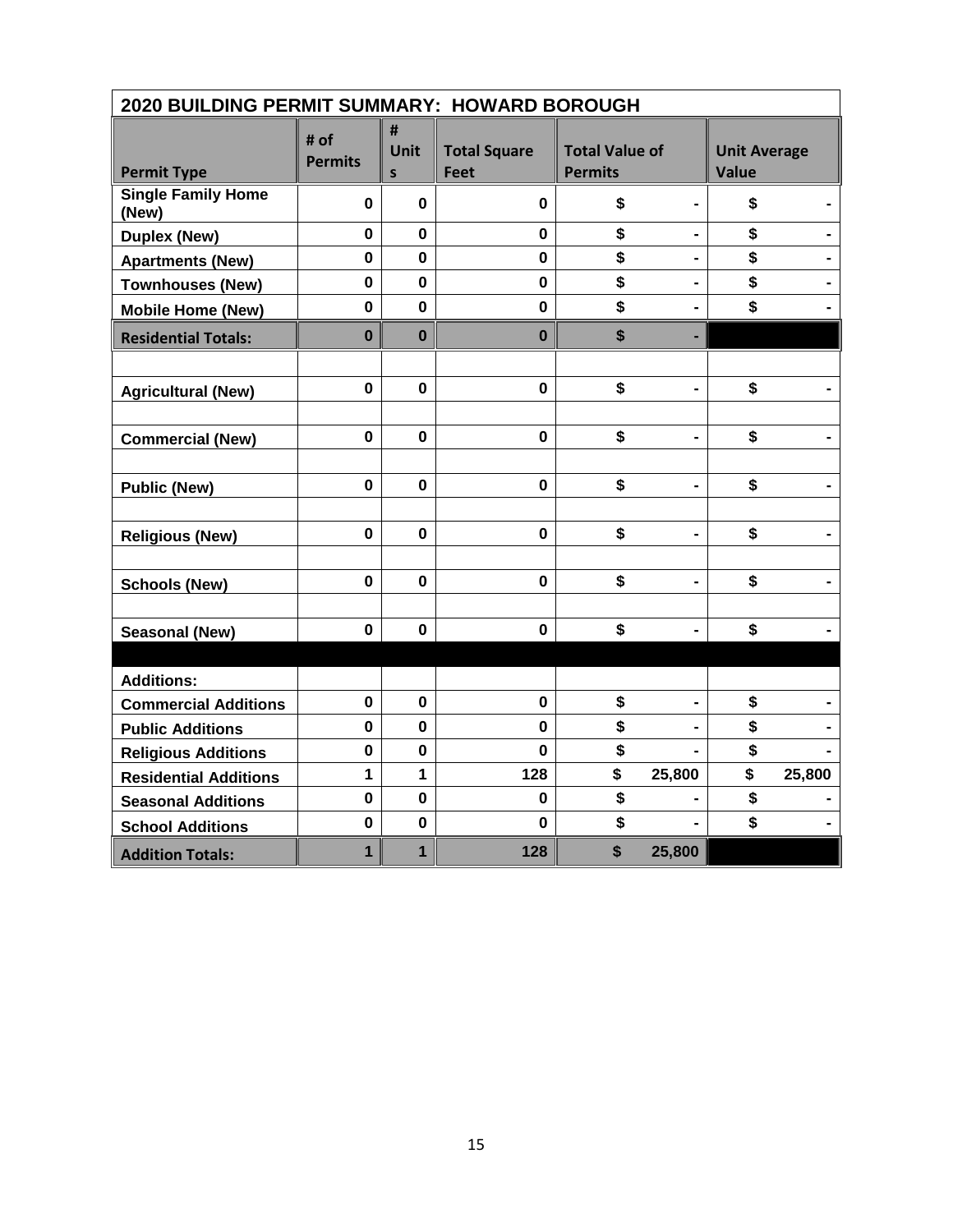| 2020 BUILDING PERMIT SUMMARY: HOWARD BOROUGH | | | | | |
|---|---|---|---|---|---|
| **Permit Type** | **# of Permits** | **# Units** | **Total Square Feet** | **Total Value of Permits** | **Unit Average Value** |
| **Single Family Home (New)** | 0 | 0 | 0 | $ - | $ - |
| **Duplex (New)** | 0 | 0 | 0 | $ - | $ - |
| **Apartments (New)** | 0 | 0 | 0 | $ - | $ - |
| **Townhouses (New)** | 0 | 0 | 0 | $ - | $ - |
| **Mobile Home (New)** | 0 | 0 | 0 | $ - | $ - |
| **Residential Totals:** | 0 | 0 | 0 | $ - | |
| | | | | | |
| **Agricultural (New)** | 0 | 0 | 0 | $ - | $ - |
| | | | | | |
| **Commercial (New)** | 0 | 0 | 0 | $ - | $ - |
| | | | | | |
| **Public (New)** | 0 | 0 | 0 | $ - | $ - |
| | | | | | |
| **Religious (New)** | 0 | 0 | 0 | $ - | $ - |
| | | | | | |
| **Schools (New)** | 0 | 0 | 0 | $ - | $ - |
| | | | | | |
| **Seasonal (New)** | 0 | 0 | 0 | $ - | $ - |
| | | | | | |
| **Additions:** | | | | | |
| **Commercial Additions** | 0 | 0 | 0 | $ - | $ - |
| **Public Additions** | 0 | 0 | 0 | $ - | $ - |
| **Religious Additions** | 0 | 0 | 0 | $ - | $ - |
| **Residential Additions** | 1 | 1 | 128 | $ 25,800 | $ 25,800 |
| **Seasonal Additions** | 0 | 0 | 0 | $ - | $ - |
| **School Additions** | 0 | 0 | 0 | $ - | $ - |
| **Addition Totals:** | 1 | 1 | 128 | $ 25,800 | |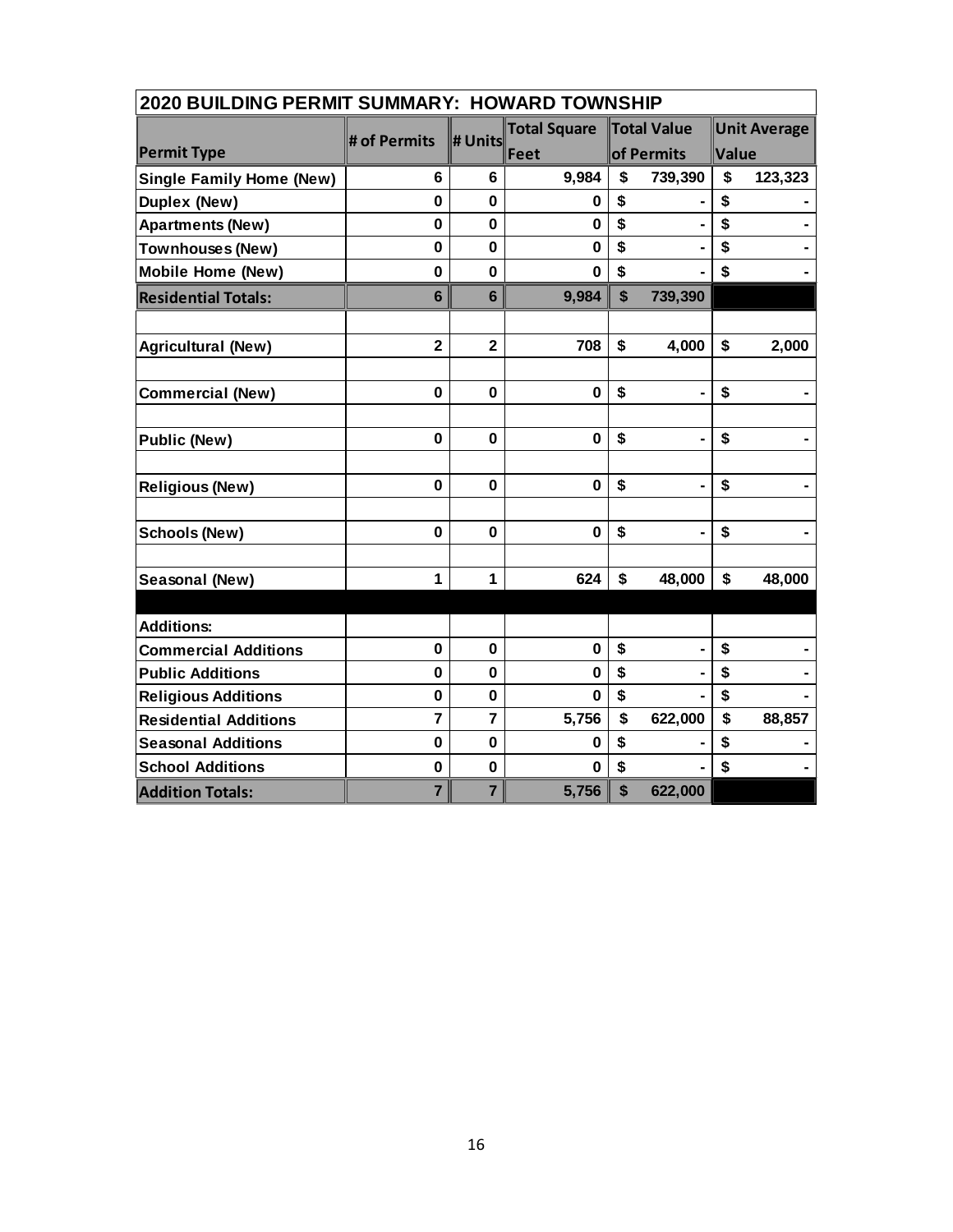| 2020 BUILDING PERMIT SUMMARY: HOWARD TOWNSHIP | | | | | |
|---|---|---|---|---|---|
| Permit Type | # of Permits | # Units | Total Square Feet | Total Value of Permits | Unit Average Value |
| **Single Family Home (New)** | **6** | **6** | **9,984** | **$ 739,390** | **$ 123,323** |
| **Duplex (New)** | **0** | **0** | **0** | **$ -** | **$ -** |
| **Apartments (New)** | **0** | **0** | **0** | **$ -** | **$ -** |
| **Townhouses (New)** | **0** | **0** | **0** | **$ -** | **$ -** |
| **Mobile Home (New)** | **0** | **0** | **0** | **$ -** | **$ -** |
| **Residential Totals:** | **6** | **6** | **9,984** | **$ 739,390** | |
| | | | | | |
| **Agricultural (New)** | **2** | **2** | **708** | **$ 4,000** | **$ 2,000** |
| | | | | | |
| **Commercial (New)** | **0** | **0** | **0** | **$ -** | **$ -** |
| | | | | | |
| **Public (New)** | **0** | **0** | **0** | **$ -** | **$ -** |
| | | | | | |
| **Religious (New)** | **0** | **0** | **0** | **$ -** | **$ -** |
| | | | | | |
| **Schools (New)** | **0** | **0** | **0** | **$ -** | **$ -** |
| | | | | | |
| **Seasonal (New)** | **1** | **1** | **624** | **$ 48,000** | **$ 48,000** |
| | | | | | |
| **Additions:** | | | | | |
| **Commercial Additions** | **0** | **0** | **0** | **$ -** | **$ -** |
| **Public Additions** | **0** | **0** | **0** | **$ -** | **$ -** |
| **Religious Additions** | **0** | **0** | **0** | **$ -** | **$ -** |
| **Residential Additions** | **7** | **7** | **5,756** | **$ 622,000** | **$ 88,857** |
| **Seasonal Additions** | **0** | **0** | **0** | **$ -** | **$ -** |
| **School Additions** | **0** | **0** | **0** | **$ -** | **$ -** |
| **Addition Totals:** | **7** | **7** | **5,756** | **$ 622,000** | |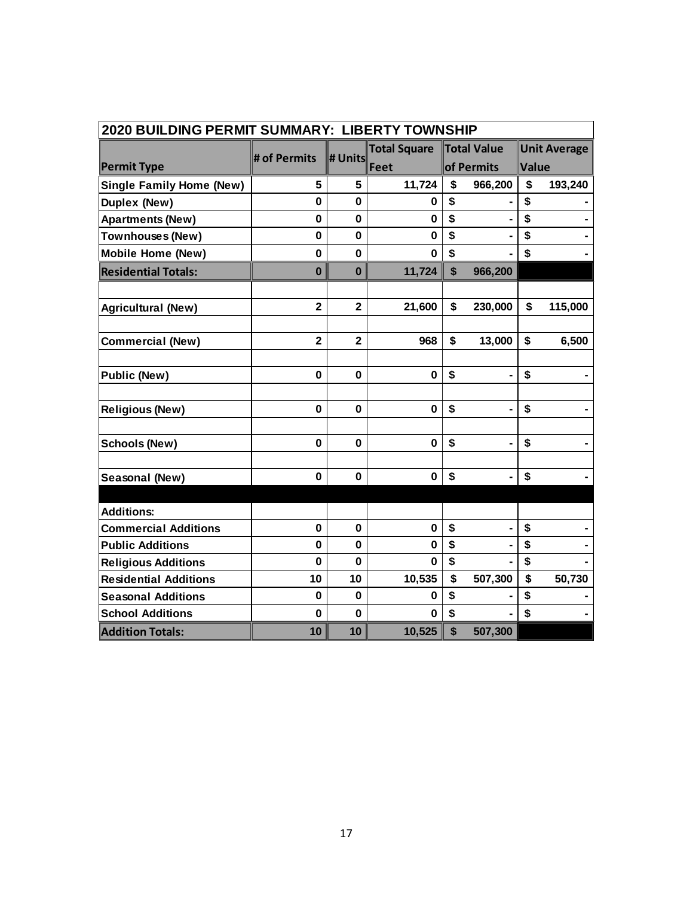| 2020 BUILDING PERMIT SUMMARY: LIBERTY TOWNSHIP | | | | | |
|---|---|---|---|---|---|
| **Permit Type** | **# of Permits** | **# Units** | **Total Square Feet** | **Total Value of Permits** | **Unit Average Value** |
| **Single Family Home (New)** | **5** | **5** | **11,724** | **$ 966,200** | **$ 193,240** |
| **Duplex (New)** | **0** | **0** | **0** | **$ -** | **$ -** |
| **Apartments (New)** | **0** | **0** | **0** | **$ -** | **$ -** |
| **Townhouses (New)** | **0** | **0** | **0** | **$ -** | **$ -** |
| **Mobile Home (New)** | **0** | **0** | **0** | **$ -** | **$ -** |
| **Residential Totals:** | **0** | **0** | **11,724** | **$ 966,200** | |
| | | | | | |
| **Agricultural (New)** | **2** | **2** | **21,600** | **$ 230,000** | **$ 115,000** |
| | | | | | |
| **Commercial (New)** | **2** | **2** | **968** | **$ 13,000** | **$ 6,500** |
| | | | | | |
| **Public (New)** | **0** | **0** | **0** | **$ -** | **$ -** |
| | | | | | |
| **Religious (New)** | **0** | **0** | **0** | **$ -** | **$ -** |
| | | | | | |
| **Schools (New)** | **0** | **0** | **0** | **$ -** | **$ -** |
| | | | | | |
| **Seasonal (New)** | **0** | **0** | **0** | **$ -** | **$ -** |
| | | | | | |
| **Additions:** | | | | | |
| **Commercial Additions** | **0** | **0** | **0** | **$ -** | **$ -** |
| **Public Additions** | **0** | **0** | **0** | **$ -** | **$ -** |
| **Religious Additions** | **0** | **0** | **0** | **$ -** | **$ -** |
| **Residential Additions** | **10** | **10** | **10,535** | **$ 507,300** | **$ 50,730** |
| **Seasonal Additions** | **0** | **0** | **0** | **$ -** | **$ -** |
| **School Additions** | **0** | **0** | **0** | **$ -** | **$ -** |
| **Addition Totals:** | **10** | **10** | **10,525** | **$ 507,300** | |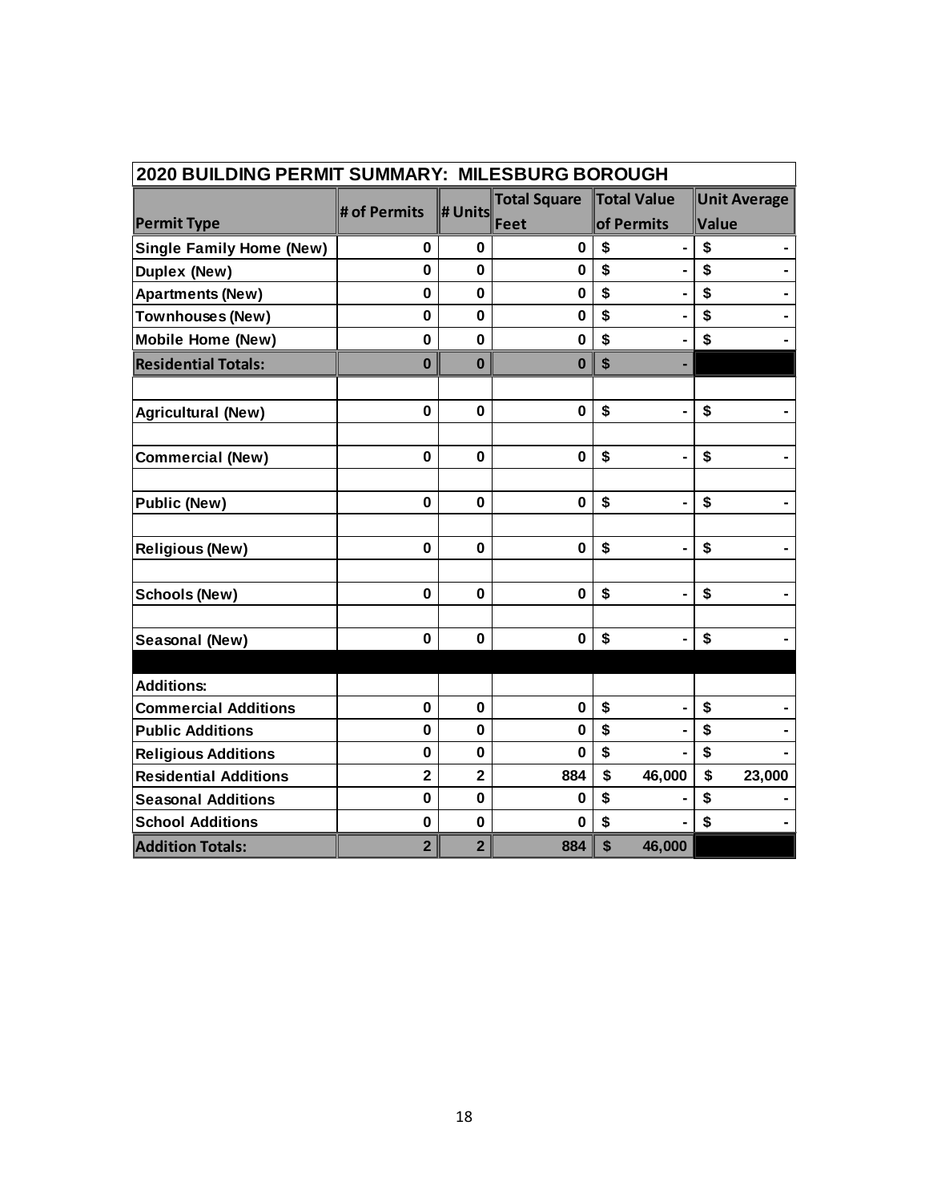| 2020 BUILDING PERMIT SUMMARY: MILESBURG BOROUGH | | | | | |
|---|---|---|---|---|---|
| **Permit Type** | **# of Permits** | **# Units** | **Total Square Feet** | **Total Value of Permits** | **Unit Average Value** |
| **Single Family Home (New)** | **0** | **0** | **0** | **$ -** | **$ -** |
| **Duplex (New)** | **0** | **0** | **0** | **$ -** | **$ -** |
| **Apartments (New)** | **0** | **0** | **0** | **$ -** | **$ -** |
| **Townhouses (New)** | **0** | **0** | **0** | **$ -** | **$ -** |
| **Mobile Home (New)** | **0** | **0** | **0** | **$ -** | **$ -** |
| **Residential Totals:** | **0** | **0** | **0** | **$ -** | |
| | | | | | |
| **Agricultural (New)** | **0** | **0** | **0** | **$ -** | **$ -** |
| | | | | | |
| **Commercial (New)** | **0** | **0** | **0** | **$ -** | **$ -** |
| | | | | | |
| **Public (New)** | **0** | **0** | **0** | **$ -** | **$ -** |
| | | | | | |
| **Religious (New)** | **0** | **0** | **0** | **$ -** | **$ -** |
| | | | | | |
| **Schools (New)** | **0** | **0** | **0** | **$ -** | **$ -** |
| | | | | | |
| **Seasonal (New)** | **0** | **0** | **0** | **$ -** | **$ -** |
| | | | | | |
| **Additions:** | | | | | |
| **Commercial Additions** | **0** | **0** | **0** | **$ -** | **$ -** |
| **Public Additions** | **0** | **0** | **0** | **$ -** | **$ -** |
| **Religious Additions** | **0** | **0** | **0** | **$ -** | **$ -** |
| **Residential Additions** | **2** | **2** | **884** | **$ 46,000** | **$ 23,000** |
| **Seasonal Additions** | **0** | **0** | **0** | **$ -** | **$ -** |
| **School Additions** | **0** | **0** | **0** | **$ -** | **$ -** |
| **Addition Totals:** | **2** | **2** | **884** | **$ 46,000** | |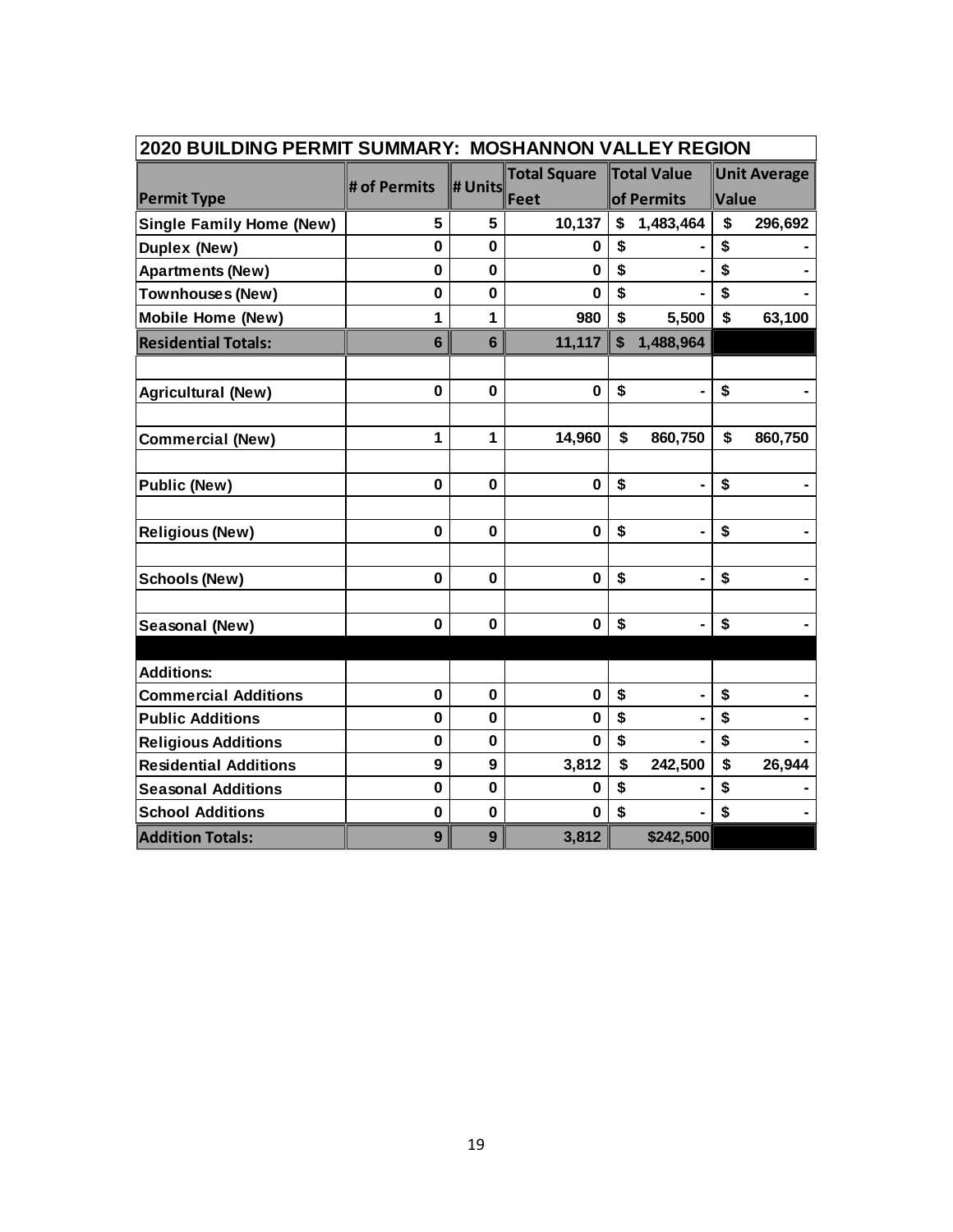| 2020 BUILDING PERMIT SUMMARY: MOSHANNON VALLEY REGION | | | | | |
|---|---|---|---|---|---|
| **Permit Type** | **# of Permits** | **# Units** | **Total Square Feet** | **Total Value of Permits** | **Unit Average Value** |
| **Single Family Home (New)** | 5 | 5 | 10,137 | $ 1,483,464 | $ 296,692 |
| **Duplex (New)** | 0 | 0 | 0 | $ - | $ - |
| **Apartments (New)** | 0 | 0 | 0 | $ - | $ - |
| **Townhouses (New)** | 0 | 0 | 0 | $ - | $ - |
| **Mobile Home (New)** | 1 | 1 | 980 | $ 5,500 | $ 63,100 |
| **Residential Totals:** | 6 | 6 | 11,117 | $ 1,488,964 | |
| | | | | | |
| **Agricultural (New)** | 0 | 0 | 0 | $ - | $ - |
| | | | | | |
| **Commercial (New)** | 1 | 1 | 14,960 | $ 860,750 | $ 860,750 |
| | | | | | |
| **Public (New)** | 0 | 0 | 0 | $ - | $ - |
| | | | | | |
| **Religious (New)** | 0 | 0 | 0 | $ - | $ - |
| | | | | | |
| **Schools (New)** | 0 | 0 | 0 | $ - | $ - |
| | | | | | |
| **Seasonal (New)** | 0 | 0 | 0 | $ - | $ - |
| | | | | | |
| **Additions:** | | | | | |
| **Commercial Additions** | 0 | 0 | 0 | $ - | $ - |
| **Public Additions** | 0 | 0 | 0 | $ - | $ - |
| **Religious Additions** | 0 | 0 | 0 | $ - | $ - |
| **Residential Additions** | 9 | 9 | 3,812 | $ 242,500 | $ 26,944 |
| **Seasonal Additions** | 0 | 0 | 0 | $ - | $ - |
| **School Additions** | 0 | 0 | 0 | $ - | $ - |
| **Addition Totals:** | 9 | 9 | 3,812 | $242,500 | |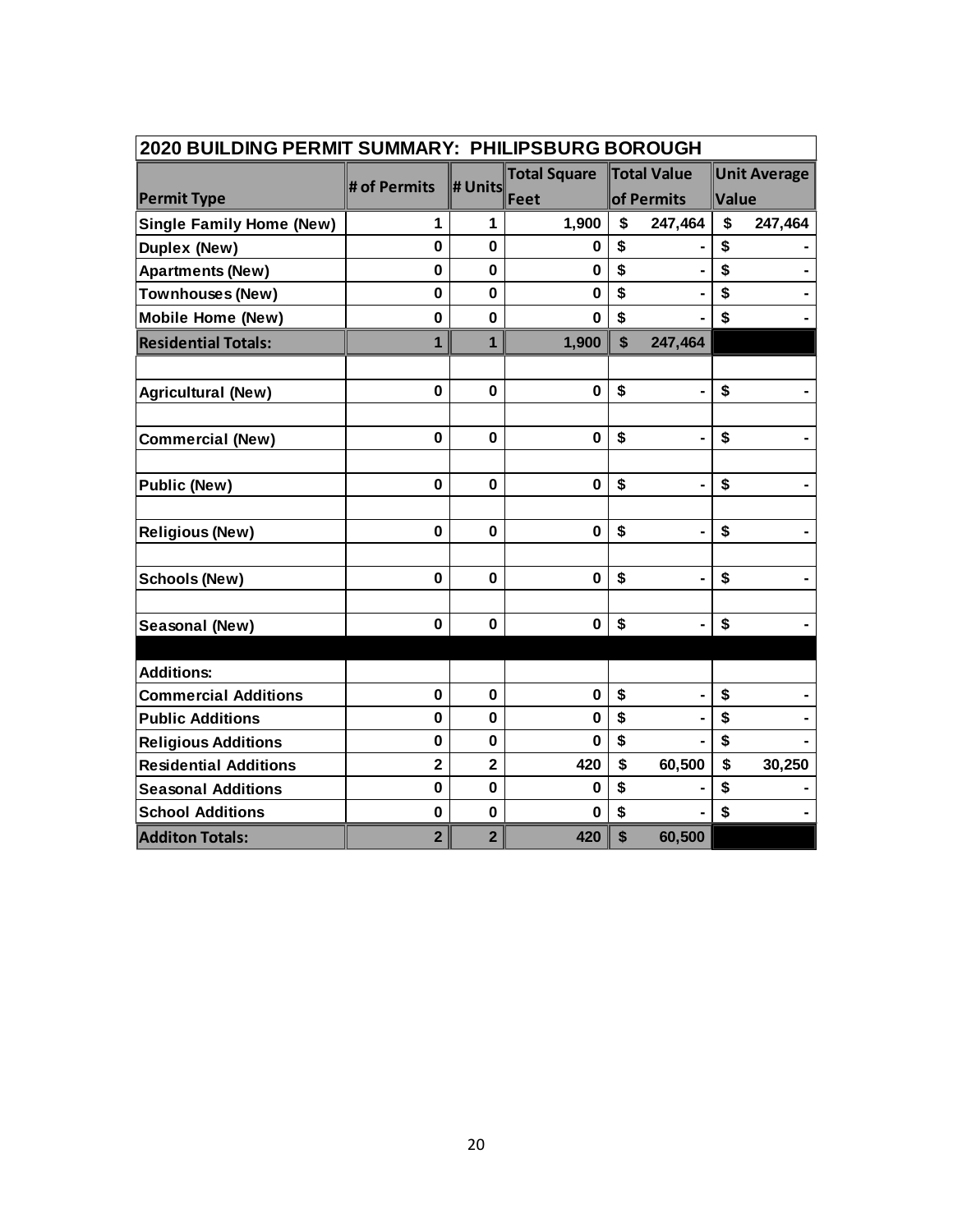| 2020 BUILDING PERMIT SUMMARY: PHILIPSBURG BOROUGH | | | | | |
|---|---|---|---|---|---|
| **Permit Type** | **# of Permits** | **# Units** | **Total Square Feet** | **Total Value of Permits** | **Unit Average Value** |
| **Single Family Home (New)** | 1 | 1 | 1,900 | $ 247,464 | $ 247,464 |
| **Duplex (New)** | 0 | 0 | 0 | $ - | $ - |
| **Apartments (New)** | 0 | 0 | 0 | $ - | $ - |
| **Townhouses (New)** | 0 | 0 | 0 | $ - | $ - |
| **Mobile Home (New)** | 0 | 0 | 0 | $ - | $ - |
| **Residential Totals:** | 1 | 1 | 1,900 | $ 247,464 | |
| | | | | | |
| **Agricultural (New)** | 0 | 0 | 0 | $ - | $ - |
| | | | | | |
| **Commercial (New)** | 0 | 0 | 0 | $ - | $ - |
| | | | | | |
| **Public (New)** | 0 | 0 | 0 | $ - | $ - |
| | | | | | |
| **Religious (New)** | 0 | 0 | 0 | $ - | $ - |
| | | | | | |
| **Schools (New)** | 0 | 0 | 0 | $ - | $ - |
| | | | | | |
| **Seasonal (New)** | 0 | 0 | 0 | $ - | $ - |
| | | | | | |
| **Additions:** | | | | | |
| **Commercial Additions** | 0 | 0 | 0 | $ - | $ - |
| **Public Additions** | 0 | 0 | 0 | $ - | $ - |
| **Religious Additions** | 0 | 0 | 0 | $ - | $ - |
| **Residential Additions** | 2 | 2 | 420 | $ 60,500 | $ 30,250 |
| **Seasonal Additions** | 0 | 0 | 0 | $ - | $ - |
| **School Additions** | 0 | 0 | 0 | $ - | $ - |
| **Additon Totals:** | 2 | 2 | 420 | $ 60,500 | |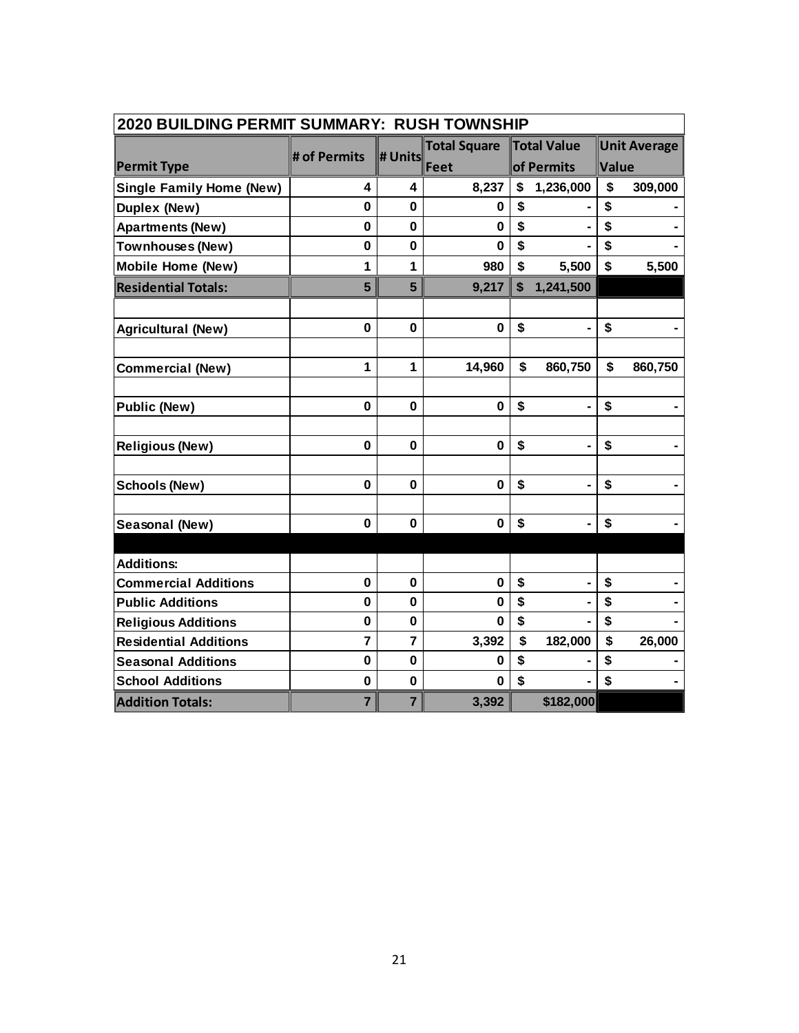| 2020 BUILDING PERMIT SUMMARY: RUSH TOWNSHIP | | | | | |
|---|---|---|---|---|---|
| **Permit Type** | **# of Permits** | **# Units** | **Total Square Feet** | **Total Value of Permits** | **Unit Average Value** |
| **Single Family Home (New)** | 4 | 4 | 8,237 | $ 1,236,000 | $ 309,000 |
| **Duplex (New)** | 0 | 0 | 0 | $ - | $ - |
| **Apartments (New)** | 0 | 0 | 0 | $ - | $ - |
| **Townhouses (New)** | 0 | 0 | 0 | $ - | $ - |
| **Mobile Home (New)** | 1 | 1 | 980 | $ 5,500 | $ 5,500 |
| **Residential Totals:** | 5 | 5 | 9,217 | $ 1,241,500 | |
| | | | | | |
| **Agricultural (New)** | 0 | 0 | 0 | $ - | $ - |
| | | | | | |
| **Commercial (New)** | 1 | 1 | 14,960 | $ 860,750 | $ 860,750 |
| | | | | | |
| **Public (New)** | 0 | 0 | 0 | $ - | $ - |
| | | | | | |
| **Religious (New)** | 0 | 0 | 0 | $ - | $ - |
| | | | | | |
| **Schools (New)** | 0 | 0 | 0 | $ - | $ - |
| | | | | | |
| **Seasonal (New)** | 0 | 0 | 0 | $ - | $ - |
| | | | | | |
| **Additions:** | | | | | |
| **Commercial Additions** | 0 | 0 | 0 | $ - | $ - |
| **Public Additions** | 0 | 0 | 0 | $ - | $ - |
| **Religious Additions** | 0 | 0 | 0 | $ - | $ - |
| **Residential Additions** | 7 | 7 | 3,392 | $ 182,000 | $ 26,000 |
| **Seasonal Additions** | 0 | 0 | 0 | $ - | $ - |
| **School Additions** | 0 | 0 | 0 | $ - | $ - |
| **Addition Totals:** | 7 | 7 | 3,392 | $182,000 | |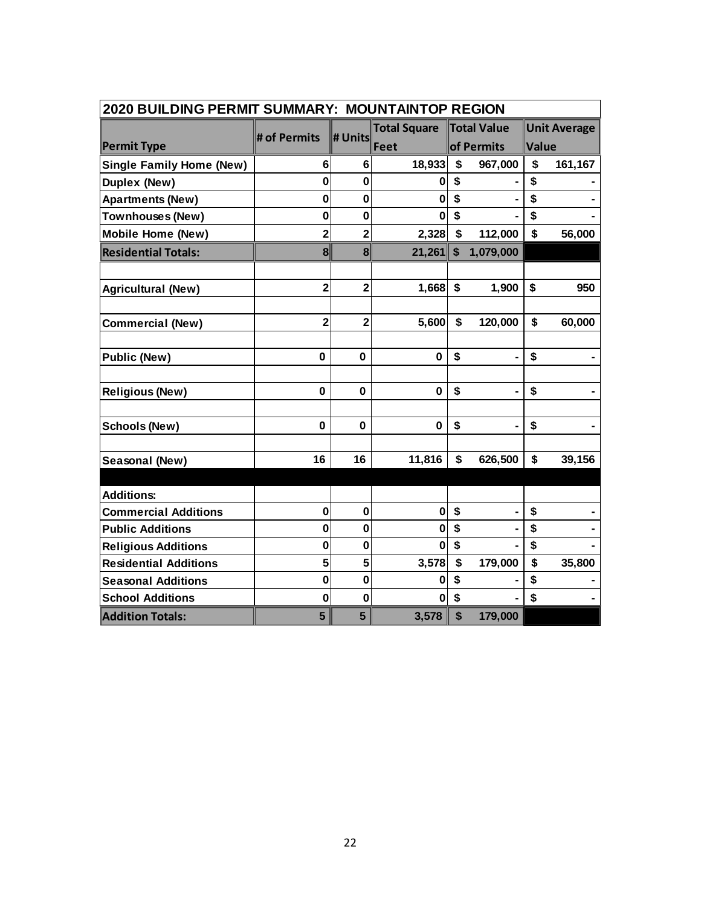| 2020 BUILDING PERMIT SUMMARY: MOUNTAINTOP REGION | | | | | |
|---|---|---|---|---|---|
| **Permit Type** | **# of Permits** | **# Units** | **Total Square Feet** | **Total Value of Permits** | **Unit Average Value** |
| **Single Family Home (New)** | 6 | 6 | 18,933 | $ 967,000 | $ 161,167 |
| **Duplex (New)** | 0 | 0 | 0 | $ - | $ - |
| **Apartments (New)** | 0 | 0 | 0 | $ - | $ - |
| **Townhouses (New)** | 0 | 0 | 0 | $ - | $ - |
| **Mobile Home (New)** | 2 | 2 | 2,328 | $ 112,000 | $ 56,000 |
| **Residential Totals:** | 8 | 8 | 21,261 | $ 1,079,000 | |
| | | | | | |
| **Agricultural (New)** | 2 | 2 | 1,668 | $ 1,900 | $ 950 |
| | | | | | |
| **Commercial (New)** | 2 | 2 | 5,600 | $ 120,000 | $ 60,000 |
| | | | | | |
| **Public (New)** | 0 | 0 | 0 | $ - | $ - |
| | | | | | |
| **Religious (New)** | 0 | 0 | 0 | $ - | $ - |
| | | | | | |
| **Schools (New)** | 0 | 0 | 0 | $ - | $ - |
| | | | | | |
| **Seasonal (New)** | 16 | 16 | 11,816 | $ 626,500 | $ 39,156 |
| | | | | | |
| **Additions:** | | | | | |
| **Commercial Additions** | 0 | 0 | 0 | $ - | $ - |
| **Public Additions** | 0 | 0 | 0 | $ - | $ - |
| **Religious Additions** | 0 | 0 | 0 | $ - | $ - |
| **Residential Additions** | 5 | 5 | 3,578 | $ 179,000 | $ 35,800 |
| **Seasonal Additions** | 0 | 0 | 0 | $ - | $ - |
| **School Additions** | 0 | 0 | 0 | $ - | $ - |
| **Addition Totals:** | 5 | 5 | 3,578 | $ 179,000 | |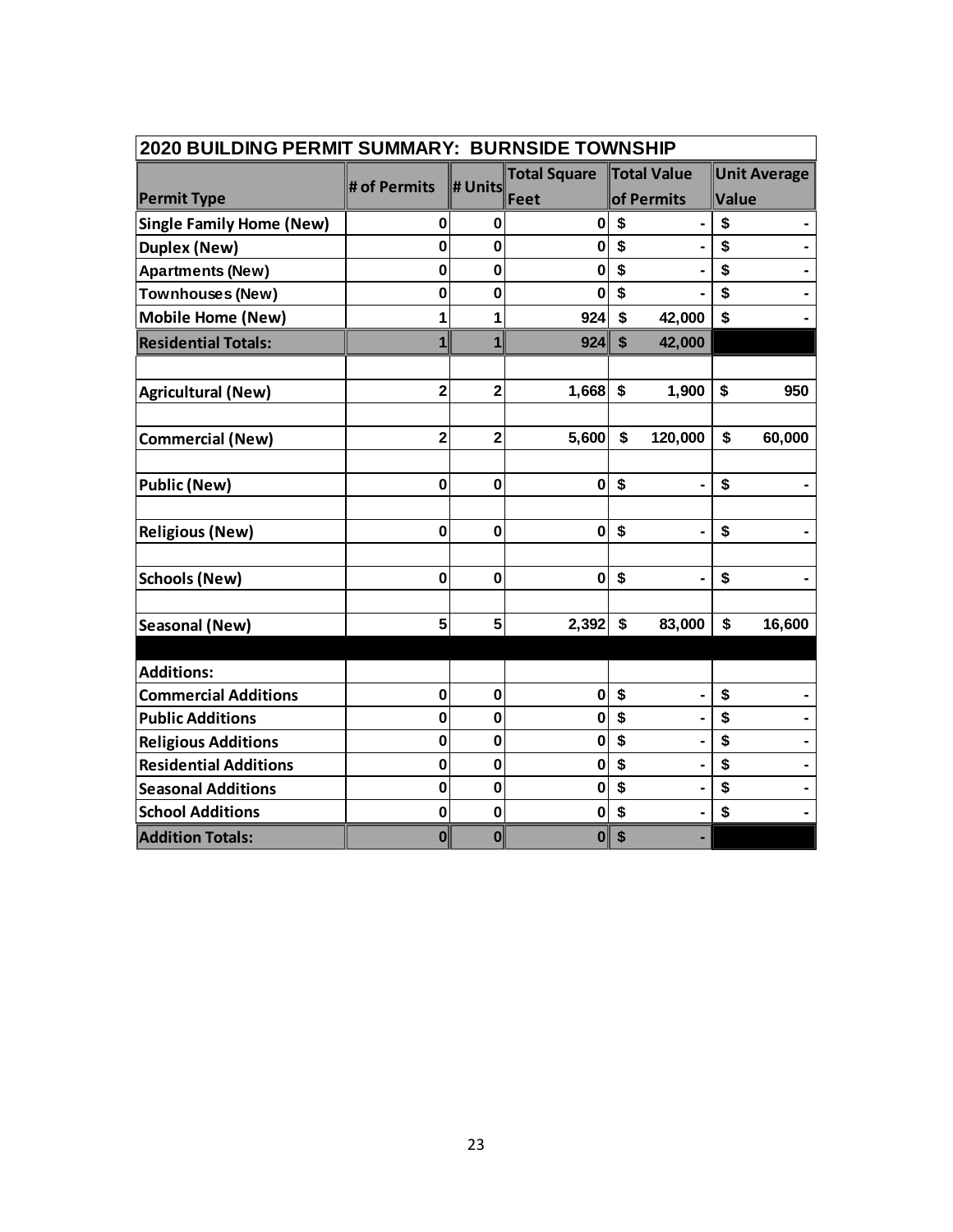| 2020 BUILDING PERMIT SUMMARY: BURNSIDE TOWNSHIP | | | | | |
|---|---|---|---|---|---|
| Permit Type | # of Permits | # Units | Total Square Feet | Total Value of Permits | Unit Average Value |
| Single Family Home (New) | 0 | 0 | 0 | $ - | $ - |
| Duplex (New) | 0 | 0 | 0 | $ - | $ - |
| Apartments (New) | 0 | 0 | 0 | $ - | $ - |
| Townhouses (New) | 0 | 0 | 0 | $ - | $ - |
| Mobile Home (New) | 1 | 1 | 924 | $ 42,000 | $ - |
| Residential Totals: | 1 | 1 | 924 | $ 42,000 | |
| | | | | | |
| Agricultural (New) | 2 | 2 | 1,668 | $ 1,900 | $ 950 |
| | | | | | |
| Commercial (New) | 2 | 2 | 5,600 | $ 120,000 | $ 60,000 |
| | | | | | |
| Public (New) | 0 | 0 | 0 | $ - | $ - |
| | | | | | |
| Religious (New) | 0 | 0 | 0 | $ - | $ - |
| | | | | | |
| Schools (New) | 0 | 0 | 0 | $ - | $ - |
| | | | | | |
| Seasonal (New) | 5 | 5 | 2,392 | $ 83,000 | $ 16,600 |
| | | | | | |
| Additions: | | | | | |
| Commercial Additions | 0 | 0 | 0 | $ - | $ - |
| Public Additions | 0 | 0 | 0 | $ - | $ - |
| Religious Additions | 0 | 0 | 0 | $ - | $ - |
| Residential Additions | 0 | 0 | 0 | $ - | $ - |
| Seasonal Additions | 0 | 0 | 0 | $ - | $ - |
| School Additions | 0 | 0 | 0 | $ - | $ - |
| Addition Totals: | 0 | 0 | 0 | $ - | |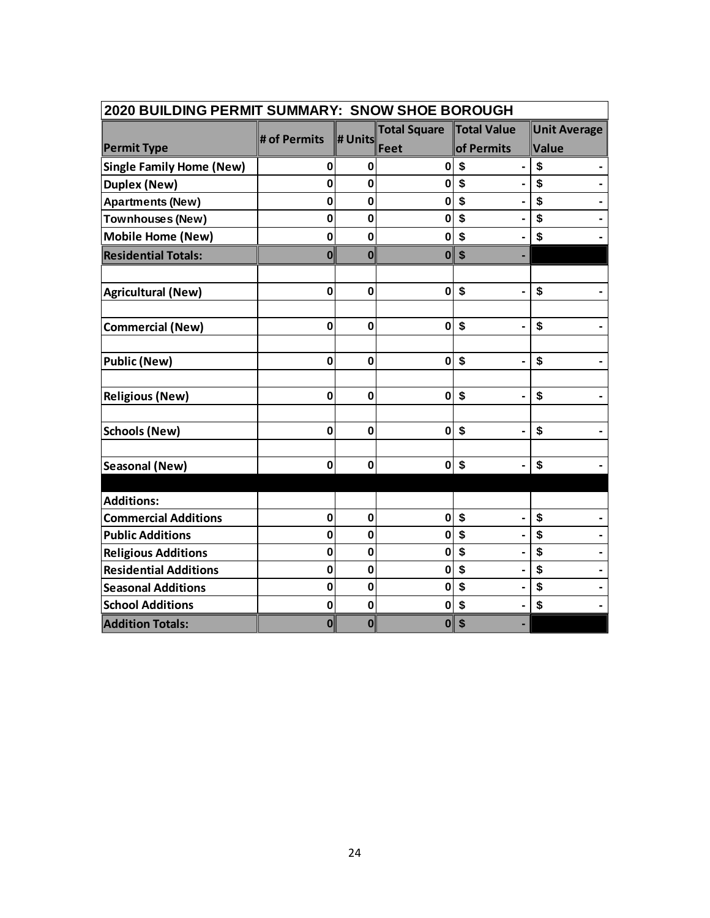| 2020 BUILDING PERMIT SUMMARY: SNOW SHOE BOROUGH | | | | | |
|---|---|---|---|---|---|
| **Permit Type** | **# of Permits** | **# Units** | **Total Square Feet** | **Total Value of Permits** | **Unit Average Value** |
| **Single Family Home (New)** | 0 | 0 | 0 | $ - | $ - |
| **Duplex (New)** | 0 | 0 | 0 | $ - | $ - |
| **Apartments (New)** | 0 | 0 | 0 | $ - | $ - |
| **Townhouses (New)** | 0 | 0 | 0 | $ - | $ - |
| **Mobile Home (New)** | 0 | 0 | 0 | $ - | $ - |
| **Residential Totals:** | 0 | 0 | 0 | $ - | |
| | | | | | |
| **Agricultural (New)** | 0 | 0 | 0 | $ - | $ - |
| | | | | | |
| **Commercial (New)** | 0 | 0 | 0 | $ - | $ - |
| | | | | | |
| **Public (New)** | 0 | 0 | 0 | $ - | $ - |
| | | | | | |
| **Religious (New)** | 0 | 0 | 0 | $ - | $ - |
| | | | | | |
| **Schools (New)** | 0 | 0 | 0 | $ - | $ - |
| | | | | | |
| **Seasonal (New)** | 0 | 0 | 0 | $ - | $ - |
| | | | | | |
| **Additions:** | | | | | |
| **Commercial Additions** | 0 | 0 | 0 | $ - | $ - |
| **Public Additions** | 0 | 0 | 0 | $ - | $ - |
| **Religious Additions** | 0 | 0 | 0 | $ - | $ - |
| **Residential Additions** | 0 | 0 | 0 | $ - | $ - |
| **Seasonal Additions** | 0 | 0 | 0 | $ - | $ - |
| **School Additions** | 0 | 0 | 0 | $ - | $ - |
| **Addition Totals:** | 0 | 0 | 0 | $ - | |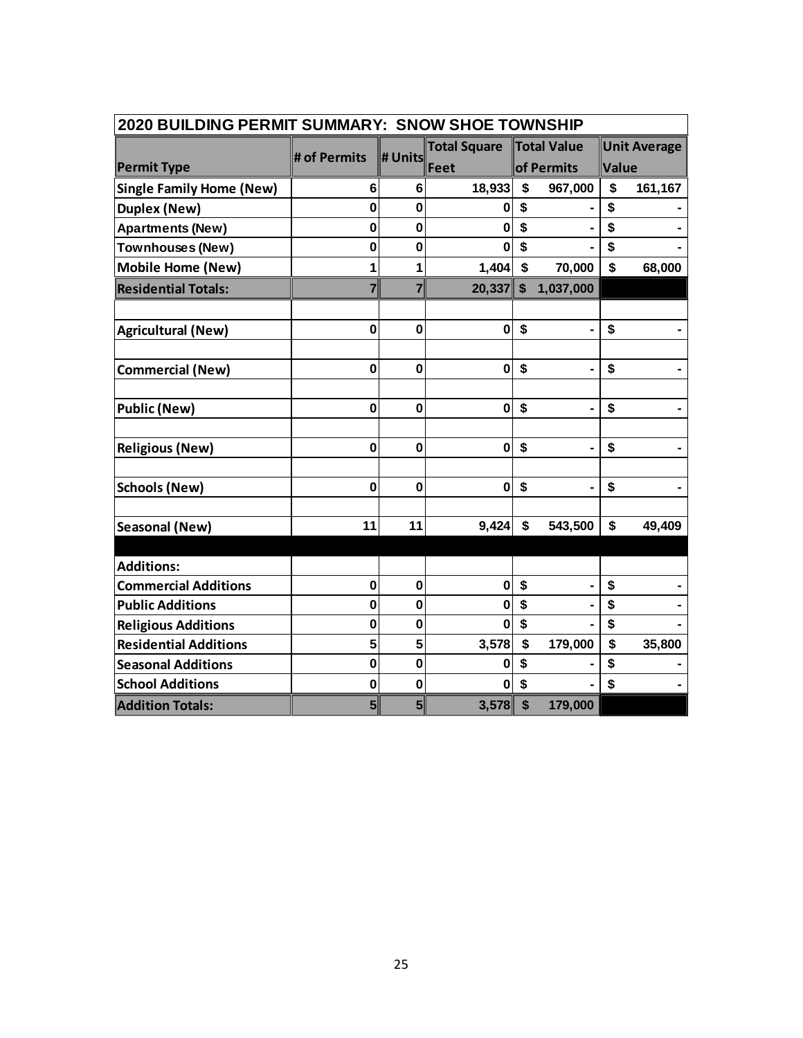| 2020 BUILDING PERMIT SUMMARY: SNOW SHOE TOWNSHIP | | | | | |
|---|---|---|---|---|---|
| Permit Type | # of Permits | # Units | Total Square Feet | Total Value of Permits | Unit Average Value |
| Single Family Home (New) | 6 | 6 | 18,933 | $ 967,000 | $ 161,167 |
| Duplex (New) | 0 | 0 | 0 | $ - | $ - |
| Apartments (New) | 0 | 0 | 0 | $ - | $ - |
| Townhouses (New) | 0 | 0 | 0 | $ - | $ - |
| Mobile Home (New) | 1 | 1 | 1,404 | $ 70,000 | $ 68,000 |
| Residential Totals: | 7 | 7 | 20,337 | $ 1,037,000 | |
| | | | | | |
| Agricultural (New) | 0 | 0 | 0 | $ - | $ - |
| | | | | | |
| Commercial (New) | 0 | 0 | 0 | $ - | $ - |
| | | | | | |
| Public (New) | 0 | 0 | 0 | $ - | $ - |
| | | | | | |
| Religious (New) | 0 | 0 | 0 | $ - | $ - |
| | | | | | |
| Schools (New) | 0 | 0 | 0 | $ - | $ - |
| | | | | | |
| Seasonal (New) | 11 | 11 | 9,424 | $ 543,500 | $ 49,409 |
| | | | | | |
| Additions: | | | | | |
| Commercial Additions | 0 | 0 | 0 | $ - | $ - |
| Public Additions | 0 | 0 | 0 | $ - | $ - |
| Religious Additions | 0 | 0 | 0 | $ - | $ - |
| Residential Additions | 5 | 5 | 3,578 | $ 179,000 | $ 35,800 |
| Seasonal Additions | 0 | 0 | 0 | $ - | $ - |
| School Additions | 0 | 0 | 0 | $ - | $ - |
| Addition Totals: | 5 | 5 | 3,578 | $ 179,000 | |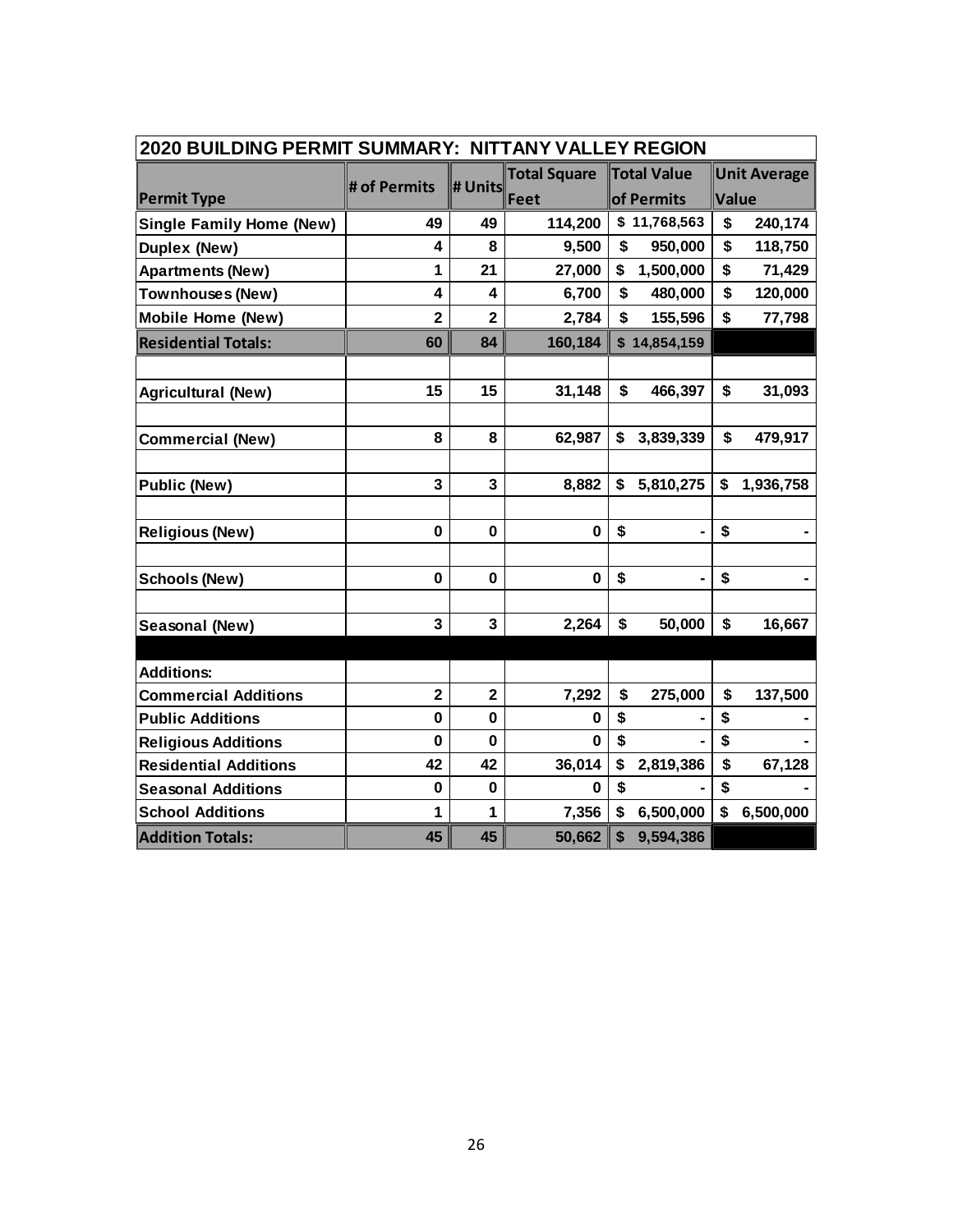| 2020 BUILDING PERMIT SUMMARY: NITTANY VALLEY REGION | | | | | |
|---|---|---|---|---|---|
| **Permit Type** | **# of Permits** | **# Units** | **Total Square Feet** | **Total Value of Permits** | **Unit Average Value** |
| **Single Family Home (New)** | 49 | 49 | 114,200 | $ 11,768,563 | $ 240,174 |
| **Duplex (New)** | 4 | 8 | 9,500 | $ 950,000 | $ 118,750 |
| **Apartments (New)** | 1 | 21 | 27,000 | $ 1,500,000 | $ 71,429 |
| **Townhouses (New)** | 4 | 4 | 6,700 | $ 480,000 | $ 120,000 |
| **Mobile Home (New)** | 2 | 2 | 2,784 | $ 155,596 | $ 77,798 |
| **Residential Totals:** | 60 | 84 | 160,184 | $ 14,854,159 | |
| | | | | | |
| **Agricultural (New)** | 15 | 15 | 31,148 | $ 466,397 | $ 31,093 |
| | | | | | |
| **Commercial (New)** | 8 | 8 | 62,987 | $ 3,839,339 | $ 479,917 |
| | | | | | |
| **Public (New)** | 3 | 3 | 8,882 | $ 5,810,275 | $ 1,936,758 |
| | | | | | |
| **Religious (New)** | 0 | 0 | 0 | $ - | $ - |
| | | | | | |
| **Schools (New)** | 0 | 0 | 0 | $ - | $ - |
| | | | | | |
| **Seasonal (New)** | 3 | 3 | 2,264 | $ 50,000 | $ 16,667 |
| | | | | | |
| **Additions:** | | | | | |
| **Commercial Additions** | 2 | 2 | 7,292 | $ 275,000 | $ 137,500 |
| **Public Additions** | 0 | 0 | 0 | $ - | $ - |
| **Religious Additions** | 0 | 0 | 0 | $ - | $ - |
| **Residential Additions** | 42 | 42 | 36,014 | $ 2,819,386 | $ 67,128 |
| **Seasonal Additions** | 0 | 0 | 0 | $ - | $ - |
| **School Additions** | 1 | 1 | 7,356 | $ 6,500,000 | $ 6,500,000 |
| **Addition Totals:** | 45 | 45 | 50,662 | $ 9,594,386 | |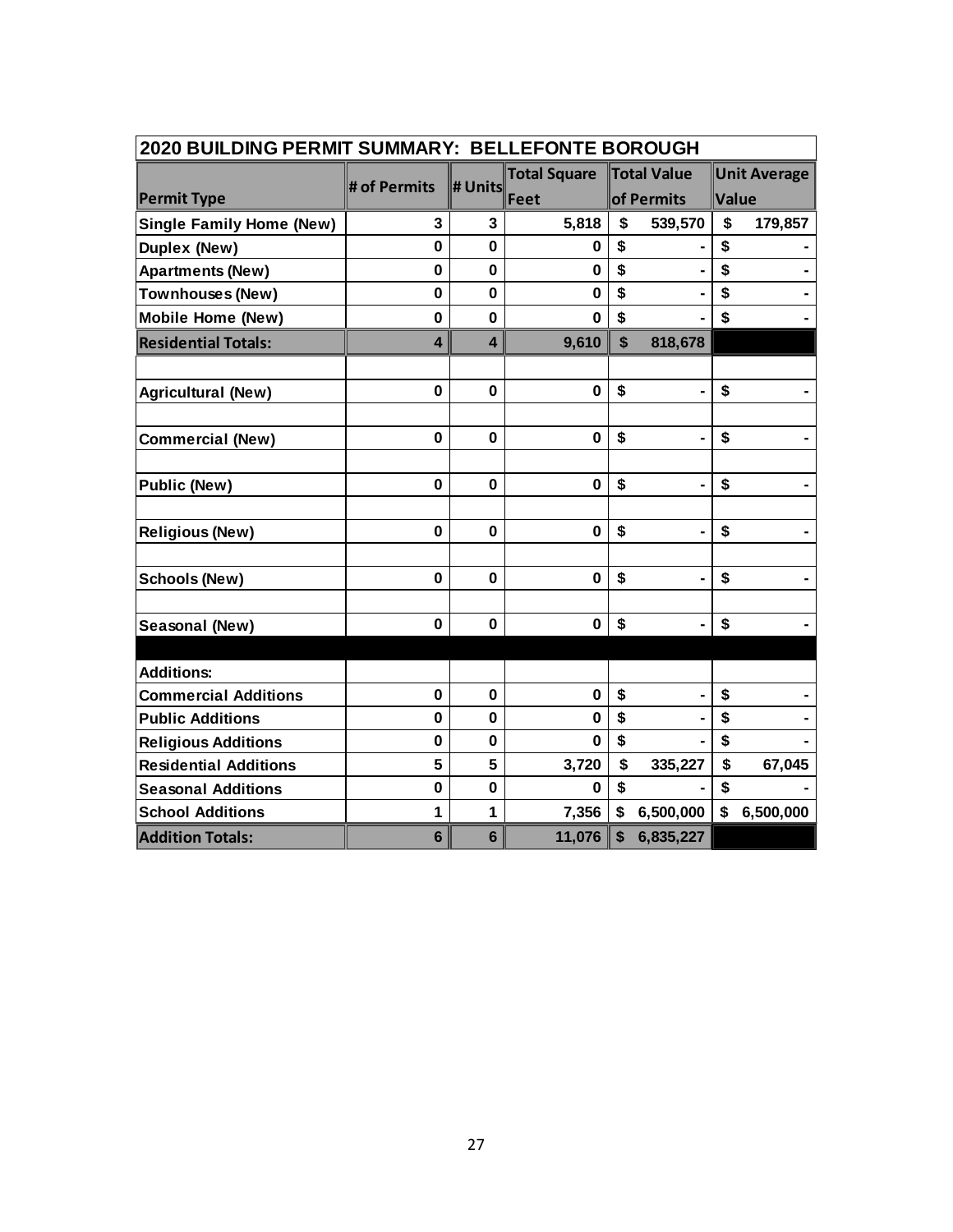| 2020 BUILDING PERMIT SUMMARY: BELLEFONTE BOROUGH | | | | | |
|---|---|---|---|---|---|
| **Permit Type** | **# of Permits** | **# Units** | **Total Square Feet** | **Total Value of Permits** | **Unit Average Value** |
| **Single Family Home (New)** | 3 | 3 | 5,818 | $ 539,570 | $ 179,857 |
| **Duplex (New)** | 0 | 0 | 0 | $ - | $ - |
| **Apartments (New)** | 0 | 0 | 0 | $ - | $ - |
| **Townhouses (New)** | 0 | 0 | 0 | $ - | $ - |
| **Mobile Home (New)** | 0 | 0 | 0 | $ - | $ - |
| **Residential Totals:** | 4 | 4 | 9,610 | $ 818,678 | |
| | | | | | |
| **Agricultural (New)** | 0 | 0 | 0 | $ - | $ - |
| | | | | | |
| **Commercial (New)** | 0 | 0 | 0 | $ - | $ - |
| | | | | | |
| **Public (New)** | 0 | 0 | 0 | $ - | $ - |
| | | | | | |
| **Religious (New)** | 0 | 0 | 0 | $ - | $ - |
| | | | | | |
| **Schools (New)** | 0 | 0 | 0 | $ - | $ - |
| | | | | | |
| **Seasonal (New)** | 0 | 0 | 0 | $ - | $ - |
| | | | | | |
| **Additions:** | | | | | |
| **Commercial Additions** | 0 | 0 | 0 | $ - | $ - |
| **Public Additions** | 0 | 0 | 0 | $ - | $ - |
| **Religious Additions** | 0 | 0 | 0 | $ - | $ - |
| **Residential Additions** | 5 | 5 | 3,720 | $ 335,227 | $ 67,045 |
| **Seasonal Additions** | 0 | 0 | 0 | $ - | $ - |
| **School Additions** | 1 | 1 | 7,356 | $ 6,500,000 | $ 6,500,000 |
| **Addition Totals:** | 6 | 6 | 11,076 | $ 6,835,227 | |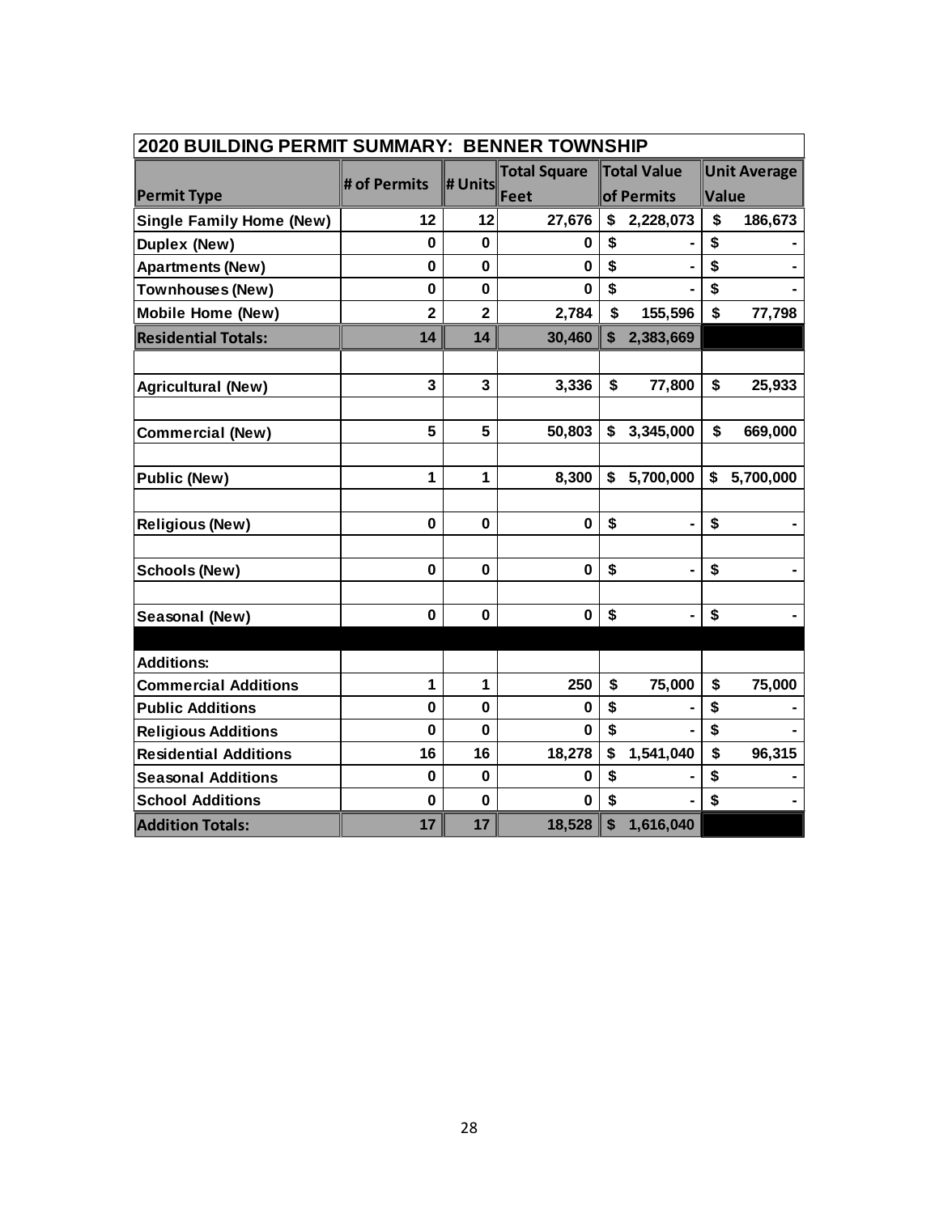| 2020 BUILDING PERMIT SUMMARY: BENNER TOWNSHIP | | | | | |
|---|---|---|---|---|---|
| **Permit Type** | **# of Permits** | **# Units** | **Total Square Feet** | **Total Value of Permits** | **Unit Average Value** |
| **Single Family Home (New)** | 12 | 12 | 27,676 | $ 2,228,073 | $ 186,673 |
| **Duplex (New)** | 0 | 0 | 0 | $ - | $ - |
| **Apartments (New)** | 0 | 0 | 0 | $ - | $ - |
| **Townhouses (New)** | 0 | 0 | 0 | $ - | $ - |
| **Mobile Home (New)** | 2 | 2 | 2,784 | $ 155,596 | $ 77,798 |
| **Residential Totals:** | 14 | 14 | 30,460 | $ 2,383,669 | |
| | | | | | |
| **Agricultural (New)** | 3 | 3 | 3,336 | $ 77,800 | $ 25,933 |
| | | | | | |
| **Commercial (New)** | 5 | 5 | 50,803 | $ 3,345,000 | $ 669,000 |
| | | | | | |
| **Public (New)** | 1 | 1 | 8,300 | $ 5,700,000 | $ 5,700,000 |
| | | | | | |
| **Religious (New)** | 0 | 0 | 0 | $ - | $ - |
| | | | | | |
| **Schools (New)** | 0 | 0 | 0 | $ - | $ - |
| | | | | | |
| **Seasonal (New)** | 0 | 0 | 0 | $ - | $ - |
| | | | | | |
| **Additions:** | | | | | |
| **Commercial Additions** | 1 | 1 | 250 | $ 75,000 | $ 75,000 |
| **Public Additions** | 0 | 0 | 0 | $ - | $ - |
| **Religious Additions** | 0 | 0 | 0 | $ - | $ - |
| **Residential Additions** | 16 | 16 | 18,278 | $ 1,541,040 | $ 96,315 |
| **Seasonal Additions** | 0 | 0 | 0 | $ - | $ - |
| **School Additions** | 0 | 0 | 0 | $ - | $ - |
| **Addition Totals:** | 17 | 17 | 18,528 | $ 1,616,040 | |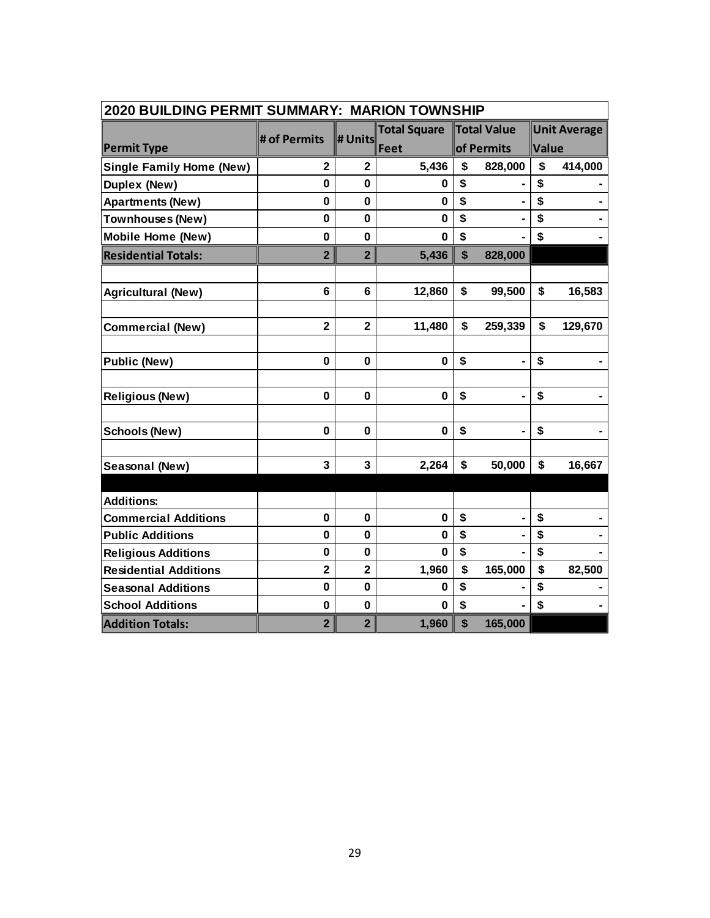| 2020 BUILDING PERMIT SUMMARY: MARION TOWNSHIP | | | | | |
|---|---|---|---|---|---|
| **Permit Type** | **# of Permits** | **# Units** | **Total Square Feet** | **Total Value of Permits** | **Unit Average Value** |
| **Single Family Home (New)** | **2** | **2** | **5,436** | **$ 828,000** | **$ 414,000** |
| **Duplex (New)** | **0** | **0** | **0** | **$ -** | **$ -** |
| **Apartments (New)** | **0** | **0** | **0** | **$ -** | **$ -** |
| **Townhouses (New)** | **0** | **0** | **0** | **$ -** | **$ -** |
| **Mobile Home (New)** | **0** | **0** | **0** | **$ -** | **$ -** |
| **Residential Totals:** | **2** | **2** | **5,436** | **$ 828,000** | |
| | | | | | |
| **Agricultural (New)** | **6** | **6** | **12,860** | **$ 99,500** | **$ 16,583** |
| | | | | | |
| **Commercial (New)** | **2** | **2** | **11,480** | **$ 259,339** | **$ 129,670** |
| | | | | | |
| **Public (New)** | **0** | **0** | **0** | **$ -** | **$ -** |
| | | | | | |
| **Religious (New)** | **0** | **0** | **0** | **$ -** | **$ -** |
| | | | | | |
| **Schools (New)** | **0** | **0** | **0** | **$ -** | **$ -** |
| | | | | | |
| **Seasonal (New)** | **3** | **3** | **2,264** | **$ 50,000** | **$ 16,667** |
| | | | | | |
| **Additions:** | | | | | |
| **Commercial Additions** | **0** | **0** | **0** | **$ -** | **$ -** |
| **Public Additions** | **0** | **0** | **0** | **$ -** | **$ -** |
| **Religious Additions** | **0** | **0** | **0** | **$ -** | **$ -** |
| **Residential Additions** | **2** | **2** | **1,960** | **$ 165,000** | **$ 82,500** |
| **Seasonal Additions** | **0** | **0** | **0** | **$ -** | **$ -** |
| **School Additions** | **0** | **0** | **0** | **$ -** | **$ -** |
| **Addition Totals:** | **2** | **2** | **1,960** | **$ 165,000** | |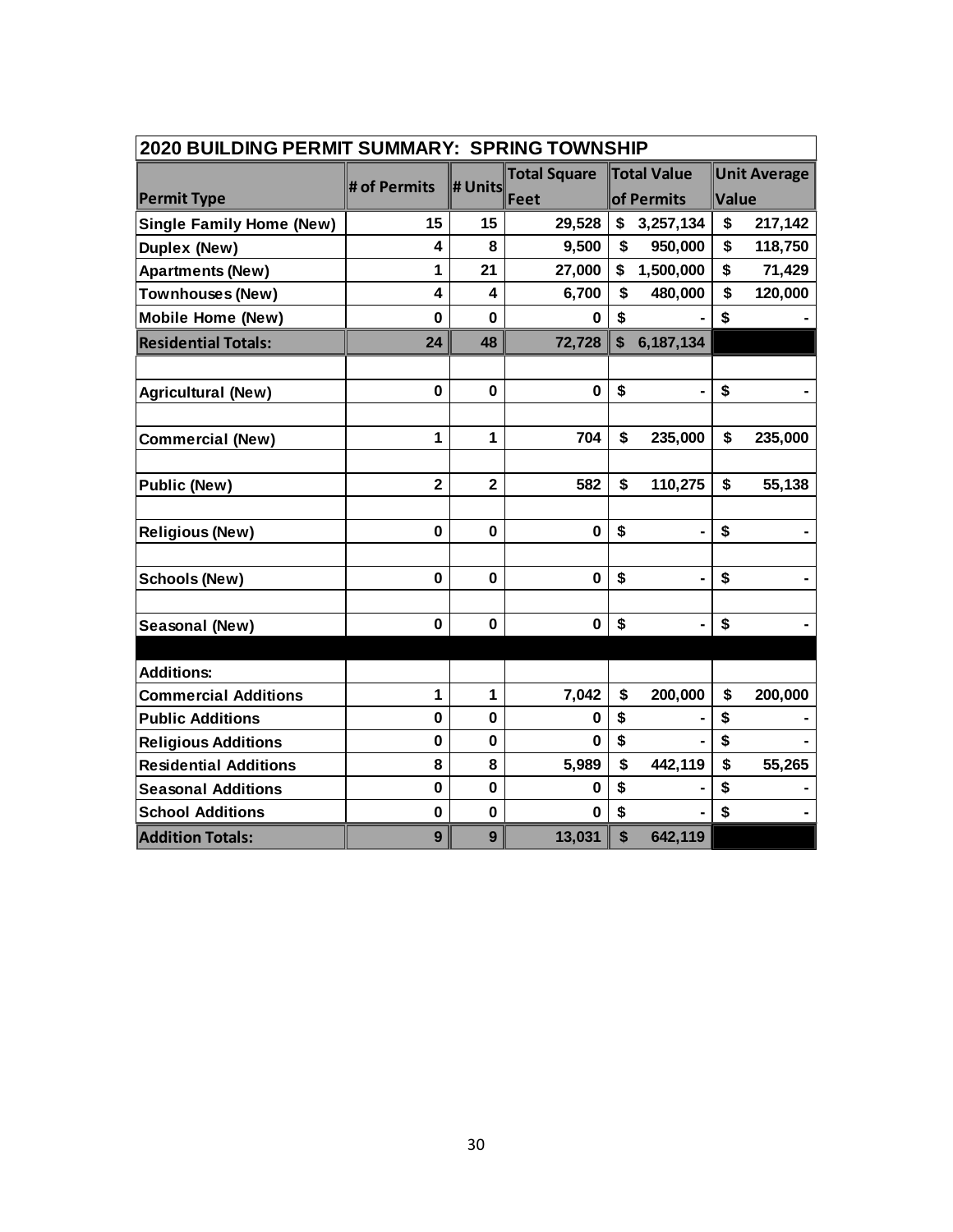| 2020 BUILDING PERMIT SUMMARY: SPRING TOWNSHIP | | | | | |
|---|---|---|---|---|---|
| **Permit Type** | **# of Permits** | **# Units** | **Total Square Feet** | **Total Value of Permits** | **Unit Average Value** |
| **Single Family Home (New)** | **15** | **15** | **29,528** | **$ 3,257,134** | **$ 217,142** |
| **Duplex (New)** | **4** | **8** | **9,500** | **$ 950,000** | **$ 118,750** |
| **Apartments (New)** | **1** | **21** | **27,000** | **$ 1,500,000** | **$ 71,429** |
| **Townhouses (New)** | **4** | **4** | **6,700** | **$ 480,000** | **$ 120,000** |
| **Mobile Home (New)** | **0** | **0** | **0** | **$ -** | **$ -** |
| **Residential Totals:** | **24** | **48** | **72,728** | **$ 6,187,134** | |
| | | | | | |
| **Agricultural (New)** | **0** | **0** | **0** | **$ -** | **$ -** |
| | | | | | |
| **Commercial (New)** | **1** | **1** | **704** | **$ 235,000** | **$ 235,000** |
| | | | | | |
| **Public (New)** | **2** | **2** | **582** | **$ 110,275** | **$ 55,138** |
| | | | | | |
| **Religious (New)** | **0** | **0** | **0** | **$ -** | **$ -** |
| | | | | | |
| **Schools (New)** | **0** | **0** | **0** | **$ -** | **$ -** |
| | | | | | |
| **Seasonal (New)** | **0** | **0** | **0** | **$ -** | **$ -** |
| | | | | | |
| **Additions:** | | | | | |
| **Commercial Additions** | **1** | **1** | **7,042** | **$ 200,000** | **$ 200,000** |
| **Public Additions** | **0** | **0** | **0** | **$ -** | **$ -** |
| **Religious Additions** | **0** | **0** | **0** | **$ -** | **$ -** |
| **Residential Additions** | **8** | **8** | **5,989** | **$ 442,119** | **$ 55,265** |
| **Seasonal Additions** | **0** | **0** | **0** | **$ -** | **$ -** |
| **School Additions** | **0** | **0** | **0** | **$ -** | **$ -** |
| **Addition Totals:** | **9** | **9** | **13,031** | **$ 642,119** | |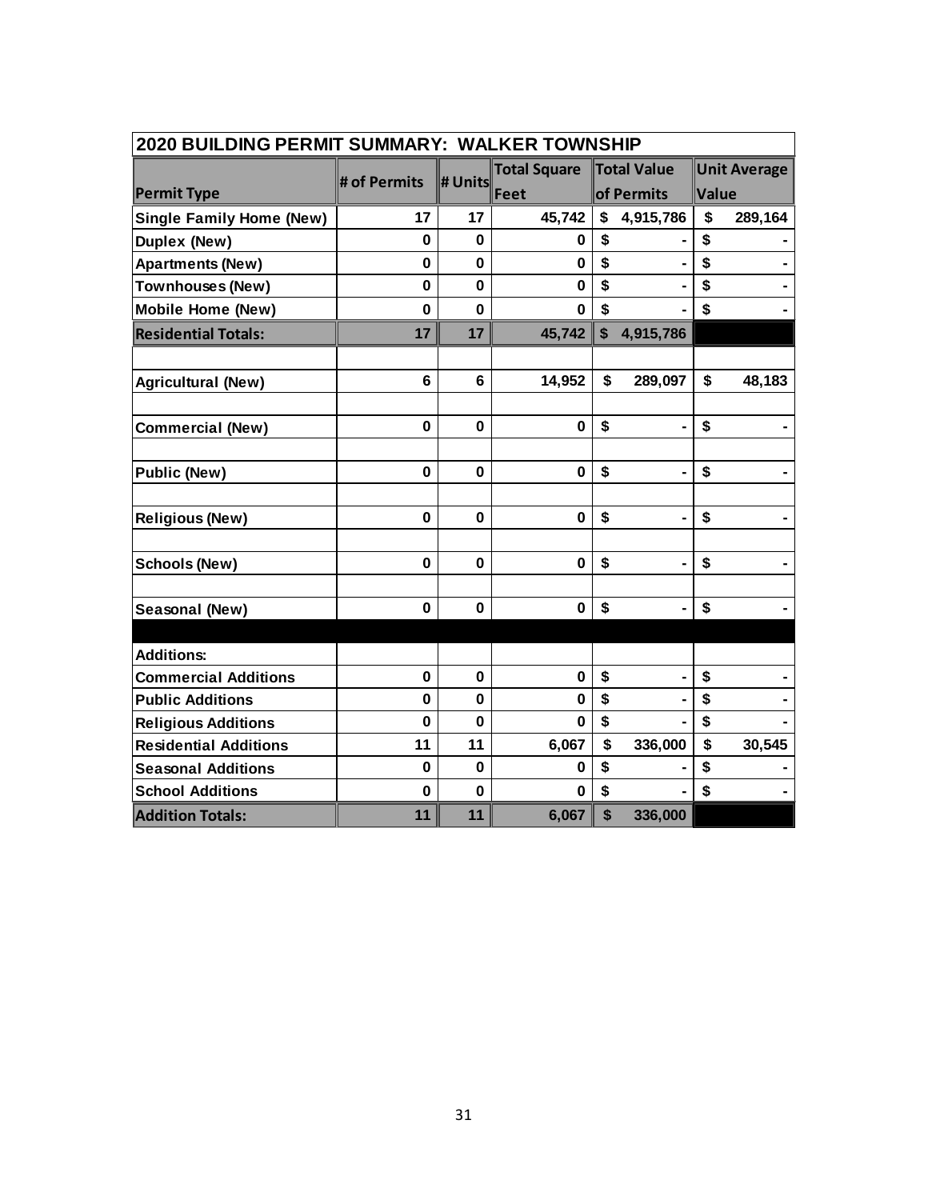| 2020 BUILDING PERMIT SUMMARY: WALKER TOWNSHIP | | | | | |
|---|---|---|---|---|---|
| **Permit Type** | **# of Permits** | **# Units** | **Total Square Feet** | **Total Value of Permits** | **Unit Average Value** |
| **Single Family Home (New)** | 17 | 17 | 45,742 | $ 4,915,786 | $ 289,164 |
| **Duplex (New)** | 0 | 0 | 0 | $ - | $ - |
| **Apartments (New)** | 0 | 0 | 0 | $ - | $ - |
| **Townhouses (New)** | 0 | 0 | 0 | $ - | $ - |
| **Mobile Home (New)** | 0 | 0 | 0 | $ - | $ - |
| **Residential Totals:** | 17 | 17 | 45,742 | $ 4,915,786 | |
| | | | | | |
| **Agricultural (New)** | 6 | 6 | 14,952 | $ 289,097 | $ 48,183 |
| | | | | | |
| **Commercial (New)** | 0 | 0 | 0 | $ - | $ - |
| | | | | | |
| **Public (New)** | 0 | 0 | 0 | $ - | $ - |
| | | | | | |
| **Religious (New)** | 0 | 0 | 0 | $ - | $ - |
| | | | | | |
| **Schools (New)** | 0 | 0 | 0 | $ - | $ - |
| | | | | | |
| **Seasonal (New)** | 0 | 0 | 0 | $ - | $ - |
| | | | | | |
| **Additions:** | | | | | |
| **Commercial Additions** | 0 | 0 | 0 | $ - | $ - |
| **Public Additions** | 0 | 0 | 0 | $ - | $ - |
| **Religious Additions** | 0 | 0 | 0 | $ - | $ - |
| **Residential Additions** | 11 | 11 | 6,067 | $ 336,000 | $ 30,545 |
| **Seasonal Additions** | 0 | 0 | 0 | $ - | $ - |
| **School Additions** | 0 | 0 | 0 | $ - | $ - |
| **Addition Totals:** | 11 | 11 | 6,067 | $ 336,000 | |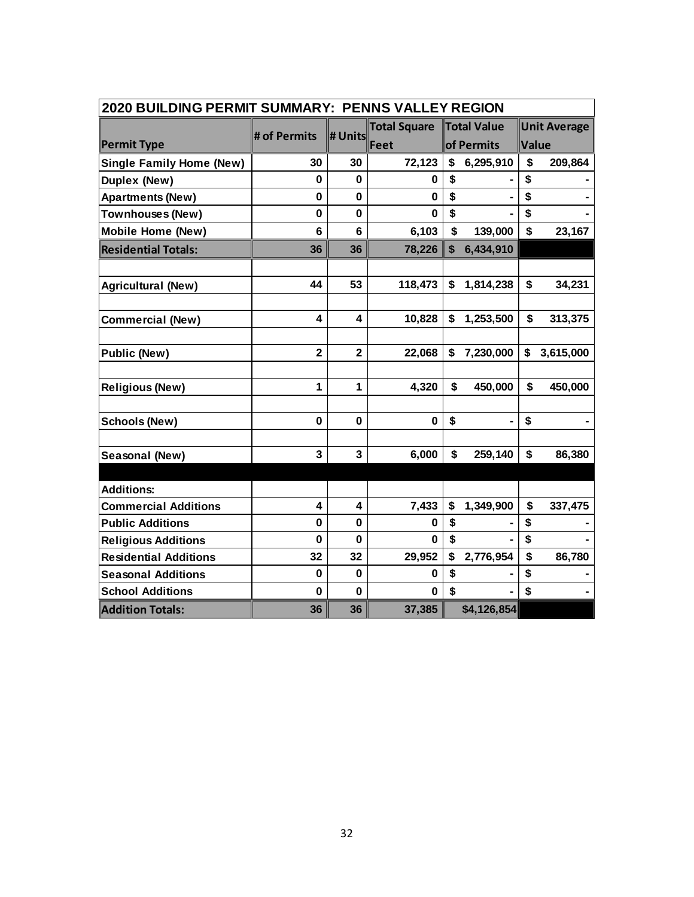| 2020 BUILDING PERMIT SUMMARY: PENNS VALLEY REGION | | | | | |
|---|---|---|---|---|---|
| **Permit Type** | **# of Permits** | **# Units** | **Total Square Feet** | **Total Value of Permits** | **Unit Average Value** |
| **Single Family Home (New)** | 30 | 30 | 72,123 | $ 6,295,910 | $ 209,864 |
| **Duplex (New)** | 0 | 0 | 0 | $ - | $ - |
| **Apartments (New)** | 0 | 0 | 0 | $ - | $ - |
| **Townhouses (New)** | 0 | 0 | 0 | $ - | $ - |
| **Mobile Home (New)** | 6 | 6 | 6,103 | $ 139,000 | $ 23,167 |
| **Residential Totals:** | 36 | 36 | 78,226 | $ 6,434,910 | |
| | | | | | |
| **Agricultural (New)** | 44 | 53 | 118,473 | $ 1,814,238 | $ 34,231 |
| | | | | | |
| **Commercial (New)** | 4 | 4 | 10,828 | $ 1,253,500 | $ 313,375 |
| | | | | | |
| **Public (New)** | 2 | 2 | 22,068 | $ 7,230,000 | $ 3,615,000 |
| | | | | | |
| **Religious (New)** | 1 | 1 | 4,320 | $ 450,000 | $ 450,000 |
| | | | | | |
| **Schools (New)** | 0 | 0 | 0 | $ - | $ - |
| | | | | | |
| **Seasonal (New)** | 3 | 3 | 6,000 | $ 259,140 | $ 86,380 |
| | | | | | |
| **Additions:** | | | | | |
| **Commercial Additions** | 4 | 4 | 7,433 | $ 1,349,900 | $ 337,475 |
| **Public Additions** | 0 | 0 | 0 | $ - | $ - |
| **Religious Additions** | 0 | 0 | 0 | $ - | $ - |
| **Residential Additions** | 32 | 32 | 29,952 | $ 2,776,954 | $ 86,780 |
| **Seasonal Additions** | 0 | 0 | 0 | $ - | $ - |
| **School Additions** | 0 | 0 | 0 | $ - | $ - |
| **Addition Totals:** | 36 | 36 | 37,385 | $4,126,854 | |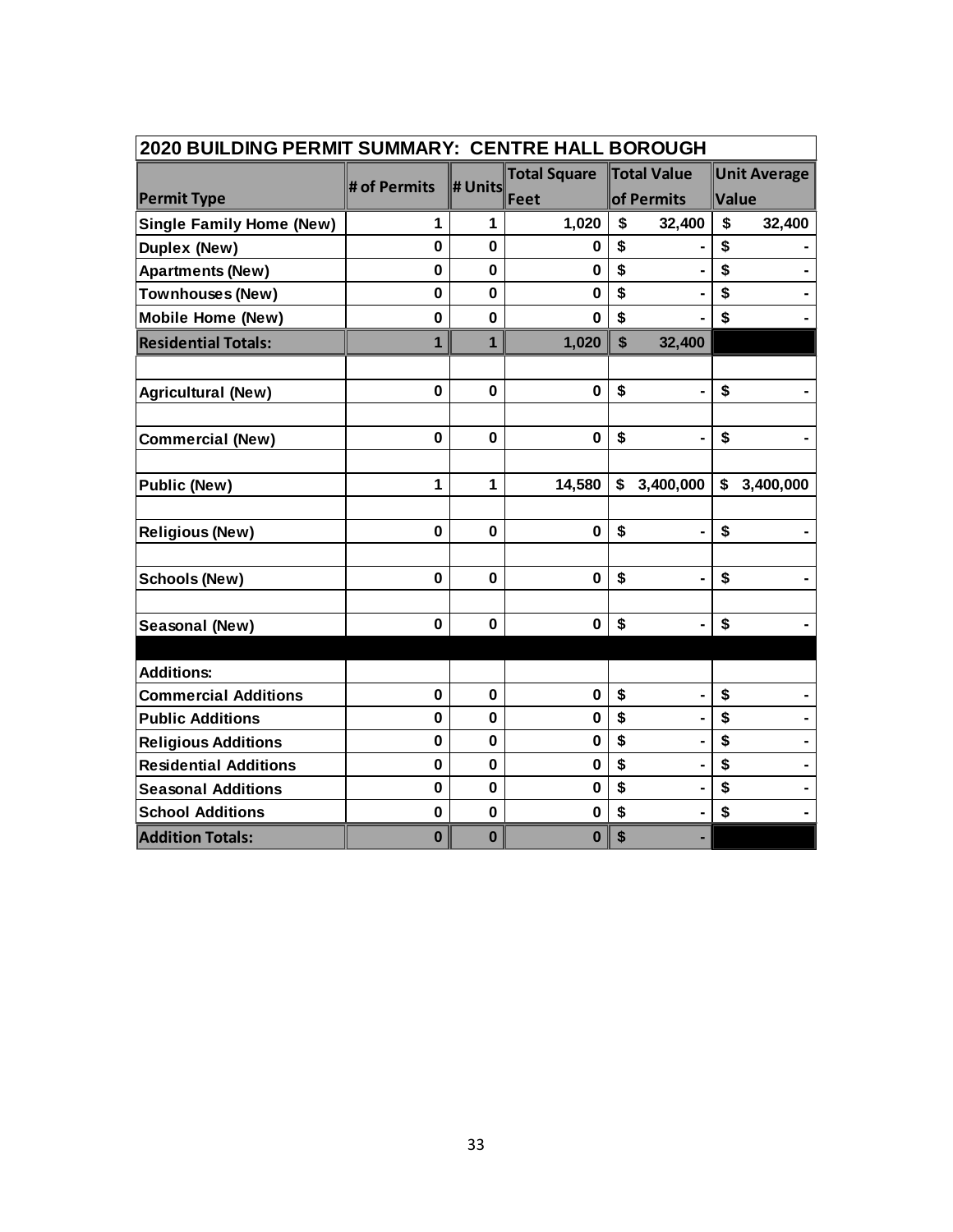| 2020 BUILDING PERMIT SUMMARY: CENTRE HALL BOROUGH | | | | | |
|---|---|---|---|---|---|
| **Permit Type** | **# of Permits** | **# Units** | **Total Square Feet** | **Total Value of Permits** | **Unit Average Value** |
| **Single Family Home (New)** | 1 | 1 | 1,020 | $ 32,400 | $ 32,400 |
| **Duplex (New)** | 0 | 0 | 0 | $ - | $ - |
| **Apartments (New)** | 0 | 0 | 0 | $ - | $ - |
| **Townhouses (New)** | 0 | 0 | 0 | $ - | $ - |
| **Mobile Home (New)** | 0 | 0 | 0 | $ - | $ - |
| **Residential Totals:** | 1 | 1 | 1,020 | $ 32,400 | |
| | | | | | |
| **Agricultural (New)** | 0 | 0 | 0 | $ - | $ - |
| | | | | | |
| **Commercial (New)** | 0 | 0 | 0 | $ - | $ - |
| | | | | | |
| **Public (New)** | 1 | 1 | 14,580 | $ 3,400,000 | $ 3,400,000 |
| | | | | | |
| **Religious (New)** | 0 | 0 | 0 | $ - | $ - |
| | | | | | |
| **Schools (New)** | 0 | 0 | 0 | $ - | $ - |
| | | | | | |
| **Seasonal (New)** | 0 | 0 | 0 | $ - | $ - |
| | | | | | |
| **Additions:** | | | | | |
| **Commercial Additions** | 0 | 0 | 0 | $ - | $ - |
| **Public Additions** | 0 | 0 | 0 | $ - | $ - |
| **Religious Additions** | 0 | 0 | 0 | $ - | $ - |
| **Residential Additions** | 0 | 0 | 0 | $ - | $ - |
| **Seasonal Additions** | 0 | 0 | 0 | $ - | $ - |
| **School Additions** | 0 | 0 | 0 | $ - | $ - |
| **Addition Totals:** | 0 | 0 | 0 | $ - | |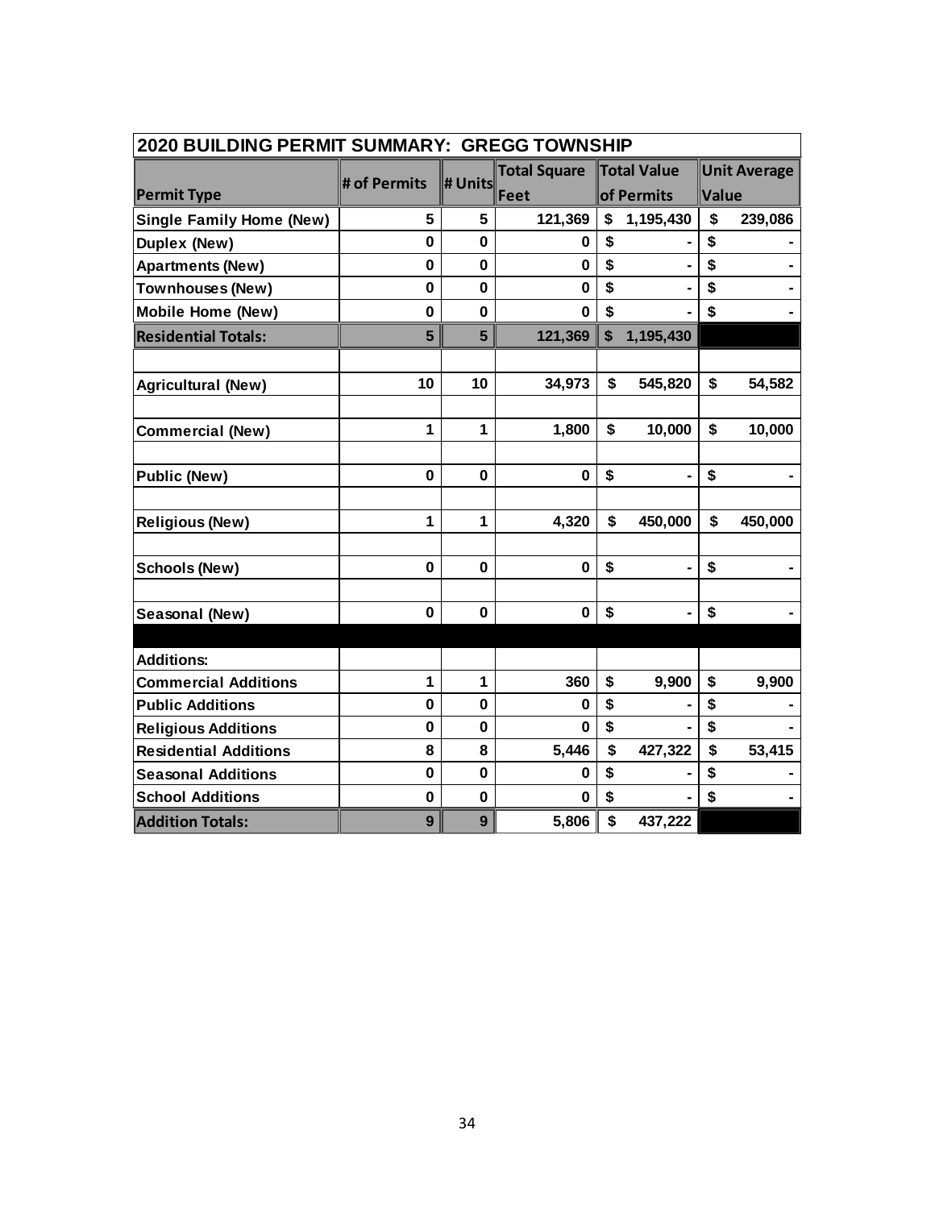| 2020 BUILDING PERMIT SUMMARY: GREGG TOWNSHIP | | | | | |
|---|---|---|---|---|---|
| **Permit Type** | **# of Permits** | **# Units** | **Total Square Feet** | **Total Value of Permits** | **Unit Average Value** |
| **Single Family Home (New)** | 5 | 5 | 121,369 | $ 1,195,430 | $ 239,086 |
| **Duplex (New)** | 0 | 0 | 0 | $ - | $ - |
| **Apartments (New)** | 0 | 0 | 0 | $ - | $ - |
| **Townhouses (New)** | 0 | 0 | 0 | $ - | $ - |
| **Mobile Home (New)** | 0 | 0 | 0 | $ - | $ - |
| **Residential Totals:** | 5 | 5 | 121,369 | $ 1,195,430 | |
| | | | | | |
| **Agricultural (New)** | 10 | 10 | 34,973 | $ 545,820 | $ 54,582 |
| | | | | | |
| **Commercial (New)** | 1 | 1 | 1,800 | $ 10,000 | $ 10,000 |
| | | | | | |
| **Public (New)** | 0 | 0 | 0 | $ - | $ - |
| | | | | | |
| **Religious (New)** | 1 | 1 | 4,320 | $ 450,000 | $ 450,000 |
| | | | | | |
| **Schools (New)** | 0 | 0 | 0 | $ - | $ - |
| | | | | | |
| **Seasonal (New)** | 0 | 0 | 0 | $ - | $ - |
| | | | | | |
| **Additions:** | | | | | |
| **Commercial Additions** | 1 | 1 | 360 | $ 9,900 | $ 9,900 |
| **Public Additions** | 0 | 0 | 0 | $ - | $ - |
| **Religious Additions** | 0 | 0 | 0 | $ - | $ - |
| **Residential Additions** | 8 | 8 | 5,446 | $ 427,322 | $ 53,415 |
| **Seasonal Additions** | 0 | 0 | 0 | $ - | $ - |
| **School Additions** | 0 | 0 | 0 | $ - | $ - |
| **Addition Totals:** | 9 | 9 | 5,806 | $ 437,222 | |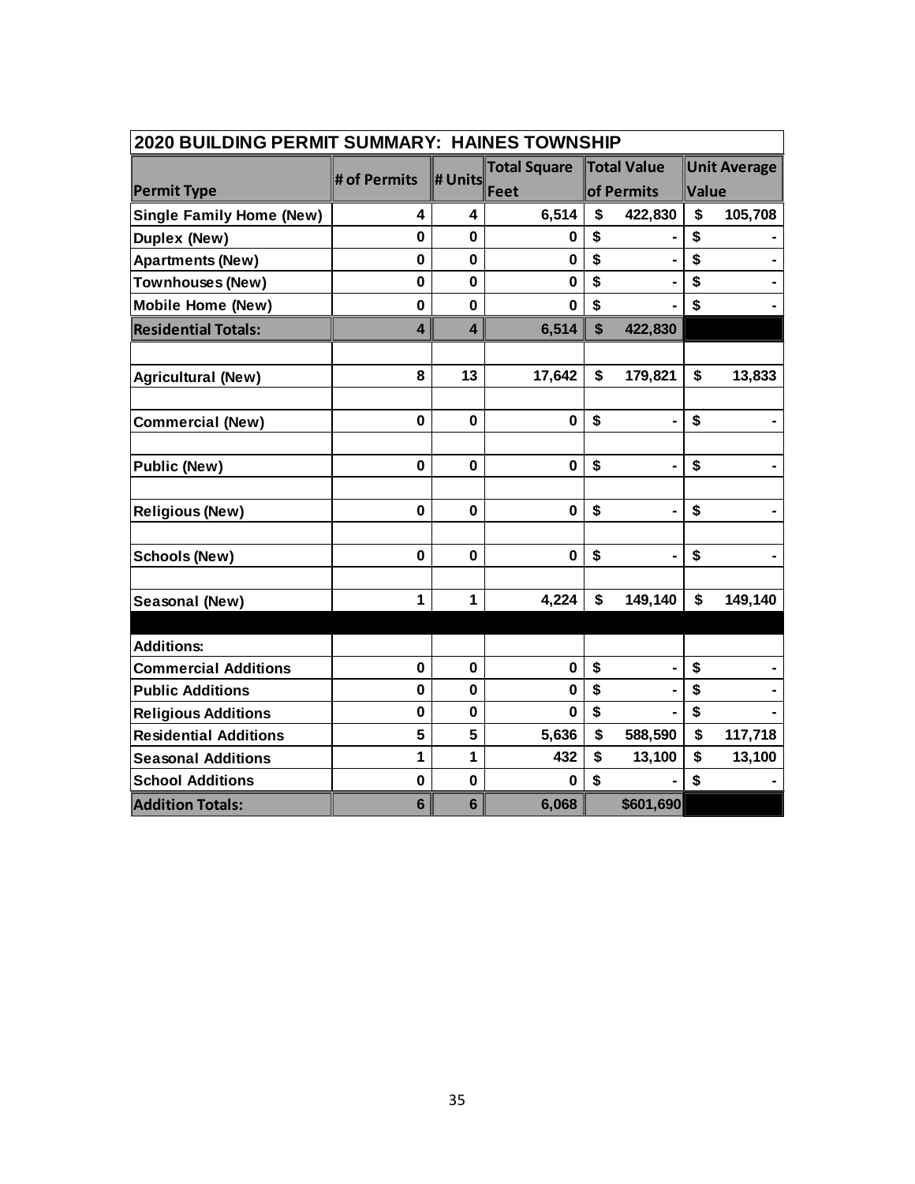| 2020 BUILDING PERMIT SUMMARY: HAINES TOWNSHIP | | | | | |
|---|---|---|---|---|---|
| **Permit Type** | **# of Permits** | **# Units** | **Total Square Feet** | **Total Value of Permits** | **Unit Average Value** |
| **Single Family Home (New)** | 4 | 4 | 6,514 | $ 422,830 | $ 105,708 |
| **Duplex (New)** | 0 | 0 | 0 | $ - | $ - |
| **Apartments (New)** | 0 | 0 | 0 | $ - | $ - |
| **Townhouses (New)** | 0 | 0 | 0 | $ - | $ - |
| **Mobile Home (New)** | 0 | 0 | 0 | $ - | $ - |
| **Residential Totals:** | 4 | 4 | 6,514 | $ 422,830 | |
| | | | | | |
| **Agricultural (New)** | 8 | 13 | 17,642 | $ 179,821 | $ 13,833 |
| | | | | | |
| **Commercial (New)** | 0 | 0 | 0 | $ - | $ - |
| | | | | | |
| **Public (New)** | 0 | 0 | 0 | $ - | $ - |
| | | | | | |
| **Religious (New)** | 0 | 0 | 0 | $ - | $ - |
| | | | | | |
| **Schools (New)** | 0 | 0 | 0 | $ - | $ - |
| | | | | | |
| **Seasonal (New)** | 1 | 1 | 4,224 | $ 149,140 | $ 149,140 |
| | | | | | |
| **Additions:** | | | | | |
| **Commercial Additions** | 0 | 0 | 0 | $ - | $ - |
| **Public Additions** | 0 | 0 | 0 | $ - | $ - |
| **Religious Additions** | 0 | 0 | 0 | $ - | $ - |
| **Residential Additions** | 5 | 5 | 5,636 | $ 588,590 | $ 117,718 |
| **Seasonal Additions** | 1 | 1 | 432 | $ 13,100 | $ 13,100 |
| **School Additions** | 0 | 0 | 0 | $ - | $ - |
| **Addition Totals:** | 6 | 6 | 6,068 | $601,690 | |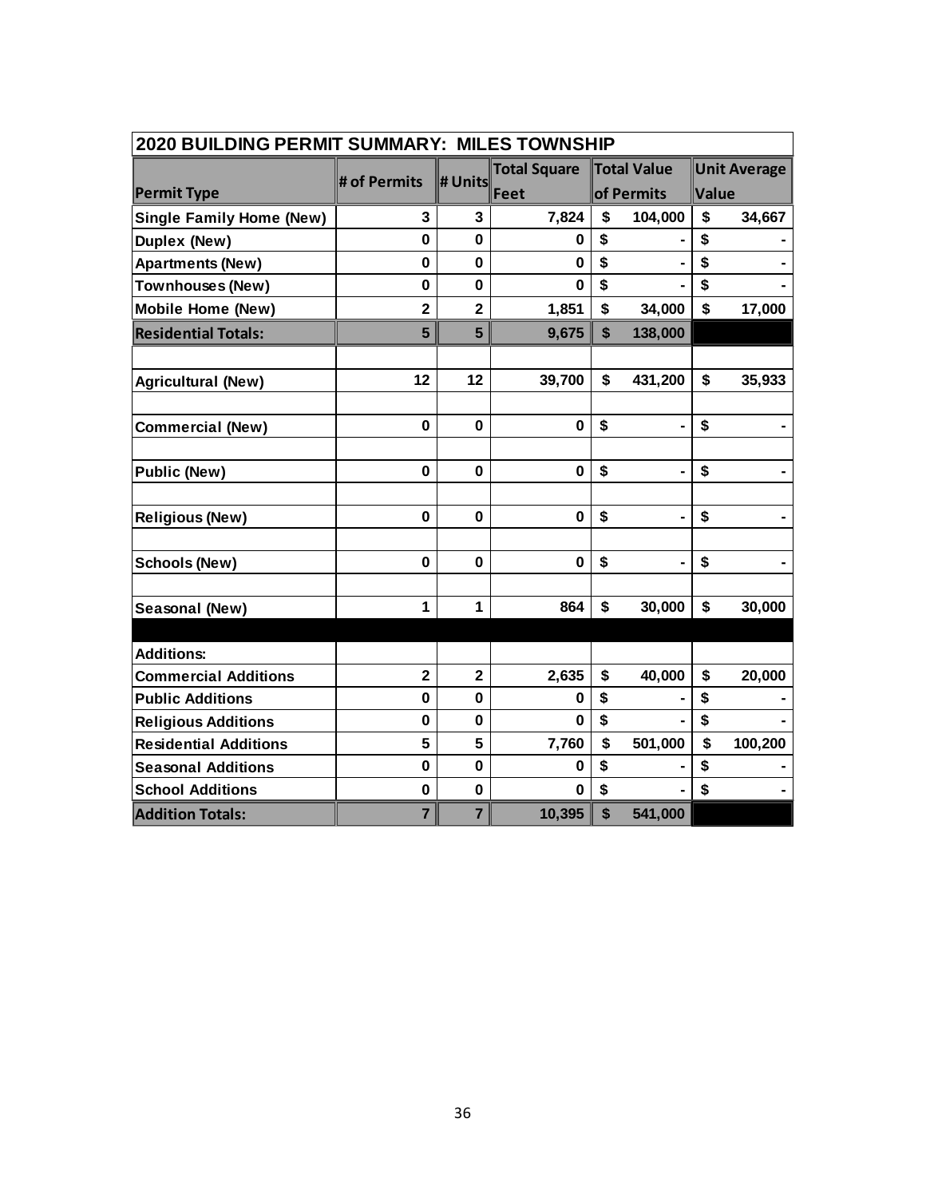| 2020 BUILDING PERMIT SUMMARY: MILES TOWNSHIP | | | | | |
|---|---|---|---|---|---|
| **Permit Type** | **# of Permits** | **# Units** | **Total Square Feet** | **Total Value of Permits** | **Unit Average Value** |
| **Single Family Home (New)** | **3** | **3** | **7,824** | **$ 104,000** | **$ 34,667** |
| **Duplex (New)** | **0** | **0** | **0** | **$ -** | **$ -** |
| **Apartments (New)** | **0** | **0** | **0** | **$ -** | **$ -** |
| **Townhouses (New)** | **0** | **0** | **0** | **$ -** | **$ -** |
| **Mobile Home (New)** | **2** | **2** | **1,851** | **$ 34,000** | **$ 17,000** |
| **Residential Totals:** | **5** | **5** | **9,675** | **$ 138,000** | |
| | | | | | |
| **Agricultural (New)** | **12** | **12** | **39,700** | **$ 431,200** | **$ 35,933** |
| | | | | | |
| **Commercial (New)** | **0** | **0** | **0** | **$ -** | **$ -** |
| | | | | | |
| **Public (New)** | **0** | **0** | **0** | **$ -** | **$ -** |
| | | | | | |
| **Religious (New)** | **0** | **0** | **0** | **$ -** | **$ -** |
| | | | | | |
| **Schools (New)** | **0** | **0** | **0** | **$ -** | **$ -** |
| | | | | | |
| **Seasonal (New)** | **1** | **1** | **864** | **$ 30,000** | **$ 30,000** |
| | | | | | |
| **Additions:** | | | | | |
| **Commercial Additions** | **2** | **2** | **2,635** | **$ 40,000** | **$ 20,000** |
| **Public Additions** | **0** | **0** | **0** | **$ -** | **$ -** |
| **Religious Additions** | **0** | **0** | **0** | **$ -** | **$ -** |
| **Residential Additions** | **5** | **5** | **7,760** | **$ 501,000** | **$ 100,200** |
| **Seasonal Additions** | **0** | **0** | **0** | **$ -** | **$ -** |
| **School Additions** | **0** | **0** | **0** | **$ -** | **$ -** |
| **Addition Totals:** | **7** | **7** | **10,395** | **$ 541,000** | |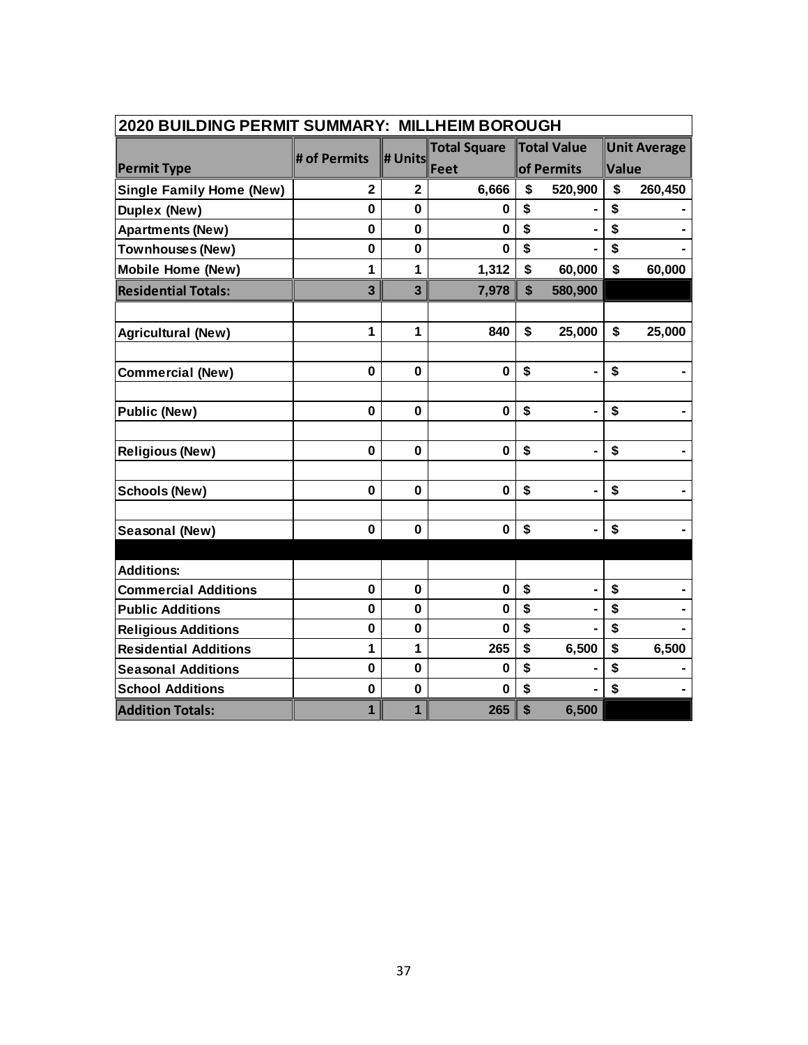| 2020 BUILDING PERMIT SUMMARY: MILLHEIM BOROUGH | | | | | |
|---|---|---|---|---|---|
| **Permit Type** | **# of Permits** | **# Units** | **Total Square Feet** | **Total Value of Permits** | **Unit Average Value** |
| **Single Family Home (New)** | **2** | **2** | **6,666** | **$ 520,900** | **$ 260,450** |
| **Duplex (New)** | **0** | **0** | **0** | **$ -** | **$ -** |
| **Apartments (New)** | **0** | **0** | **0** | **$ -** | **$ -** |
| **Townhouses (New)** | **0** | **0** | **0** | **$ -** | **$ -** |
| **Mobile Home (New)** | **1** | **1** | **1,312** | **$ 60,000** | **$ 60,000** |
| **Residential Totals:** | **3** | **3** | **7,978** | **$ 580,900** | |
| | | | | | |
| **Agricultural (New)** | **1** | **1** | **840** | **$ 25,000** | **$ 25,000** |
| | | | | | |
| **Commercial (New)** | **0** | **0** | **0** | **$ -** | **$ -** |
| | | | | | |
| **Public (New)** | **0** | **0** | **0** | **$ -** | **$ -** |
| | | | | | |
| **Religious (New)** | **0** | **0** | **0** | **$ -** | **$ -** |
| | | | | | |
| **Schools (New)** | **0** | **0** | **0** | **$ -** | **$ -** |
| | | | | | |
| **Seasonal (New)** | **0** | **0** | **0** | **$ -** | **$ -** |
| | | | | | |
| **Additions:** | | | | | |
| **Commercial Additions** | **0** | **0** | **0** | **$ -** | **$ -** |
| **Public Additions** | **0** | **0** | **0** | **$ -** | **$ -** |
| **Religious Additions** | **0** | **0** | **0** | **$ -** | **$ -** |
| **Residential Additions** | **1** | **1** | **265** | **$ 6,500** | **$ 6,500** |
| **Seasonal Additions** | **0** | **0** | **0** | **$ -** | **$ -** |
| **School Additions** | **0** | **0** | **0** | **$ -** | **$ -** |
| **Addition Totals:** | **1** | **1** | **265** | **$ 6,500** | |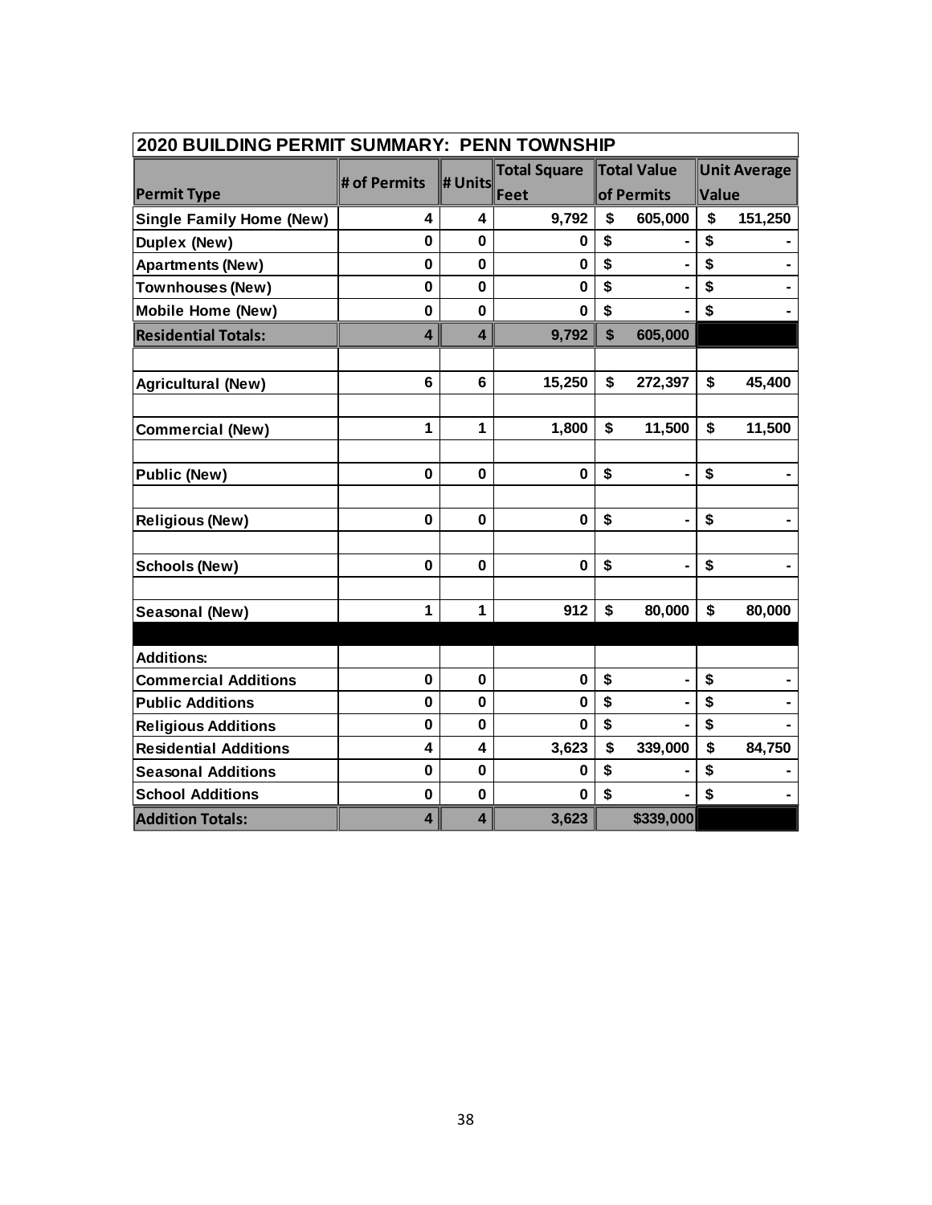| 2020 BUILDING PERMIT SUMMARY: PENN TOWNSHIP | | | | | |
|---|---|---|---|---|---|
| **Permit Type** | **# of Permits** | **# Units** | **Total Square Feet** | **Total Value of Permits** | **Unit Average Value** |
| **Single Family Home (New)** | 4 | 4 | 9,792 | $ 605,000 | $ 151,250 |
| **Duplex (New)** | 0 | 0 | 0 | $ - | $ - |
| **Apartments (New)** | 0 | 0 | 0 | $ - | $ - |
| **Townhouses (New)** | 0 | 0 | 0 | $ - | $ - |
| **Mobile Home (New)** | 0 | 0 | 0 | $ - | $ - |
| **Residential Totals:** | 4 | 4 | 9,792 | $ 605,000 | |
| | | | | | |
| **Agricultural (New)** | 6 | 6 | 15,250 | $ 272,397 | $ 45,400 |
| | | | | | |
| **Commercial (New)** | 1 | 1 | 1,800 | $ 11,500 | $ 11,500 |
| | | | | | |
| **Public (New)** | 0 | 0 | 0 | $ - | $ - |
| | | | | | |
| **Religious (New)** | 0 | 0 | 0 | $ - | $ - |
| | | | | | |
| **Schools (New)** | 0 | 0 | 0 | $ - | $ - |
| | | | | | |
| **Seasonal (New)** | 1 | 1 | 912 | $ 80,000 | $ 80,000 |
| | | | | | |
| **Additions:** | | | | | |
| **Commercial Additions** | 0 | 0 | 0 | $ - | $ - |
| **Public Additions** | 0 | 0 | 0 | $ - | $ - |
| **Religious Additions** | 0 | 0 | 0 | $ - | $ - |
| **Residential Additions** | 4 | 4 | 3,623 | $ 339,000 | $ 84,750 |
| **Seasonal Additions** | 0 | 0 | 0 | $ - | $ - |
| **School Additions** | 0 | 0 | 0 | $ - | $ - |
| **Addition Totals:** | 4 | 4 | 3,623 | $339,000 | |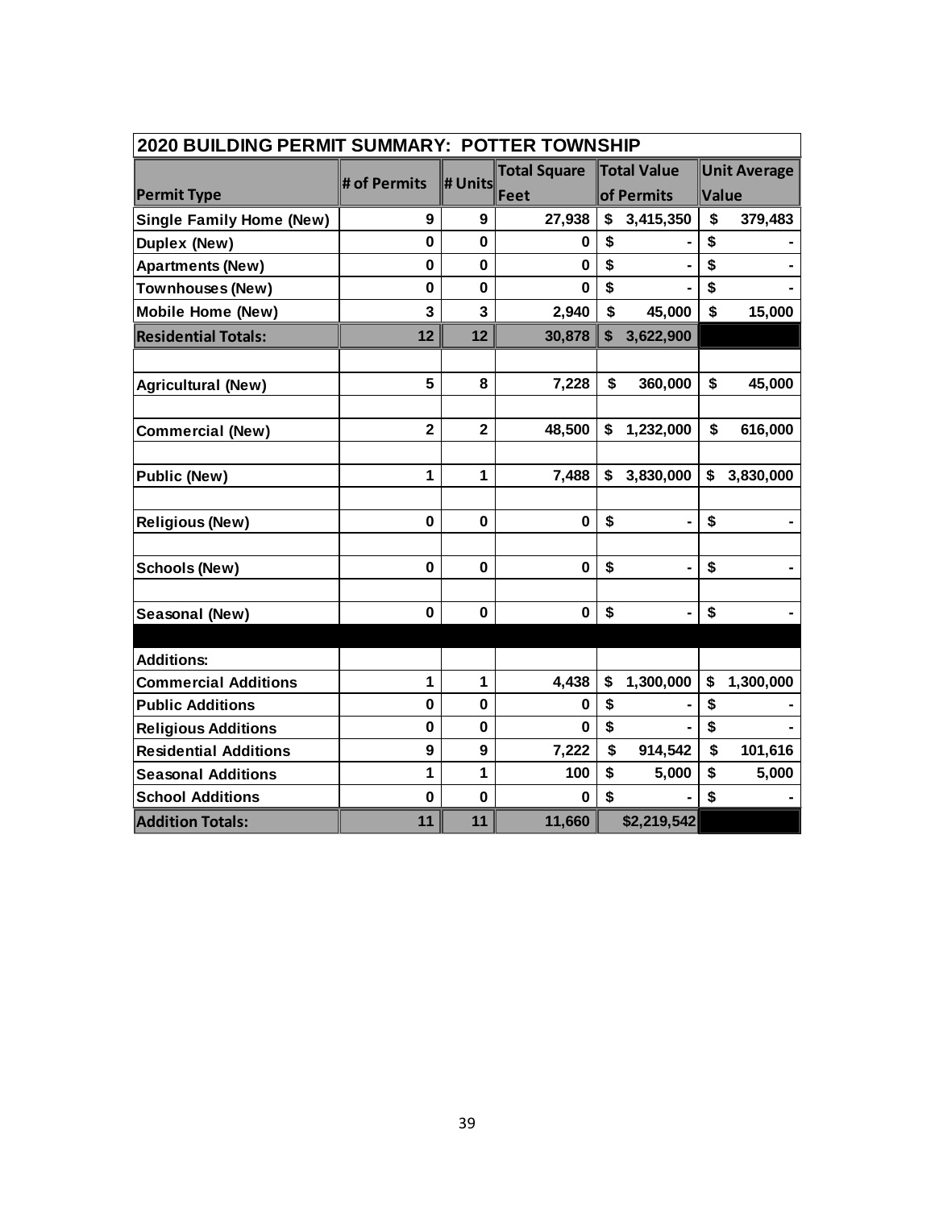| 2020 BUILDING PERMIT SUMMARY: POTTER TOWNSHIP | | | | | |
|---|---|---|---|---|---|
| **Permit Type** | **# of Permits** | **# Units** | **Total Square Feet** | **Total Value of Permits** | **Unit Average Value** |
| **Single Family Home (New)** | 9 | 9 | 27,938 | $ 3,415,350 | $ 379,483 |
| **Duplex (New)** | 0 | 0 | 0 | $ - | $ - |
| **Apartments (New)** | 0 | 0 | 0 | $ - | $ - |
| **Townhouses (New)** | 0 | 0 | 0 | $ - | $ - |
| **Mobile Home (New)** | 3 | 3 | 2,940 | $ 45,000 | $ 15,000 |
| **Residential Totals:** | 12 | 12 | 30,878 | $ 3,622,900 | |
| | | | | | |
| **Agricultural (New)** | 5 | 8 | 7,228 | $ 360,000 | $ 45,000 |
| | | | | | |
| **Commercial (New)** | 2 | 2 | 48,500 | $ 1,232,000 | $ 616,000 |
| | | | | | |
| **Public (New)** | 1 | 1 | 7,488 | $ 3,830,000 | $ 3,830,000 |
| | | | | | |
| **Religious (New)** | 0 | 0 | 0 | $ - | $ - |
| | | | | | |
| **Schools (New)** | 0 | 0 | 0 | $ - | $ - |
| | | | | | |
| **Seasonal (New)** | 0 | 0 | 0 | $ - | $ - |
| | | | | | |
| **Additions:** | | | | | |
| **Commercial Additions** | 1 | 1 | 4,438 | $ 1,300,000 | $ 1,300,000 |
| **Public Additions** | 0 | 0 | 0 | $ - | $ - |
| **Religious Additions** | 0 | 0 | 0 | $ - | $ - |
| **Residential Additions** | 9 | 9 | 7,222 | $ 914,542 | $ 101,616 |
| **Seasonal Additions** | 1 | 1 | 100 | $ 5,000 | $ 5,000 |
| **School Additions** | 0 | 0 | 0 | $ - | $ - |
| **Addition Totals:** | 11 | 11 | 11,660 | $2,219,542 | |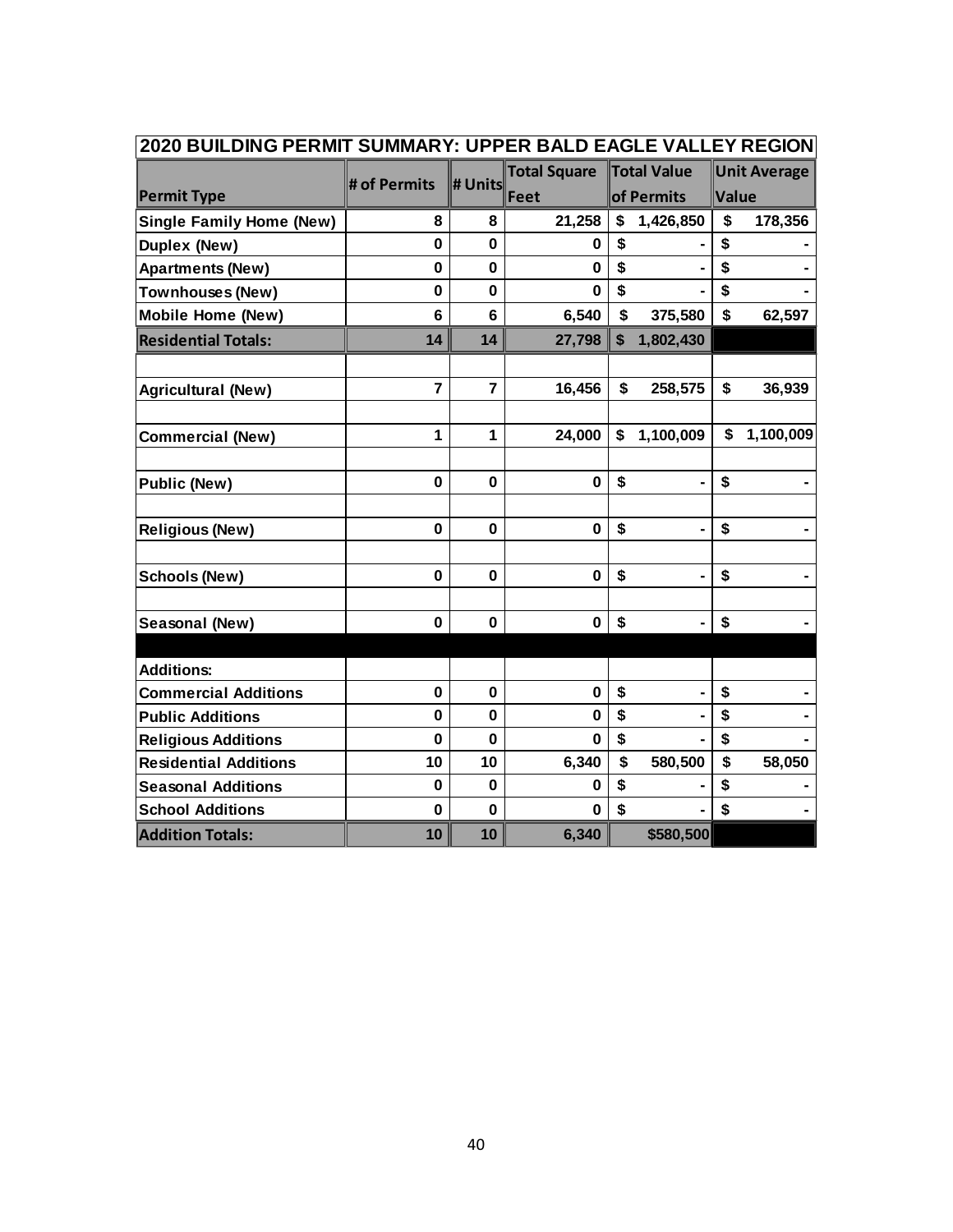| 2020 BUILDING PERMIT SUMMARY: UPPER BALD EAGLE VALLEY REGION | | | | | |
|---|---|---|---|---|---|
| **Permit Type** | **# of Permits** | **# Units** | **Total Square Feet** | **Total Value of Permits** | **Unit Average Value** |
| **Single Family Home (New)** | 8 | 8 | 21,258 | $ 1,426,850 | $ 178,356 |
| **Duplex (New)** | 0 | 0 | 0 | $ - | $ - |
| **Apartments (New)** | 0 | 0 | 0 | $ - | $ - |
| **Townhouses (New)** | 0 | 0 | 0 | $ - | $ - |
| **Mobile Home (New)** | 6 | 6 | 6,540 | $ 375,580 | $ 62,597 |
| **Residential Totals:** | 14 | 14 | 27,798 | $ 1,802,430 | |
| | | | | | |
| **Agricultural (New)** | 7 | 7 | 16,456 | $ 258,575 | $ 36,939 |
| | | | | | |
| **Commercial (New)** | 1 | 1 | 24,000 | $ 1,100,009 | $ 1,100,009 |
| | | | | | |
| **Public (New)** | 0 | 0 | 0 | $ - | $ - |
| | | | | | |
| **Religious (New)** | 0 | 0 | 0 | $ - | $ - |
| | | | | | |
| **Schools (New)** | 0 | 0 | 0 | $ - | $ - |
| | | | | | |
| **Seasonal (New)** | 0 | 0 | 0 | $ - | $ - |
| | | | | | |
| **Additions:** | | | | | |
| **Commercial Additions** | 0 | 0 | 0 | $ - | $ - |
| **Public Additions** | 0 | 0 | 0 | $ - | $ - |
| **Religious Additions** | 0 | 0 | 0 | $ - | $ - |
| **Residential Additions** | 10 | 10 | 6,340 | $ 580,500 | $ 58,050 |
| **Seasonal Additions** | 0 | 0 | 0 | $ - | $ - |
| **School Additions** | 0 | 0 | 0 | $ - | $ - |
| **Addition Totals:** | 10 | 10 | 6,340 | $580,500 | |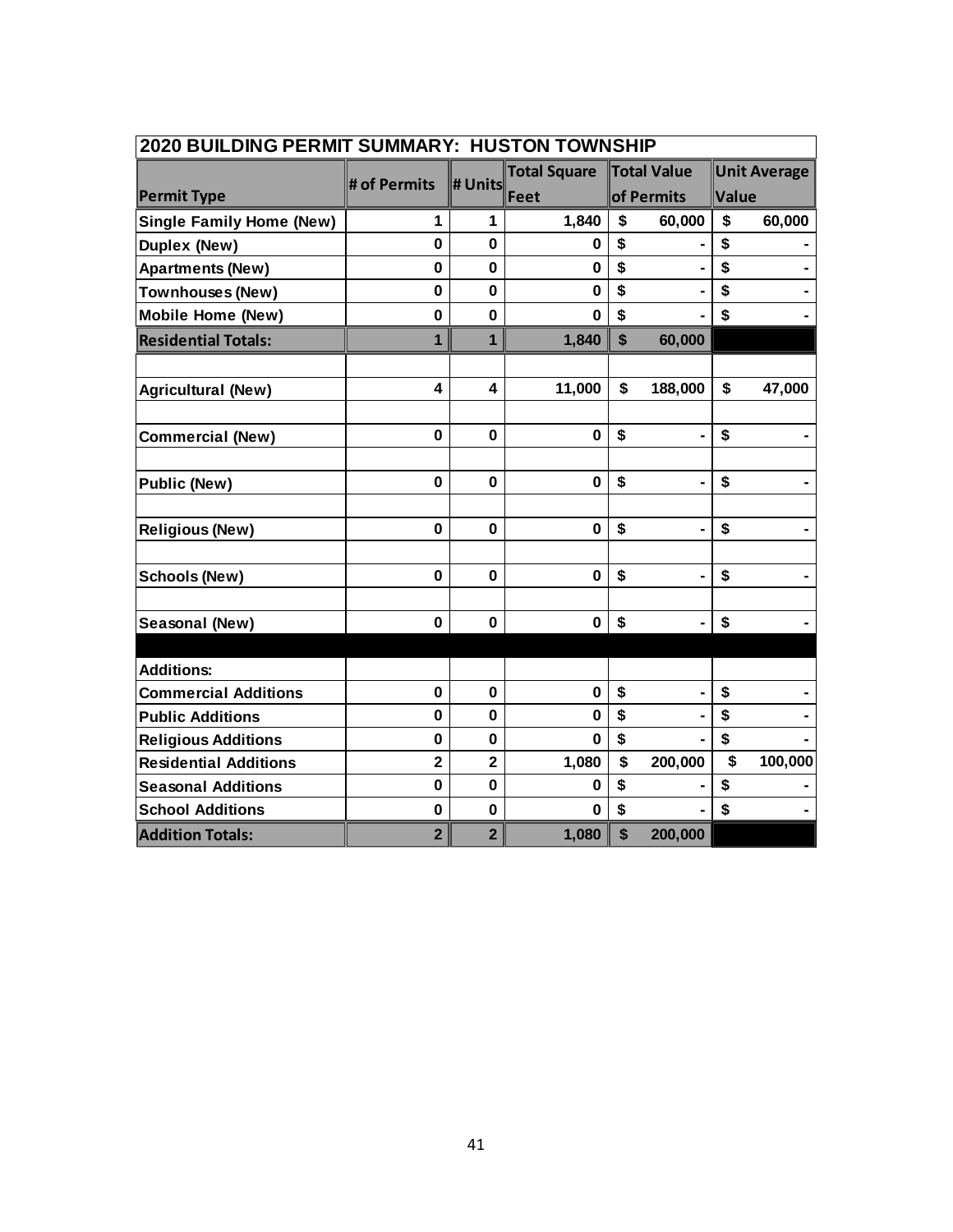| 2020 BUILDING PERMIT SUMMARY: HUSTON TOWNSHIP | | | | | |
|---|---|---|---|---|---|
| **Permit Type** | **# of Permits** | **# Units** | **Total Square Feet** | **Total Value of Permits** | **Unit Average Value** |
| **Single Family Home (New)** | 1 | 1 | 1,840 | $ 60,000 | $ 60,000 |
| **Duplex (New)** | 0 | 0 | 0 | $ - | $ - |
| **Apartments (New)** | 0 | 0 | 0 | $ - | $ - |
| **Townhouses (New)** | 0 | 0 | 0 | $ - | $ - |
| **Mobile Home (New)** | 0 | 0 | 0 | $ - | $ - |
| **Residential Totals:** | 1 | 1 | 1,840 | $ 60,000 | |
| | | | | | |
| **Agricultural (New)** | 4 | 4 | 11,000 | $ 188,000 | $ 47,000 |
| | | | | | |
| **Commercial (New)** | 0 | 0 | 0 | $ - | $ - |
| | | | | | |
| **Public (New)** | 0 | 0 | 0 | $ - | $ - |
| | | | | | |
| **Religious (New)** | 0 | 0 | 0 | $ - | $ - |
| | | | | | |
| **Schools (New)** | 0 | 0 | 0 | $ - | $ - |
| | | | | | |
| **Seasonal (New)** | 0 | 0 | 0 | $ - | $ - |
| | | | | | |
| **Additions:** | | | | | |
| **Commercial Additions** | 0 | 0 | 0 | $ - | $ - |
| **Public Additions** | 0 | 0 | 0 | $ - | $ - |
| **Religious Additions** | 0 | 0 | 0 | $ - | $ - |
| **Residential Additions** | 2 | 2 | 1,080 | $ 200,000 | $ 100,000 |
| **Seasonal Additions** | 0 | 0 | 0 | $ - | $ - |
| **School Additions** | 0 | 0 | 0 | $ - | $ - |
| **Addition Totals:** | 2 | 2 | 1,080 | $ 200,000 | |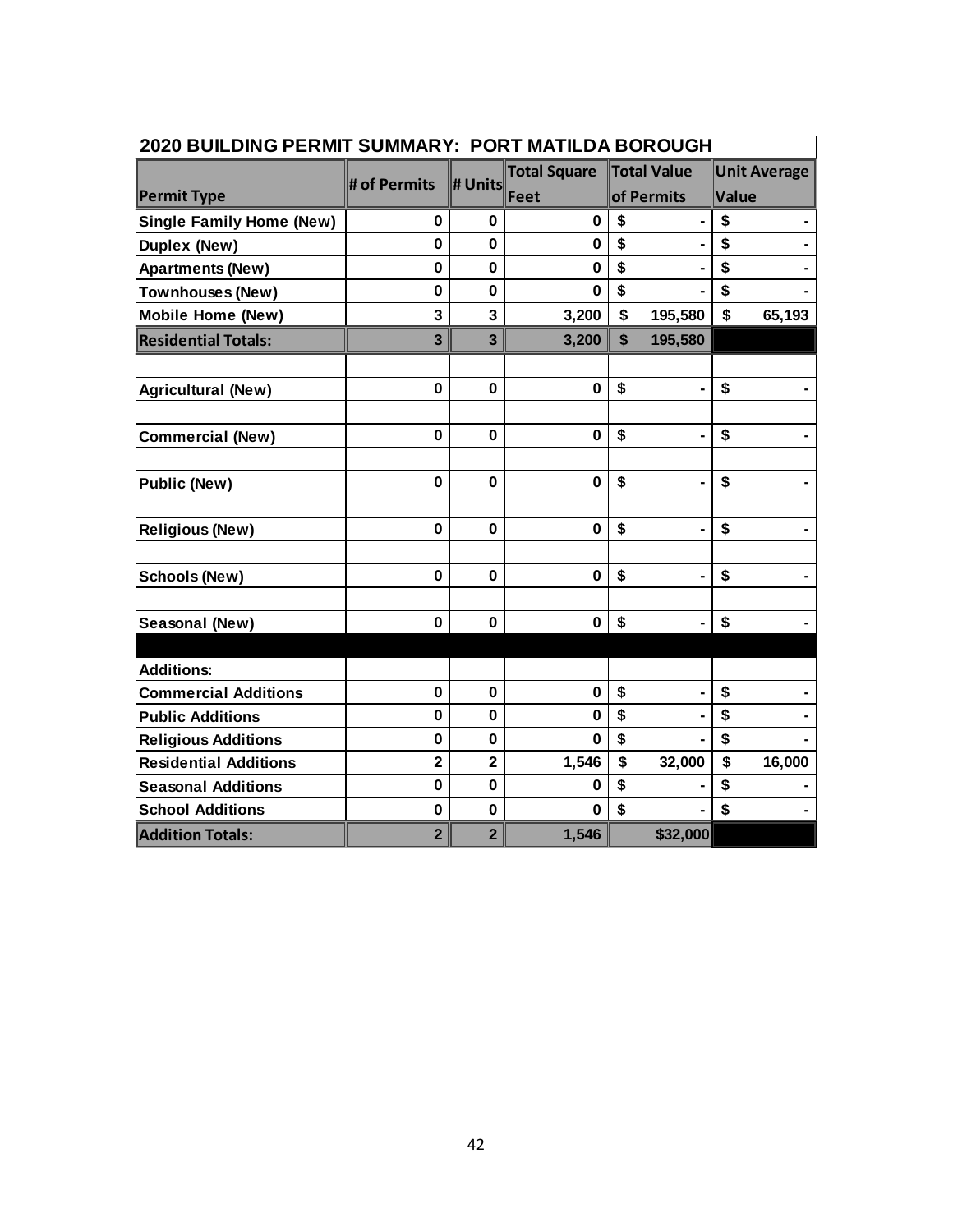| 2020 BUILDING PERMIT SUMMARY: PORT MATILDA BOROUGH | | | | | |
|---|---|---|---|---|---|
| **Permit Type** | **# of Permits** | **# Units** | **Total Square Feet** | **Total Value of Permits** | **Unit Average Value** |
| **Single Family Home (New)** | 0 | 0 | 0 | $ - | $ - |
| **Duplex (New)** | 0 | 0 | 0 | $ - | $ - |
| **Apartments (New)** | 0 | 0 | 0 | $ - | $ - |
| **Townhouses (New)** | 0 | 0 | 0 | $ - | $ - |
| **Mobile Home (New)** | 3 | 3 | 3,200 | $ 195,580 | $ 65,193 |
| **Residential Totals:** | 3 | 3 | 3,200 | $ 195,580 | |
| | | | | | |
| **Agricultural (New)** | 0 | 0 | 0 | $ - | $ - |
| | | | | | |
| **Commercial (New)** | 0 | 0 | 0 | $ - | $ - |
| | | | | | |
| **Public (New)** | 0 | 0 | 0 | $ - | $ - |
| | | | | | |
| **Religious (New)** | 0 | 0 | 0 | $ - | $ - |
| | | | | | |
| **Schools (New)** | 0 | 0 | 0 | $ - | $ - |
| | | | | | |
| **Seasonal (New)** | 0 | 0 | 0 | $ - | $ - |
| | | | | | |
| **Additions:** | | | | | |
| **Commercial Additions** | 0 | 0 | 0 | $ - | $ - |
| **Public Additions** | 0 | 0 | 0 | $ - | $ - |
| **Religious Additions** | 0 | 0 | 0 | $ - | $ - |
| **Residential Additions** | 2 | 2 | 1,546 | $ 32,000 | $ 16,000 |
| **Seasonal Additions** | 0 | 0 | 0 | $ - | $ - |
| **School Additions** | 0 | 0 | 0 | $ - | $ - |
| **Addition Totals:** | 2 | 2 | 1,546 | $32,000 | |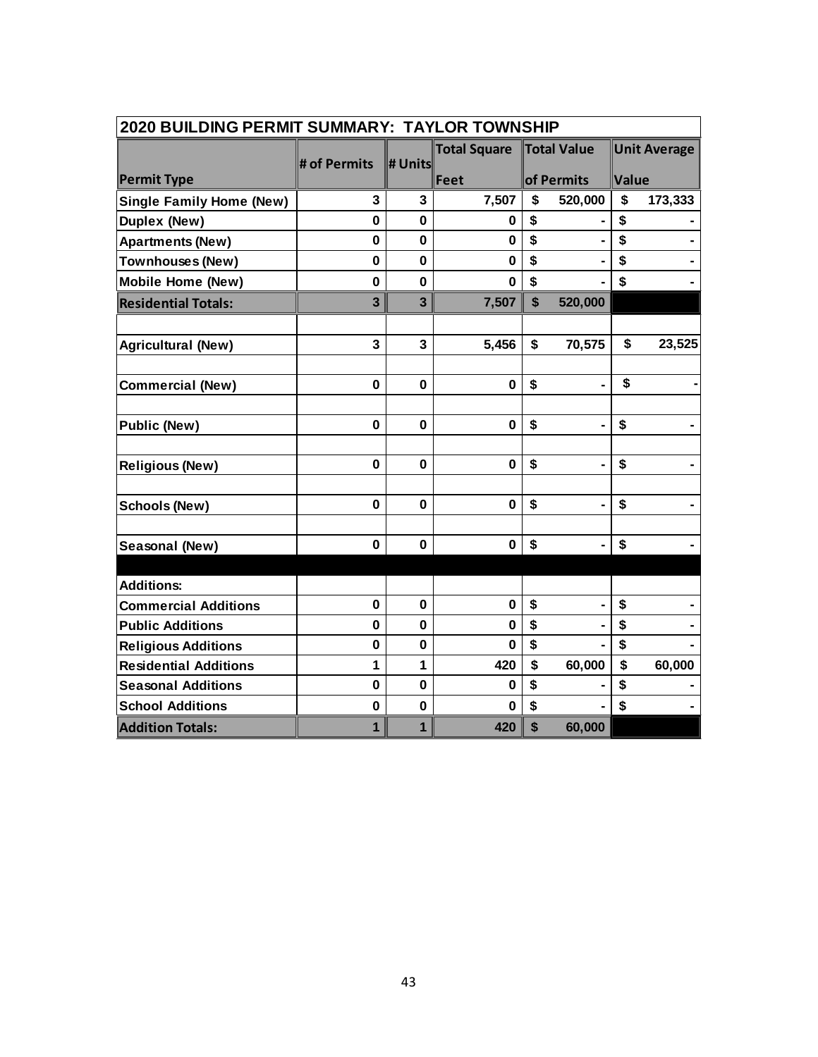| 2020 BUILDING PERMIT SUMMARY: TAYLOR TOWNSHIP | | | | | |
|---|---|---|---|---|---|
| **Permit Type** | **# of Permits** | **# Units** | **Total Square Feet** | **Total Value of Permits** | **Unit Average Value** |
| **Single Family Home (New)** | **3** | **3** | **7,507** | **$ 520,000** | **$ 173,333** |
| **Duplex (New)** | **0** | **0** | **0** | **$ -** | **$ -** |
| **Apartments (New)** | **0** | **0** | **0** | **$ -** | **$ -** |
| **Townhouses (New)** | **0** | **0** | **0** | **$ -** | **$ -** |
| **Mobile Home (New)** | **0** | **0** | **0** | **$ -** | **$ -** |
| **Residential Totals:** | **3** | **3** | **7,507** | **$ 520,000** | |
| | | | | | |
| **Agricultural (New)** | **3** | **3** | **5,456** | **$ 70,575** | **$ 23,525** |
| | | | | | |
| **Commercial (New)** | **0** | **0** | **0** | **$ -** | **$ -** |
| | | | | | |
| **Public (New)** | **0** | **0** | **0** | **$ -** | **$ -** |
| | | | | | |
| **Religious (New)** | **0** | **0** | **0** | **$ -** | **$ -** |
| | | | | | |
| **Schools (New)** | **0** | **0** | **0** | **$ -** | **$ -** |
| | | | | | |
| **Seasonal (New)** | **0** | **0** | **0** | **$ -** | **$ -** |
| | | | | | |
| **Additions:** | | | | | |
| **Commercial Additions** | **0** | **0** | **0** | **$ -** | **$ -** |
| **Public Additions** | **0** | **0** | **0** | **$ -** | **$ -** |
| **Religious Additions** | **0** | **0** | **0** | **$ -** | **$ -** |
| **Residential Additions** | **1** | **1** | **420** | **$ 60,000** | **$ 60,000** |
| **Seasonal Additions** | **0** | **0** | **0** | **$ -** | **$ -** |
| **School Additions** | **0** | **0** | **0** | **$ -** | **$ -** |
| **Addition Totals:** | **1** | **1** | **420** | **$ 60,000** | |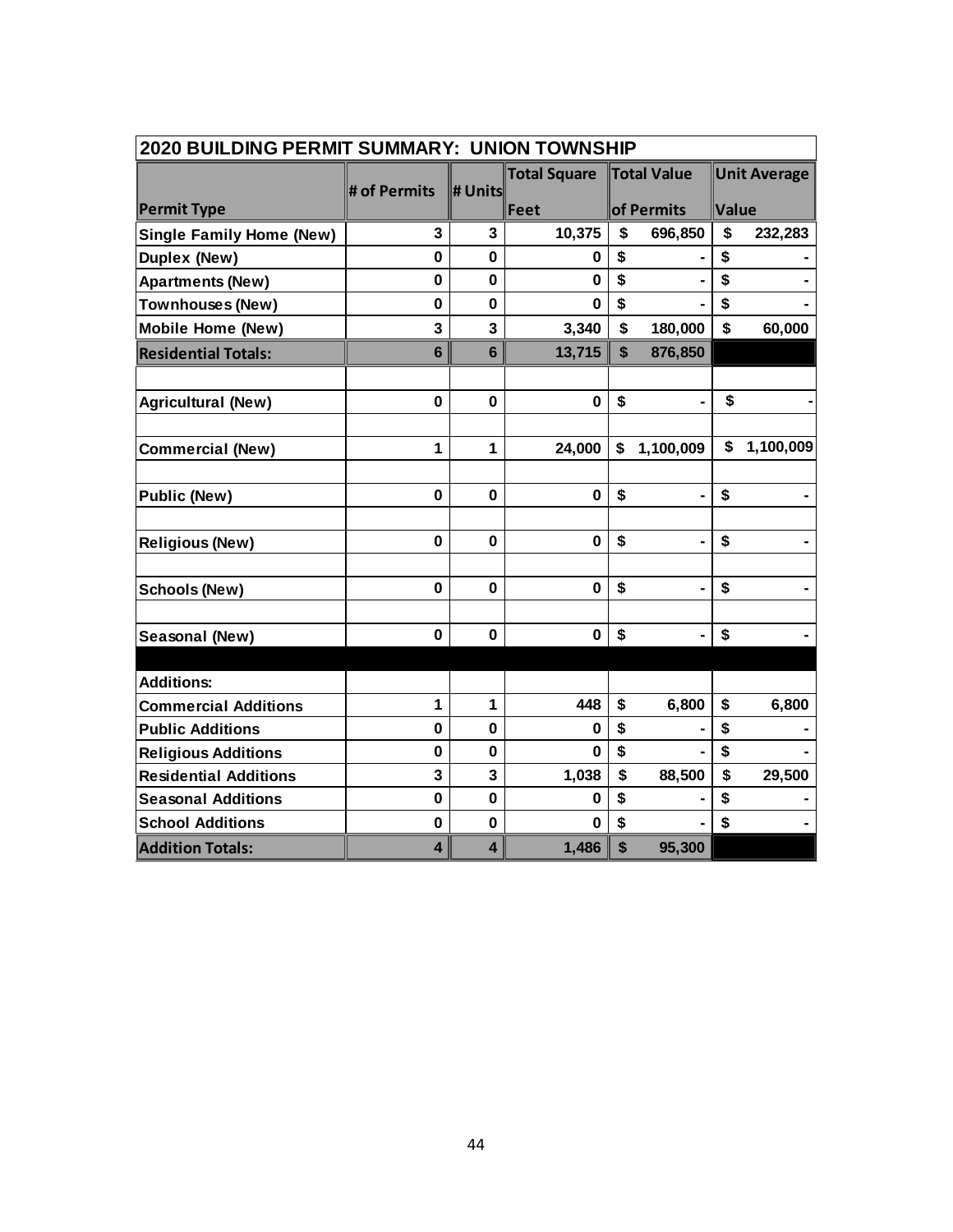| 2020 BUILDING PERMIT SUMMARY: UNION TOWNSHIP | | | | | |
|---|---|---|---|---|---|
| Permit Type | # of Permits | # Units | Total Square Feet | Total Value of Permits | Unit Average Value |
| Single Family Home (New) | 3 | 3 | 10,375 | $ 696,850 | $ 232,283 |
| Duplex (New) | 0 | 0 | 0 | $ - | $ - |
| Apartments (New) | 0 | 0 | 0 | $ - | $ - |
| Townhouses (New) | 0 | 0 | 0 | $ - | $ - |
| Mobile Home (New) | 3 | 3 | 3,340 | $ 180,000 | $ 60,000 |
| Residential Totals: | 6 | 6 | 13,715 | $ 876,850 | |
| | | | | | |
| Agricultural (New) | 0 | 0 | 0 | $ - | $ - |
| | | | | | |
| Commercial (New) | 1 | 1 | 24,000 | $ 1,100,009 | $ 1,100,009 |
| | | | | | |
| Public (New) | 0 | 0 | 0 | $ - | $ - |
| | | | | | |
| Religious (New) | 0 | 0 | 0 | $ - | $ - |
| | | | | | |
| Schools (New) | 0 | 0 | 0 | $ - | $ - |
| | | | | | |
| Seasonal (New) | 0 | 0 | 0 | $ - | $ - |
| | | | | | |
| Additions: | | | | | |
| Commercial Additions | 1 | 1 | 448 | $ 6,800 | $ 6,800 |
| Public Additions | 0 | 0 | 0 | $ - | $ - |
| Religious Additions | 0 | 0 | 0 | $ - | $ - |
| Residential Additions | 3 | 3 | 1,038 | $ 88,500 | $ 29,500 |
| Seasonal Additions | 0 | 0 | 0 | $ - | $ - |
| School Additions | 0 | 0 | 0 | $ - | $ - |
| Addition Totals: | 4 | 4 | 1,486 | $ 95,300 | |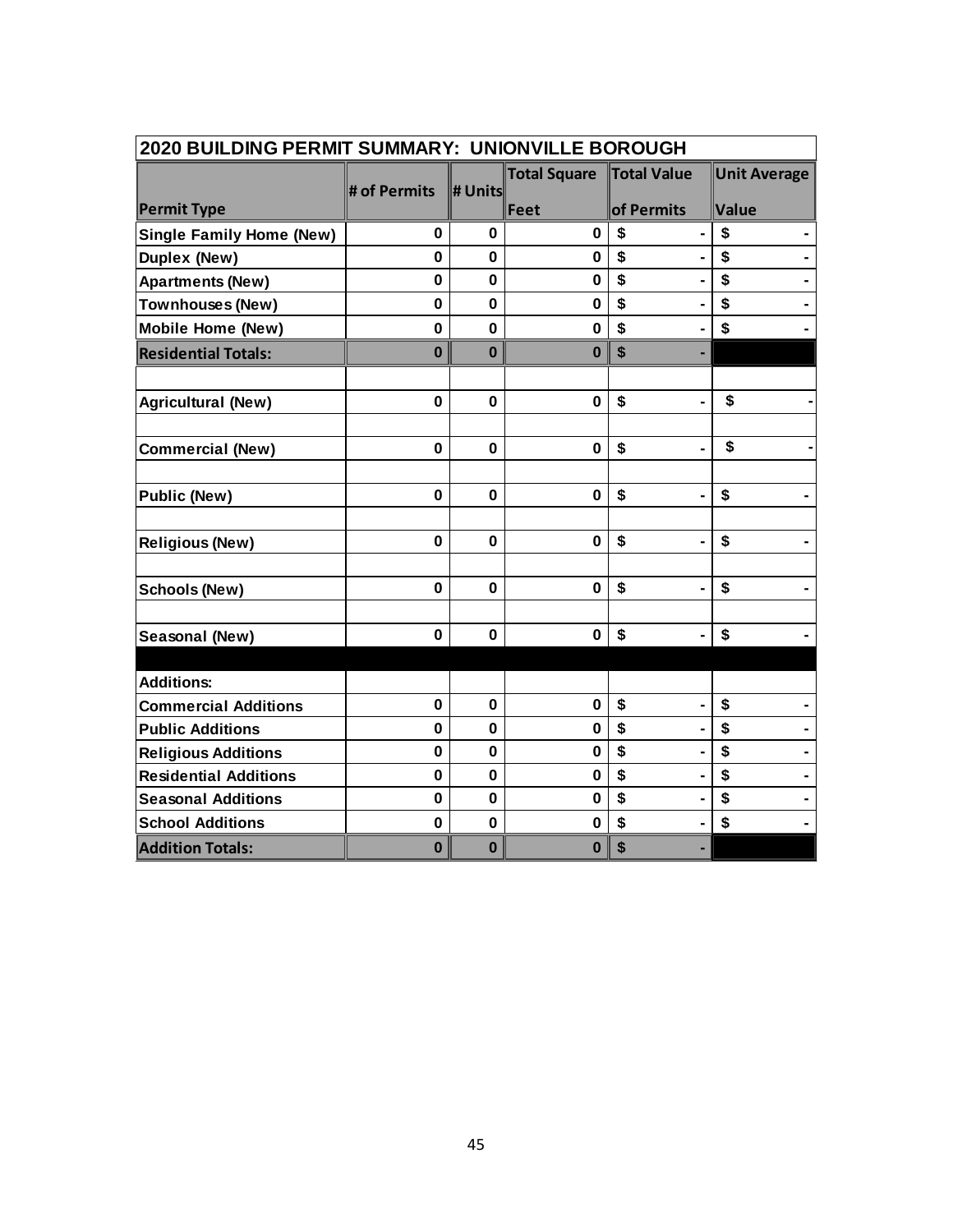| 2020 BUILDING PERMIT SUMMARY: UNIONVILLE BOROUGH | | | | | |
|---|---|---|---|---|---|
| **Permit Type** | **# of Permits** | **# Units** | **Total Square Feet** | **Total Value of Permits** | **Unit Average Value** |
| **Single Family Home (New)** | **0** | **0** | **0** | **$ -** | **$ -** |
| **Duplex (New)** | **0** | **0** | **0** | **$ -** | **$ -** |
| **Apartments (New)** | **0** | **0** | **0** | **$ -** | **$ -** |
| **Townhouses (New)** | **0** | **0** | **0** | **$ -** | **$ -** |
| **Mobile Home (New)** | **0** | **0** | **0** | **$ -** | **$ -** |
| **Residential Totals:** | **0** | **0** | **0** | **$ -** | |
| | | | | | |
| **Agricultural (New)** | **0** | **0** | **0** | **$ -** | **$ -** |
| | | | | | |
| **Commercial (New)** | **0** | **0** | **0** | **$ -** | **$ -** |
| | | | | | |
| **Public (New)** | **0** | **0** | **0** | **$ -** | **$ -** |
| | | | | | |
| **Religious (New)** | **0** | **0** | **0** | **$ -** | **$ -** |
| | | | | | |
| **Schools (New)** | **0** | **0** | **0** | **$ -** | **$ -** |
| | | | | | |
| **Seasonal (New)** | **0** | **0** | **0** | **$ -** | **$ -** |
| | | | | | |
| **Additions:** | | | | | |
| **Commercial Additions** | **0** | **0** | **0** | **$ -** | **$ -** |
| **Public Additions** | **0** | **0** | **0** | **$ -** | **$ -** |
| **Religious Additions** | **0** | **0** | **0** | **$ -** | **$ -** |
| **Residential Additions** | **0** | **0** | **0** | **$ -** | **$ -** |
| **Seasonal Additions** | **0** | **0** | **0** | **$ -** | **$ -** |
| **School Additions** | **0** | **0** | **0** | **$ -** | **$ -** |
| **Addition Totals:** | **0** | **0** | **0** | **$ -** | |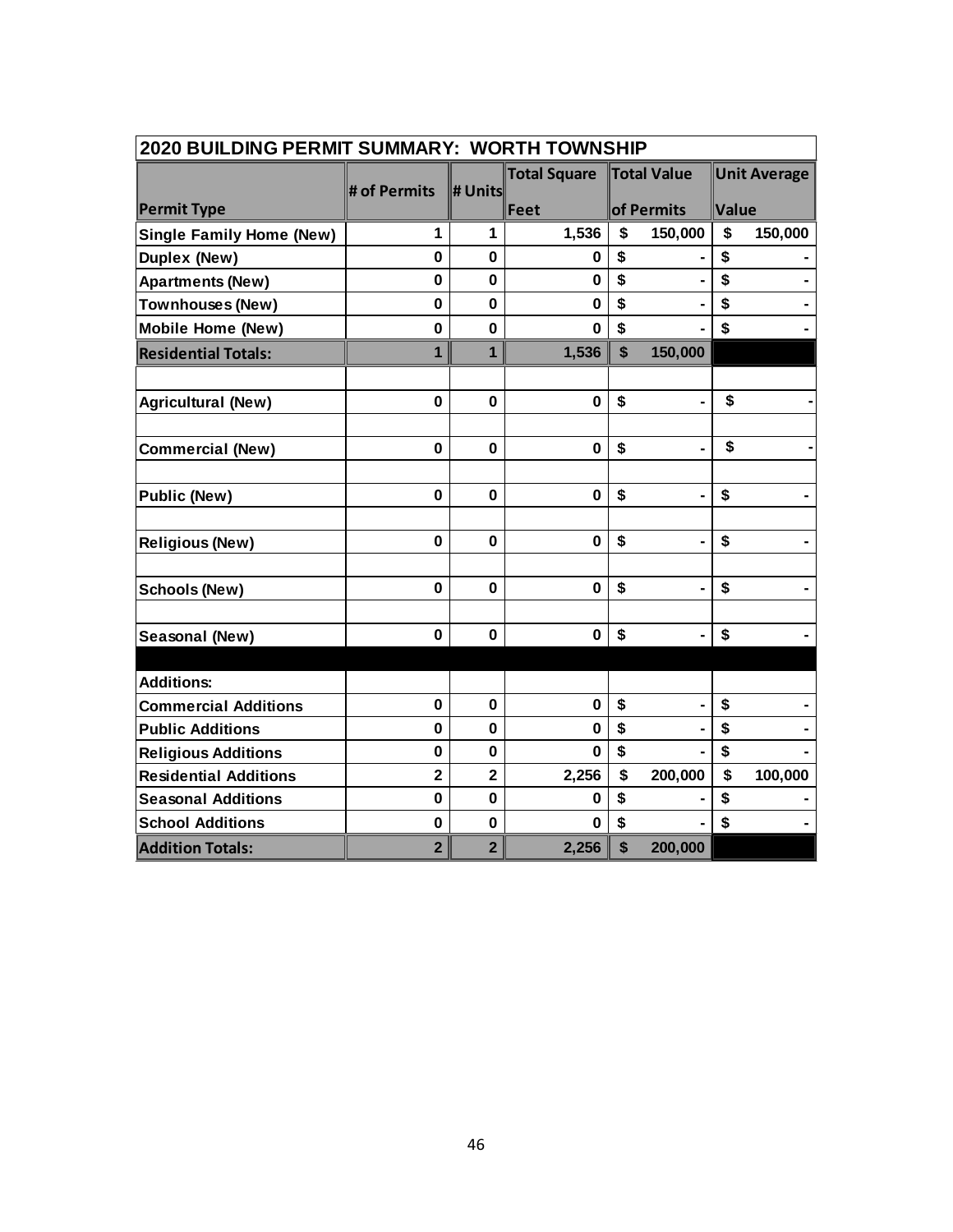| 2020 BUILDING PERMIT SUMMARY: WORTH TOWNSHIP | | | | | |
|---|---|---|---|---|---|
| Permit Type | # of Permits | # Units | Total Square Feet | Total Value of Permits | Unit Average Value |
| Single Family Home (New) | 1 | 1 | 1,536 | $ 150,000 | $ 150,000 |
| Duplex (New) | 0 | 0 | 0 | $ - | $ - |
| Apartments (New) | 0 | 0 | 0 | $ - | $ - |
| Townhouses (New) | 0 | 0 | 0 | $ - | $ - |
| Mobile Home (New) | 0 | 0 | 0 | $ - | $ - |
| Residential Totals: | 1 | 1 | 1,536 | $ 150,000 | |
| | | | | | |
| Agricultural (New) | 0 | 0 | 0 | $ - | $ - |
| | | | | | |
| Commercial (New) | 0 | 0 | 0 | $ - | $ - |
| | | | | | |
| Public (New) | 0 | 0 | 0 | $ - | $ - |
| | | | | | |
| Religious (New) | 0 | 0 | 0 | $ - | $ - |
| | | | | | |
| Schools (New) | 0 | 0 | 0 | $ - | $ - |
| | | | | | |
| Seasonal (New) | 0 | 0 | 0 | $ - | $ - |
| | | | | | |
| Additions: | | | | | |
| Commercial Additions | 0 | 0 | 0 | $ - | $ - |
| Public Additions | 0 | 0 | 0 | $ - | $ - |
| Religious Additions | 0 | 0 | 0 | $ - | $ - |
| Residential Additions | 2 | 2 | 2,256 | $ 200,000 | $ 100,000 |
| Seasonal Additions | 0 | 0 | 0 | $ - | $ - |
| School Additions | 0 | 0 | 0 | $ - | $ - |
| Addition Totals: | 2 | 2 | 2,256 | $ 200,000 | |